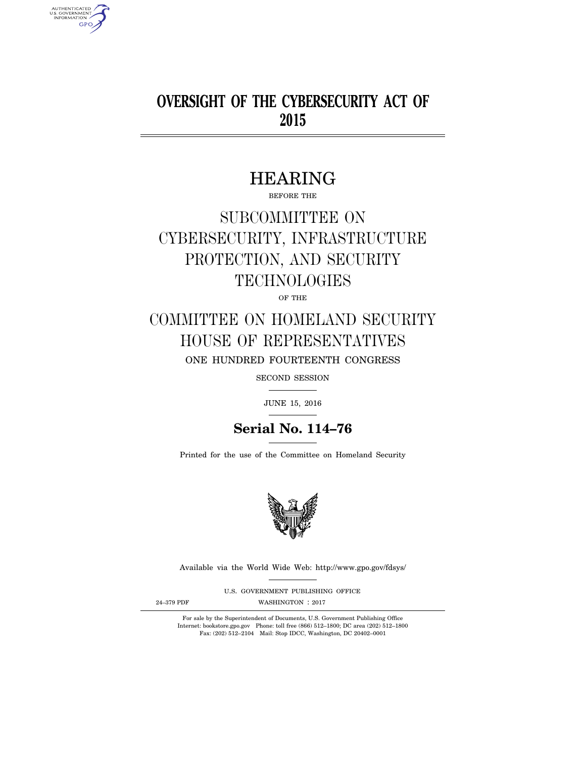# OVERSIGHT OF THE CYBERSECURITY ACT OF 2015

## HEARING

BEFORE THE

## SUBCOMMITTEE ON CYBERSECURITY, INFRASTRUCTURE PROTECTION, AND SECURITY TECHNOLOGIES

OF THE

## COMMITTEE ON HOMELAND SECURITY HOUSE OF REPRESENTATIVES

ONE HUNDRED FOURTEENTH CONGRESS

SECOND SESSION

JUNE 15, 2016

**Serial No. 114–76**

Printed for the use of the Committee on Homeland Security

Available via the World Wide Web: http://www.gpo.gov/fdsys/

U.S. GOVERNMENT PUBLISHING OFFICE

24–379 PDF WASHINGTON : 2017

For sale by the Superintendent of Documents, U.S. Government Publishing Office
Internet: bookstore.gpo.gov Phone: toll free (866) 512–1800; DC area (202) 512–1800
Fax: (202) 512–2104 Mail: Stop IDCC, Washington, DC 20402–0001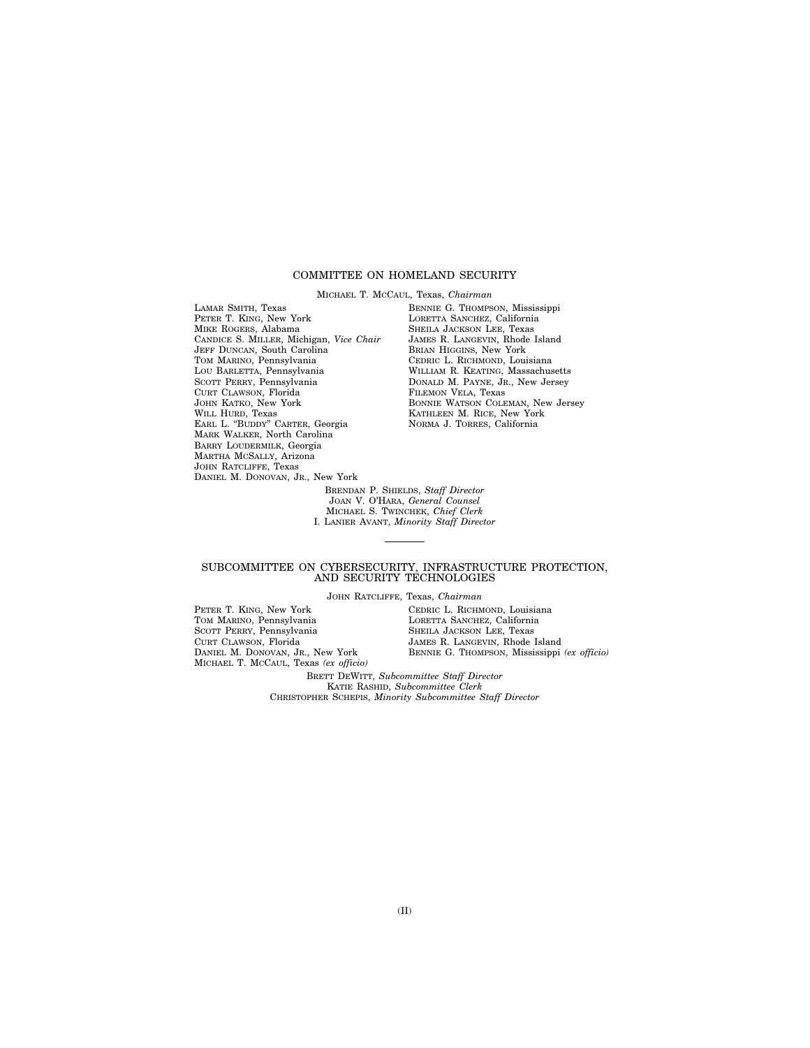## COMMITTEE ON HOMELAND SECURITY

MICHAEL T. MCCAUL, Texas, *Chairman*

LAMAR SMITH, Texas
PETER T. KING, New York
MIKE ROGERS, Alabama
CANDICE S. MILLER, Michigan, *Vice Chair*
JEFF DUNCAN, South Carolina
TOM MARINO, Pennsylvania
LOU BARLETTA, Pennsylvania
SCOTT PERRY, Pennsylvania
CURT CLAWSON, Florida
JOHN KATKO, New York
WILL HURD, Texas
EARL L. "BUDDY" CARTER, Georgia
MARK WALKER, North Carolina
BARRY LOUDERMILK, Georgia
MARTHA MCSALLY, Arizona
JOHN RATCLIFFE, Texas
DANIEL M. DONOVAN, JR., New York

BENNIE G. THOMPSON, Mississippi
LORETTA SANCHEZ, California
SHEILA JACKSON LEE, Texas
JAMES R. LANGEVIN, Rhode Island
BRIAN HIGGINS, New York
CEDRIC L. RICHMOND, Louisiana
WILLIAM R. KEATING, Massachusetts
DONALD M. PAYNE, JR., New Jersey
FILEMON VELA, Texas
BONNIE WATSON COLEMAN, New Jersey
KATHLEEN M. RICE, New York
NORMA J. TORRES, California

BRENDAN P. SHIELDS, *Staff Director*
JOAN V. O'HARA, *General Counsel*
MICHAEL S. TWINCHEK, *Chief Clerk*
I. LANIER AVANT, *Minority Staff Director*

---

## SUBCOMMITTEE ON CYBERSECURITY, INFRASTRUCTURE PROTECTION, AND SECURITY TECHNOLOGIES

JOHN RATCLIFFE, Texas, *Chairman*

PETER T. KING, New York
TOM MARINO, Pennsylvania
SCOTT PERRY, Pennsylvania
CURT CLAWSON, Florida
DANIEL M. DONOVAN, JR., New York
MICHAEL T. MCCAUL, Texas *(ex officio)*

CEDRIC L. RICHMOND, Louisiana
LORETTA SANCHEZ, California
SHEILA JACKSON LEE, Texas
JAMES R. LANGEVIN, Rhode Island
BENNIE G. THOMPSON, Mississippi *(ex officio)*

BRETT DEWITT, *Subcommittee Staff Director*
KATIE RASHID, *Subcommittee Clerk*
CHRISTOPHER SCHEPIS, *Minority Subcommittee Staff Director*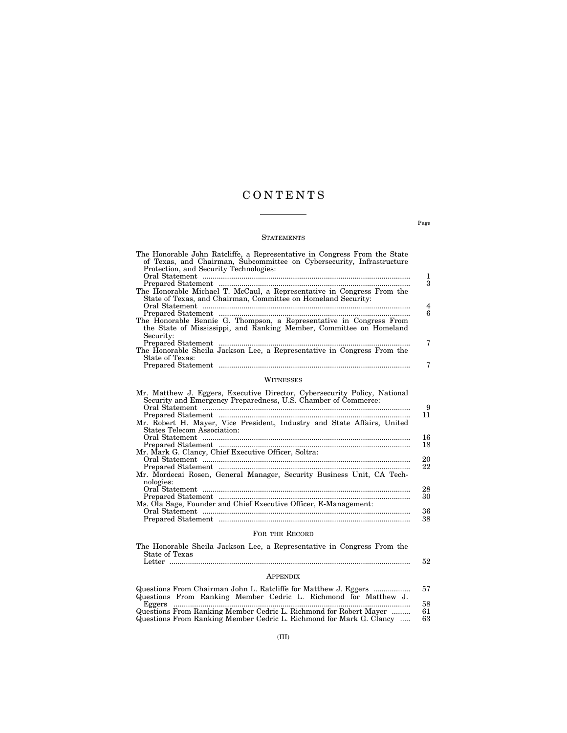# CONTENTS

Page

## STATEMENTS

The Honorable John Ratcliffe, a Representative in Congress From the State of Texas, and Chairman, Subcommittee on Cybersecurity, Infrastructure Protection, and Security Technologies:
- Oral Statement ..... 1
- Prepared Statement ..... 3

The Honorable Michael T. McCaul, a Representative in Congress From the State of Texas, and Chairman, Committee on Homeland Security:
- Oral Statement ..... 4
- Prepared Statement ..... 6

The Honorable Bennie G. Thompson, a Representative in Congress From the State of Mississippi, and Ranking Member, Committee on Homeland Security:
- Prepared Statement ..... 7

The Honorable Sheila Jackson Lee, a Representative in Congress From the State of Texas:
- Prepared Statement ..... 7

## WITNESSES

Mr. Matthew J. Eggers, Executive Director, Cybersecurity Policy, National Security and Emergency Preparedness, U.S. Chamber of Commerce:
- Oral Statement ..... 9
- Prepared Statement ..... 11

Mr. Robert H. Mayer, Vice President, Industry and State Affairs, United States Telecom Association:
- Oral Statement ..... 16
- Prepared Statement ..... 18

Mr. Mark G. Clancy, Chief Executive Officer, Soltra:
- Oral Statement ..... 20
- Prepared Statement ..... 22

Mr. Mordecai Rosen, General Manager, Security Business Unit, CA Technologies:
- Oral Statement ..... 28
- Prepared Statement ..... 30

Ms. Ola Sage, Founder and Chief Executive Officer, E-Management:
- Oral Statement ..... 36
- Prepared Statement ..... 38

## FOR THE RECORD

The Honorable Sheila Jackson Lee, a Representative in Congress From the State of Texas
- Letter ..... 52

## APPENDIX

Questions From Chairman John L. Ratcliffe for Matthew J. Eggers ..... 57

Questions From Ranking Member Cedric L. Richmond for Matthew J. Eggers ..... 58

Questions From Ranking Member Cedric L. Richmond for Robert Mayer ..... 61

Questions From Ranking Member Cedric L. Richmond for Mark G. Clancy ..... 63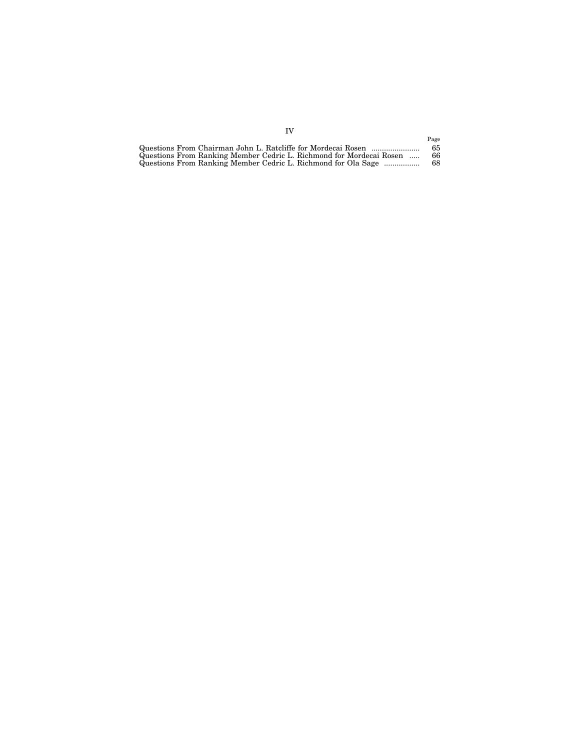| | Page |
|---|---|
| Questions From Chairman John L. Ratcliffe for Mordecai Rosen | 65 |
| Questions From Ranking Member Cedric L. Richmond for Mordecai Rosen | 66 |
| Questions From Ranking Member Cedric L. Richmond for Ola Sage | 68 |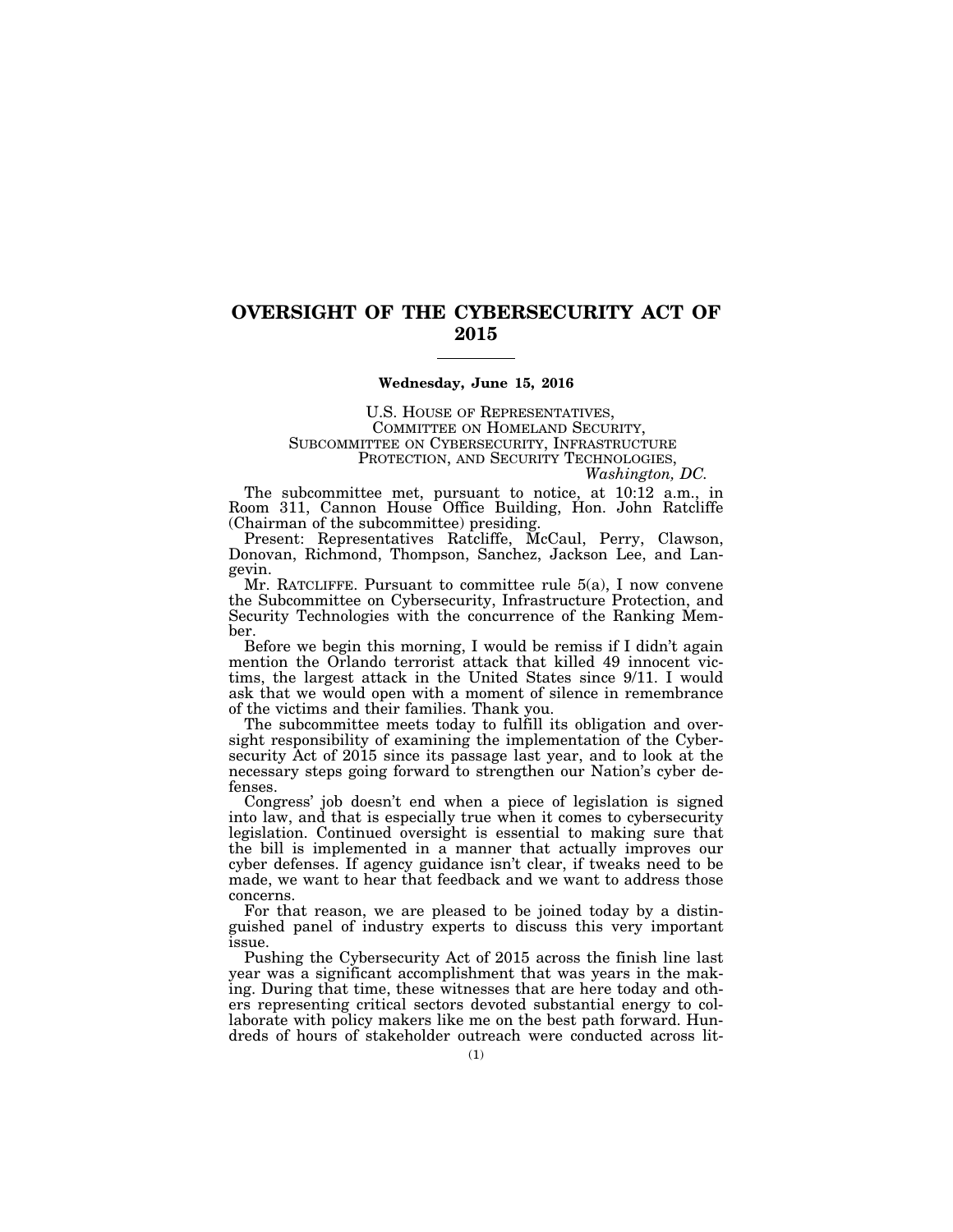# OVERSIGHT OF THE CYBERSECURITY ACT OF 2015

**Wednesday, June 15, 2016**

U.S. HOUSE OF REPRESENTATIVES,
COMMITTEE ON HOMELAND SECURITY,
SUBCOMMITTEE ON CYBERSECURITY, INFRASTRUCTURE PROTECTION, AND SECURITY TECHNOLOGIES,
*Washington, DC.*

The subcommittee met, pursuant to notice, at 10:12 a.m., in Room 311, Cannon House Office Building, Hon. John Ratcliffe (Chairman of the subcommittee) presiding.

Present: Representatives Ratcliffe, McCaul, Perry, Clawson, Donovan, Richmond, Thompson, Sanchez, Jackson Lee, and Langevin.

Mr. RATCLIFFE. Pursuant to committee rule 5(a), I now convene the Subcommittee on Cybersecurity, Infrastructure Protection, and Security Technologies with the concurrence of the Ranking Member.

Before we begin this morning, I would be remiss if I didn't again mention the Orlando terrorist attack that killed 49 innocent victims, the largest attack in the United States since 9/11. I would ask that we would open with a moment of silence in remembrance of the victims and their families. Thank you.

The subcommittee meets today to fulfill its obligation and oversight responsibility of examining the implementation of the Cybersecurity Act of 2015 since its passage last year, and to look at the necessary steps going forward to strengthen our Nation's cyber defenses.

Congress' job doesn't end when a piece of legislation is signed into law, and that is especially true when it comes to cybersecurity legislation. Continued oversight is essential to making sure that the bill is implemented in a manner that actually improves our cyber defenses. If agency guidance isn't clear, if tweaks need to be made, we want to hear that feedback and we want to address those concerns.

For that reason, we are pleased to be joined today by a distinguished panel of industry experts to discuss this very important issue.

Pushing the Cybersecurity Act of 2015 across the finish line last year was a significant accomplishment that was years in the making. During that time, these witnesses that are here today and others representing critical sectors devoted substantial energy to collaborate with policy makers like me on the best path forward. Hundreds of hours of stakeholder outreach were conducted across lit-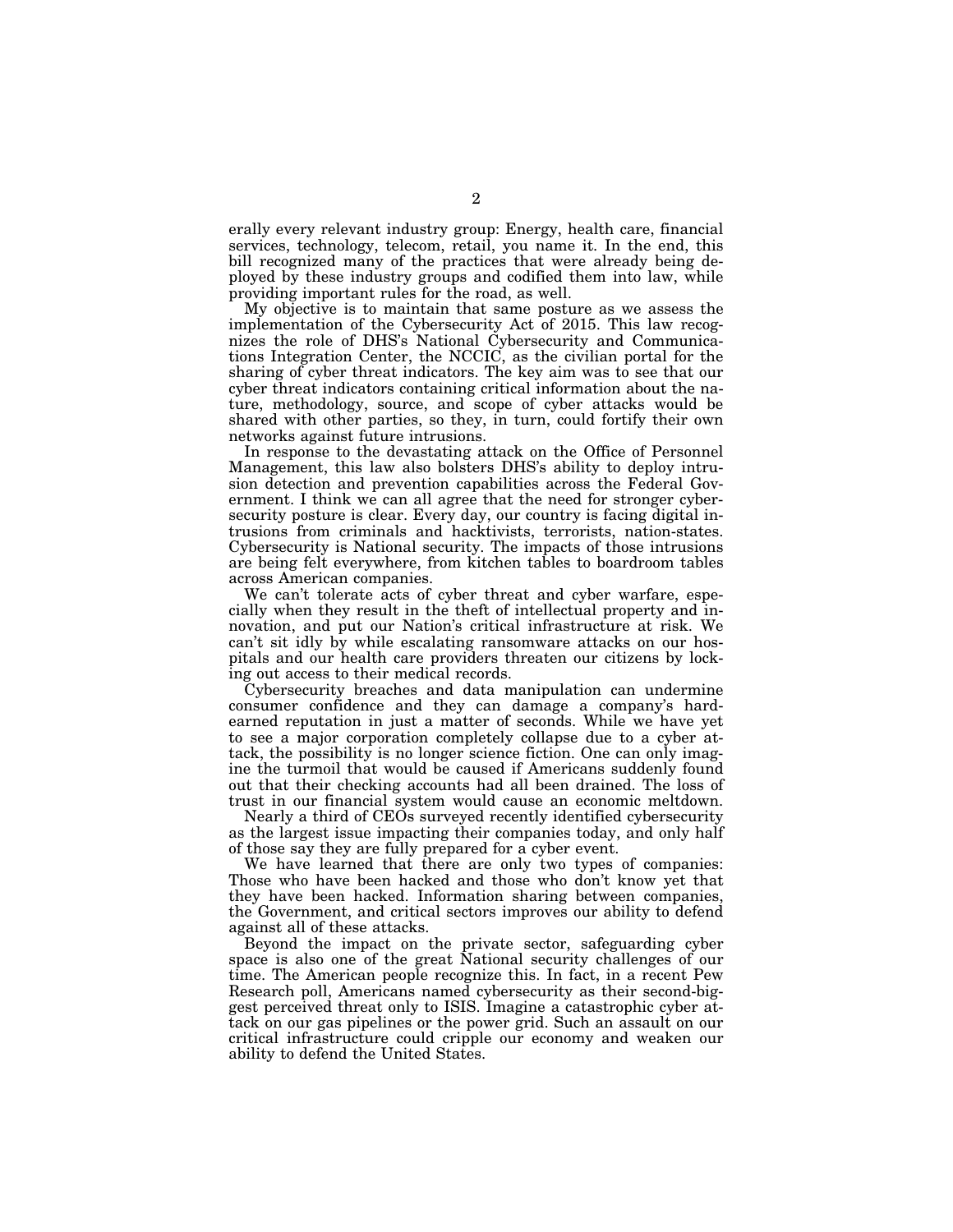erally every relevant industry group: Energy, health care, financial services, technology, telecom, retail, you name it. In the end, this bill recognized many of the practices that were already being deployed by these industry groups and codified them into law, while providing important rules for the road, as well.

My objective is to maintain that same posture as we assess the implementation of the Cybersecurity Act of 2015. This law recognizes the role of DHS's National Cybersecurity and Communications Integration Center, the NCCIC, as the civilian portal for the sharing of cyber threat indicators. The key aim was to see that our cyber threat indicators containing critical information about the nature, methodology, source, and scope of cyber attacks would be shared with other parties, so they, in turn, could fortify their own networks against future intrusions.

In response to the devastating attack on the Office of Personnel Management, this law also bolsters DHS's ability to deploy intrusion detection and prevention capabilities across the Federal Government. I think we can all agree that the need for stronger cybersecurity posture is clear. Every day, our country is facing digital intrusions from criminals and hacktivists, terrorists, nation-states. Cybersecurity is National security. The impacts of those intrusions are being felt everywhere, from kitchen tables to boardroom tables across American companies.

We can't tolerate acts of cyber threat and cyber warfare, especially when they result in the theft of intellectual property and innovation, and put our Nation's critical infrastructure at risk. We can't sit idly by while escalating ransomware attacks on our hospitals and our health care providers threaten our citizens by locking out access to their medical records.

Cybersecurity breaches and data manipulation can undermine consumer confidence and they can damage a company's hard-earned reputation in just a matter of seconds. While we have yet to see a major corporation completely collapse due to a cyber attack, the possibility is no longer science fiction. One can only imagine the turmoil that would be caused if Americans suddenly found out that their checking accounts had all been drained. The loss of trust in our financial system would cause an economic meltdown.

Nearly a third of CEOs surveyed recently identified cybersecurity as the largest issue impacting their companies today, and only half of those say they are fully prepared for a cyber event.

We have learned that there are only two types of companies: Those who have been hacked and those who don't know yet that they have been hacked. Information sharing between companies, the Government, and critical sectors improves our ability to defend against all of these attacks.

Beyond the impact on the private sector, safeguarding cyber space is also one of the great National security challenges of our time. The American people recognize this. In fact, in a recent Pew Research poll, Americans named cybersecurity as their second-biggest perceived threat only to ISIS. Imagine a catastrophic cyber attack on our gas pipelines or the power grid. Such an assault on our critical infrastructure could cripple our economy and weaken our ability to defend the United States.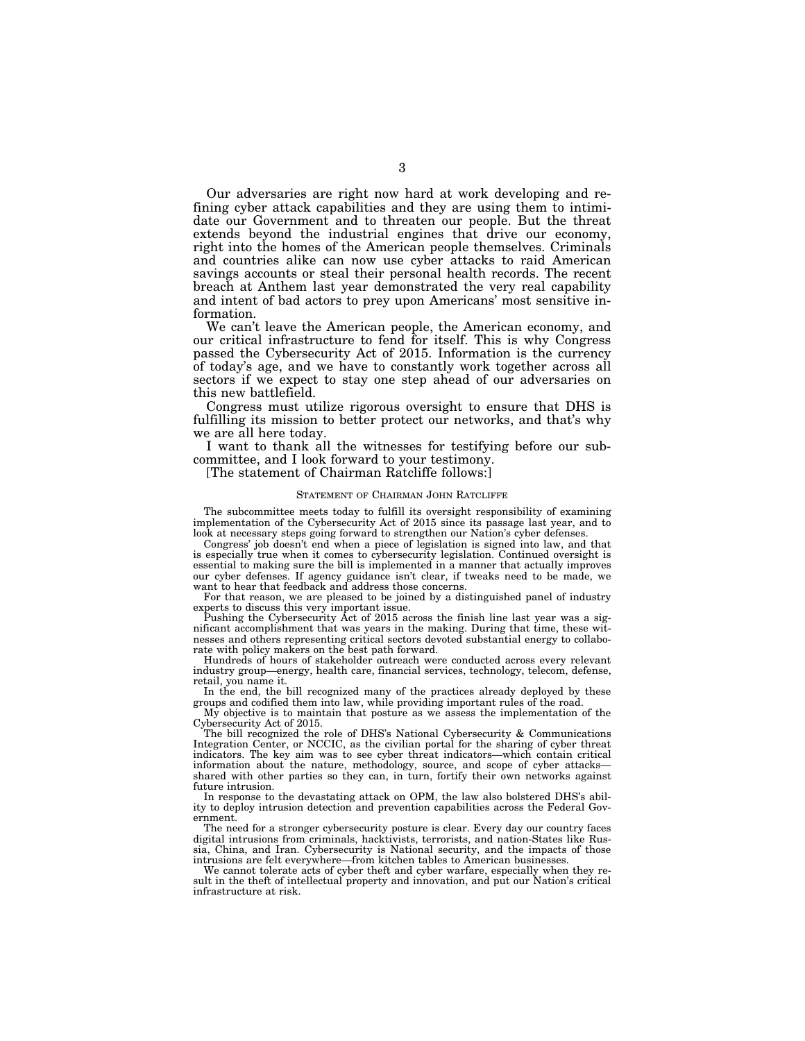Our adversaries are right now hard at work developing and refining cyber attack capabilities and they are using them to intimidate our Government and to threaten our people. But the threat extends beyond the industrial engines that drive our economy, right into the homes of the American people themselves. Criminals and countries alike can now use cyber attacks to raid American savings accounts or steal their personal health records. The recent breach at Anthem last year demonstrated the very real capability and intent of bad actors to prey upon Americans' most sensitive information.

We can't leave the American people, the American economy, and our critical infrastructure to fend for itself. This is why Congress passed the Cybersecurity Act of 2015. Information is the currency of today's age, and we have to constantly work together across all sectors if we expect to stay one step ahead of our adversaries on this new battlefield.

Congress must utilize rigorous oversight to ensure that DHS is fulfilling its mission to better protect our networks, and that's why we are all here today.

I want to thank all the witnesses for testifying before our subcommittee, and I look forward to your testimony.

[The statement of Chairman Ratcliffe follows:]

STATEMENT OF CHAIRMAN JOHN RATCLIFFE

The subcommittee meets today to fulfill its oversight responsibility of examining implementation of the Cybersecurity Act of 2015 since its passage last year, and to look at necessary steps going forward to strengthen our Nation's cyber defenses.

Congress' job doesn't end when a piece of legislation is signed into law, and that is especially true when it comes to cybersecurity legislation. Continued oversight is essential to making sure the bill is implemented in a manner that actually improves our cyber defenses. If agency guidance isn't clear, if tweaks need to be made, we want to hear that feedback and address those concerns.

For that reason, we are pleased to be joined by a distinguished panel of industry experts to discuss this very important issue.

Pushing the Cybersecurity Act of 2015 across the finish line last year was a significant accomplishment that was years in the making. During that time, these witnesses and others representing critical sectors devoted substantial energy to collaborate with policy makers on the best path forward.

Hundreds of hours of stakeholder outreach were conducted across every relevant industry group—energy, health care, financial services, technology, telecom, defense, retail, you name it.

In the end, the bill recognized many of the practices already deployed by these groups and codified them into law, while providing important rules of the road.

My objective is to maintain that posture as we assess the implementation of the Cybersecurity Act of 2015.

The bill recognized the role of DHS's National Cybersecurity & Communications Integration Center, or NCCIC, as the civilian portal for the sharing of cyber threat indicators. The key aim was to see cyber threat indicators—which contain critical information about the nature, methodology, source, and scope of cyber attacks—shared with other parties so they can, in turn, fortify their own networks against future intrusion.

In response to the devastating attack on OPM, the law also bolstered DHS's ability to deploy intrusion detection and prevention capabilities across the Federal Government.

The need for a stronger cybersecurity posture is clear. Every day our country faces digital intrusions from criminals, hacktivists, terrorists, and nation-States like Russia, China, and Iran. Cybersecurity is National security, and the impacts of those intrusions are felt everywhere—from kitchen tables to American businesses.

We cannot tolerate acts of cyber theft and cyber warfare, especially when they result in the theft of intellectual property and innovation, and put our Nation's critical infrastructure at risk.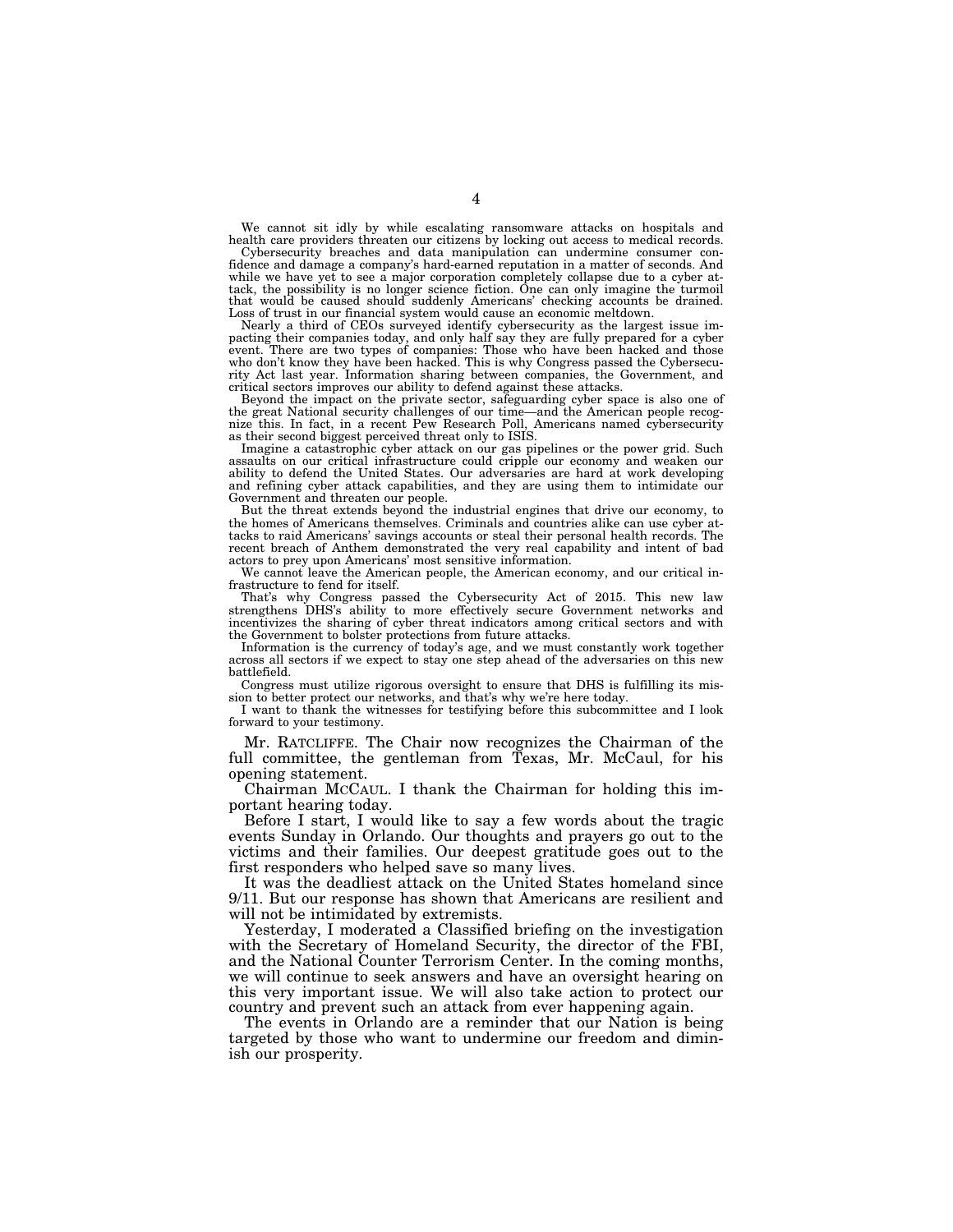We cannot sit idly by while escalating ransomware attacks on hospitals and health care providers threaten our citizens by locking out access to medical records.

Cybersecurity breaches and data manipulation can undermine consumer confidence and damage a company's hard-earned reputation in a matter of seconds. And while we have yet to see a major corporation completely collapse due to a cyber attack, the possibility is no longer science fiction. One can only imagine the turmoil that would be caused should suddenly Americans' checking accounts be drained. Loss of trust in our financial system would cause an economic meltdown.

Nearly a third of CEOs surveyed identify cybersecurity as the largest issue impacting their companies today, and only half say they are fully prepared for a cyber event. There are two types of companies: Those who have been hacked and those who don't know they have been hacked. This is why Congress passed the Cybersecurity Act last year. Information sharing between companies, the Government, and critical sectors improves our ability to defend against these attacks.

Beyond the impact on the private sector, safeguarding cyber space is also one of the great National security challenges of our time—and the American people recognize this. In fact, in a recent Pew Research Poll, Americans named cybersecurity as their second biggest perceived threat only to ISIS.

Imagine a catastrophic cyber attack on our gas pipelines or the power grid. Such assaults on our critical infrastructure could cripple our economy and weaken our ability to defend the United States. Our adversaries are hard at work developing and refining cyber attack capabilities, and they are using them to intimidate our Government and threaten our people.

But the threat extends beyond the industrial engines that drive our economy, to the homes of Americans themselves. Criminals and countries alike can use cyber attacks to raid Americans' savings accounts or steal their personal health records. The recent breach of Anthem demonstrated the very real capability and intent of bad actors to prey upon Americans' most sensitive information.

We cannot leave the American people, the American economy, and our critical infrastructure to fend for itself.

That's why Congress passed the Cybersecurity Act of 2015. This new law strengthens DHS's ability to more effectively secure Government networks and incentivizes the sharing of cyber threat indicators among critical sectors and with the Government to bolster protections from future attacks.

Information is the currency of today's age, and we must constantly work together across all sectors if we expect to stay one step ahead of the adversaries on this new battlefield.

Congress must utilize rigorous oversight to ensure that DHS is fulfilling its mission to better protect our networks, and that's why we're here today.

I want to thank the witnesses for testifying before this subcommittee and I look forward to your testimony.

Mr. RATCLIFFE. The Chair now recognizes the Chairman of the full committee, the gentleman from Texas, Mr. McCaul, for his opening statement.

Chairman MCCAUL. I thank the Chairman for holding this important hearing today.

Before I start, I would like to say a few words about the tragic events Sunday in Orlando. Our thoughts and prayers go out to the victims and their families. Our deepest gratitude goes out to the first responders who helped save so many lives.

It was the deadliest attack on the United States homeland since 9/11. But our response has shown that Americans are resilient and will not be intimidated by extremists.

Yesterday, I moderated a Classified briefing on the investigation with the Secretary of Homeland Security, the director of the FBI, and the National Counter Terrorism Center. In the coming months, we will continue to seek answers and have an oversight hearing on this very important issue. We will also take action to protect our country and prevent such an attack from ever happening again.

The events in Orlando are a reminder that our Nation is being targeted by those who want to undermine our freedom and diminish our prosperity.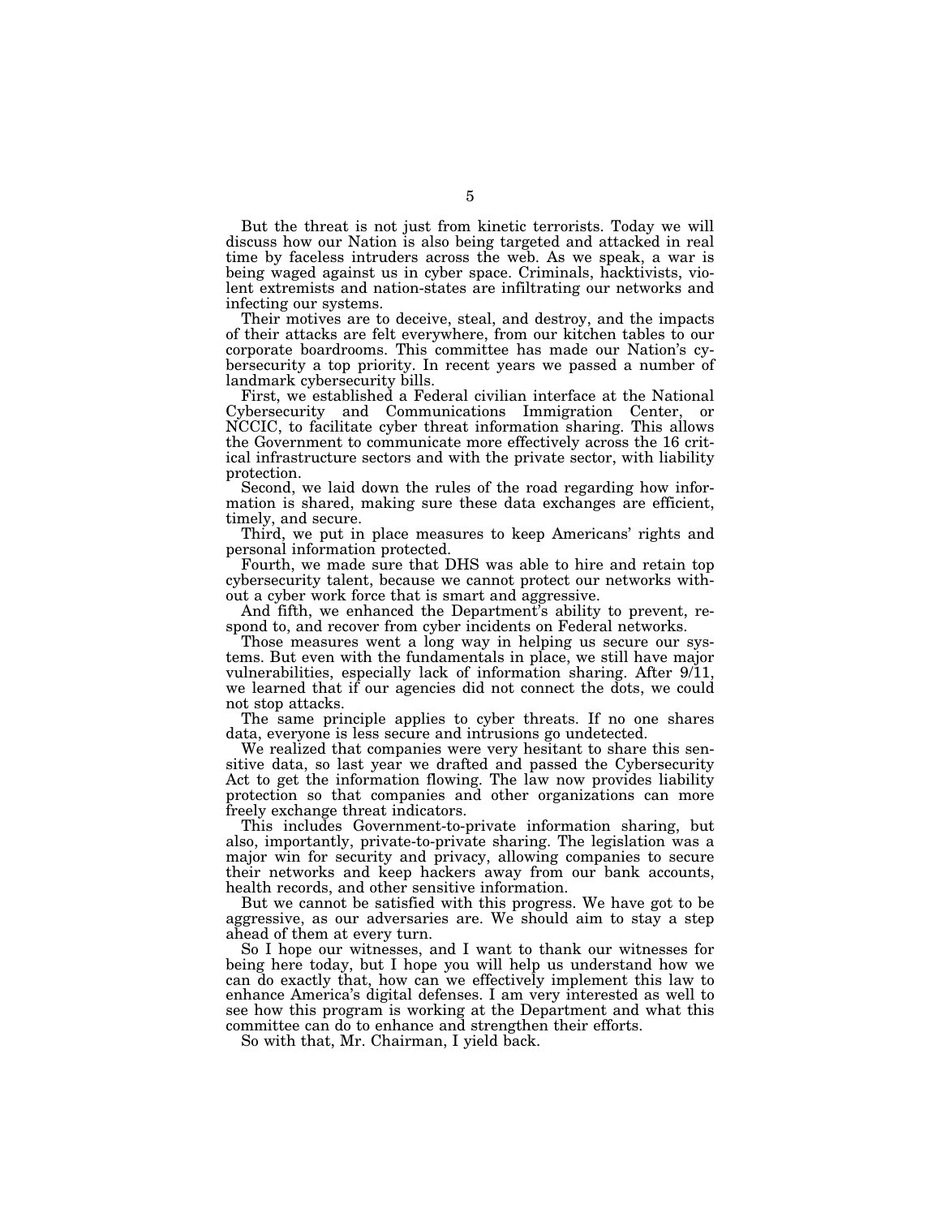But the threat is not just from kinetic terrorists. Today we will discuss how our Nation is also being targeted and attacked in real time by faceless intruders across the web. As we speak, a war is being waged against us in cyber space. Criminals, hacktivists, violent extremists and nation-states are infiltrating our networks and infecting our systems.

Their motives are to deceive, steal, and destroy, and the impacts of their attacks are felt everywhere, from our kitchen tables to our corporate boardrooms. This committee has made our Nation's cybersecurity a top priority. In recent years we passed a number of landmark cybersecurity bills.

First, we established a Federal civilian interface at the National Cybersecurity and Communications Immigration Center, or NCCIC, to facilitate cyber threat information sharing. This allows the Government to communicate more effectively across the 16 critical infrastructure sectors and with the private sector, with liability protection.

Second, we laid down the rules of the road regarding how information is shared, making sure these data exchanges are efficient, timely, and secure.

Third, we put in place measures to keep Americans' rights and personal information protected.

Fourth, we made sure that DHS was able to hire and retain top cybersecurity talent, because we cannot protect our networks without a cyber work force that is smart and aggressive.

And fifth, we enhanced the Department's ability to prevent, respond to, and recover from cyber incidents on Federal networks.

Those measures went a long way in helping us secure our systems. But even with the fundamentals in place, we still have major vulnerabilities, especially lack of information sharing. After 9/11, we learned that if our agencies did not connect the dots, we could not stop attacks.

The same principle applies to cyber threats. If no one shares data, everyone is less secure and intrusions go undetected.

We realized that companies were very hesitant to share this sensitive data, so last year we drafted and passed the Cybersecurity Act to get the information flowing. The law now provides liability protection so that companies and other organizations can more freely exchange threat indicators.

This includes Government-to-private information sharing, but also, importantly, private-to-private sharing. The legislation was a major win for security and privacy, allowing companies to secure their networks and keep hackers away from our bank accounts, health records, and other sensitive information.

But we cannot be satisfied with this progress. We have got to be aggressive, as our adversaries are. We should aim to stay a step ahead of them at every turn.

So I hope our witnesses, and I want to thank our witnesses for being here today, but I hope you will help us understand how we can do exactly that, how can we effectively implement this law to enhance America's digital defenses. I am very interested as well to see how this program is working at the Department and what this committee can do to enhance and strengthen their efforts.

So with that, Mr. Chairman, I yield back.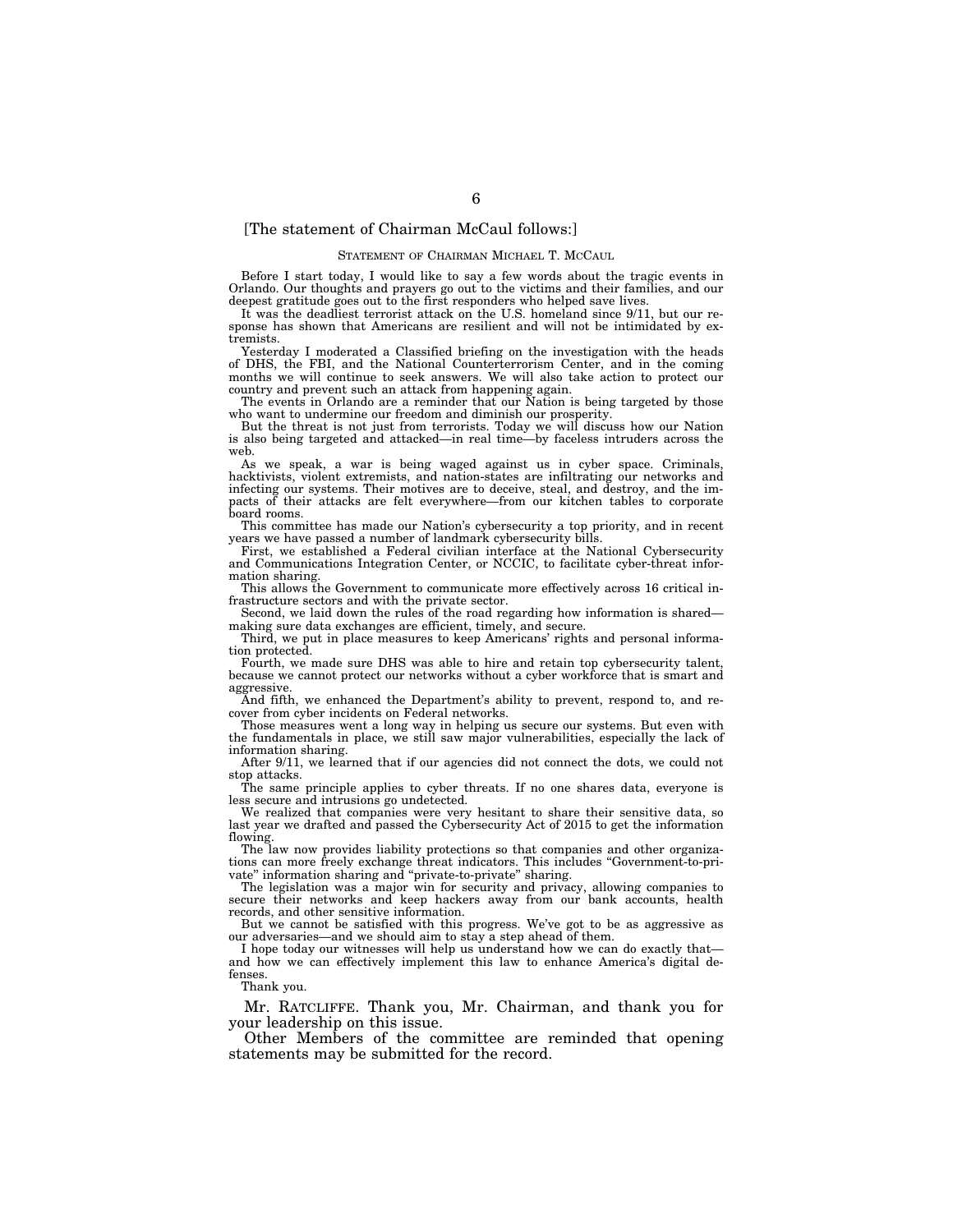[The statement of Chairman McCaul follows:]

STATEMENT OF CHAIRMAN MICHAEL T. MCCAUL

Before I start today, I would like to say a few words about the tragic events in Orlando. Our thoughts and prayers go out to the victims and their families, and our deepest gratitude goes out to the first responders who helped save lives.

It was the deadliest terrorist attack on the U.S. homeland since 9/11, but our response has shown that Americans are resilient and will not be intimidated by extremists.

Yesterday I moderated a Classified briefing on the investigation with the heads of DHS, the FBI, and the National Counterterrorism Center, and in the coming months we will continue to seek answers. We will also take action to protect our country and prevent such an attack from happening again.

The events in Orlando are a reminder that our Nation is being targeted by those who want to undermine our freedom and diminish our prosperity.

But the threat is not just from terrorists. Today we will discuss how our Nation is also being targeted and attacked—in real time—by faceless intruders across the web.

As we speak, a war is being waged against us in cyber space. Criminals, hacktivists, violent extremists, and nation-states are infiltrating our networks and infecting our systems. Their motives are to deceive, steal, and destroy, and the impacts of their attacks are felt everywhere—from our kitchen tables to corporate board rooms.

This committee has made our Nation's cybersecurity a top priority, and in recent years we have passed a number of landmark cybersecurity bills.

First, we established a Federal civilian interface at the National Cybersecurity and Communications Integration Center, or NCCIC, to facilitate cyber-threat information sharing.

This allows the Government to communicate more effectively across 16 critical infrastructure sectors and with the private sector.

Second, we laid down the rules of the road regarding how information is shared—making sure data exchanges are efficient, timely, and secure.

Third, we put in place measures to keep Americans' rights and personal information protected.

Fourth, we made sure DHS was able to hire and retain top cybersecurity talent, because we cannot protect our networks without a cyber workforce that is smart and aggressive.

And fifth, we enhanced the Department's ability to prevent, respond to, and recover from cyber incidents on Federal networks.

Those measures went a long way in helping us secure our systems. But even with the fundamentals in place, we still saw major vulnerabilities, especially the lack of information sharing.

After 9/11, we learned that if our agencies did not connect the dots, we could not stop attacks.

The same principle applies to cyber threats. If no one shares data, everyone is less secure and intrusions go undetected.

We realized that companies were very hesitant to share their sensitive data, so last year we drafted and passed the Cybersecurity Act of 2015 to get the information flowing.

The law now provides liability protections so that companies and other organizations can more freely exchange threat indicators. This includes "Government-to-private" information sharing and "private-to-private" sharing.

The legislation was a major win for security and privacy, allowing companies to secure their networks and keep hackers away from our bank accounts, health records, and other sensitive information.

But we cannot be satisfied with this progress. We've got to be as aggressive as our adversaries—and we should aim to stay a step ahead of them.

I hope today our witnesses will help us understand how we can do exactly that—and how we can effectively implement this law to enhance America's digital defenses.

Thank you.

Mr. RATCLIFFE. Thank you, Mr. Chairman, and thank you for your leadership on this issue.

Other Members of the committee are reminded that opening statements may be submitted for the record.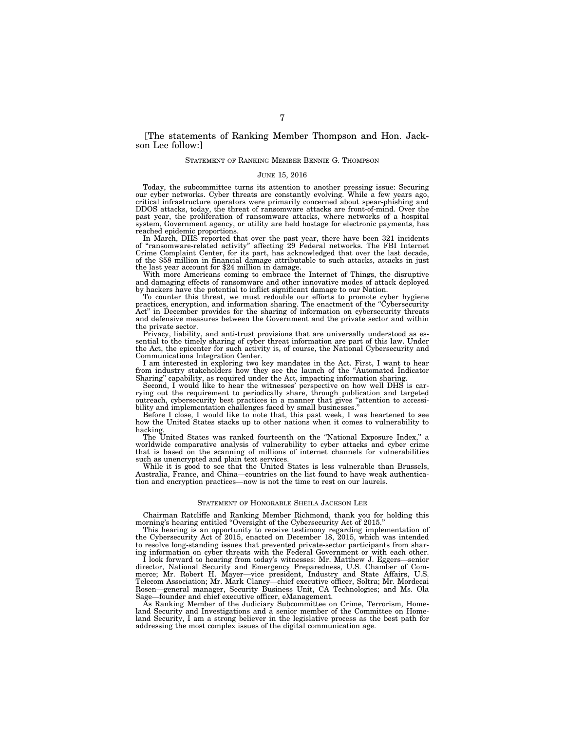[The statements of Ranking Member Thompson and Hon. Jackson Lee follow:]

## STATEMENT OF RANKING MEMBER BENNIE G. THOMPSON

JUNE 15, 2016

Today, the subcommittee turns its attention to another pressing issue: Securing our cyber networks. Cyber threats are constantly evolving. While a few years ago, critical infrastructure operators were primarily concerned about spear-phishing and DDOS attacks, today, the threat of ransomware attacks are front-of-mind. Over the past year, the proliferation of ransomware attacks, where networks of a hospital system, Government agency, or utility are held hostage for electronic payments, has reached epidemic proportions.

In March, DHS reported that over the past year, there have been 321 incidents of "ransomware-related activity" affecting 29 Federal networks. The FBI Internet Crime Complaint Center, for its part, has acknowledged that over the last decade, of the $58 million in financial damage attributable to such attacks, attacks in just the last year account for $24 million in damage.

With more Americans coming to embrace the Internet of Things, the disruptive and damaging effects of ransomware and other innovative modes of attack deployed by hackers have the potential to inflict significant damage to our Nation.

To counter this threat, we must redouble our efforts to promote cyber hygiene practices, encryption, and information sharing. The enactment of the "Cybersecurity Act" in December provides for the sharing of information on cybersecurity threats and defensive measures between the Government and the private sector and within the private sector.

Privacy, liability, and anti-trust provisions that are universally understood as essential to the timely sharing of cyber threat information are part of this law. Under the Act, the epicenter for such activity is, of course, the National Cybersecurity and Communications Integration Center.

I am interested in exploring two key mandates in the Act. First, I want to hear from industry stakeholders how they see the launch of the "Automated Indicator Sharing" capability, as required under the Act, impacting information sharing.

Second, I would like to hear the witnesses' perspective on how well DHS is carrying out the requirement to periodically share, through publication and targeted outreach, cybersecurity best practices in a manner that gives "attention to accessibility and implementation challenges faced by small businesses."

Before I close, I would like to note that, this past week, I was heartened to see how the United States stacks up to other nations when it comes to vulnerability to hacking.

The United States was ranked fourteenth on the "National Exposure Index," a worldwide comparative analysis of vulnerability to cyber attacks and cyber crime that is based on the scanning of millions of internet channels for vulnerabilities such as unencrypted and plain text services.

While it is good to see that the United States is less vulnerable than Brussels, Australia, France, and China—countries on the list found to have weak authentication and encryption practices—now is not the time to rest on our laurels.

---

## STATEMENT OF HONORABLE SHEILA JACKSON LEE

Chairman Ratcliffe and Ranking Member Richmond, thank you for holding this morning's hearing entitled "Oversight of the Cybersecurity Act of 2015."

This hearing is an opportunity to receive testimony regarding implementation of the Cybersecurity Act of 2015, enacted on December 18, 2015, which was intended to resolve long-standing issues that prevented private-sector participants from sharing information on cyber threats with the Federal Government or with each other.

I look forward to hearing from today's witnesses: Mr. Matthew J. Eggers—senior director, National Security and Emergency Preparedness, U.S. Chamber of Commerce; Mr. Robert H. Mayer—vice president, Industry and State Affairs, U.S. Telecom Association; Mr. Mark Clancy—chief executive officer, Soltra; Mr. Mordecai Rosen—general manager, Security Business Unit, CA Technologies; and Ms. Ola Sage—founder and chief executive officer, eManagement.

As Ranking Member of the Judiciary Subcommittee on Crime, Terrorism, Homeland Security and Investigations and a senior member of the Committee on Homeland Security, I am a strong believer in the legislative process as the best path for addressing the most complex issues of the digital communication age.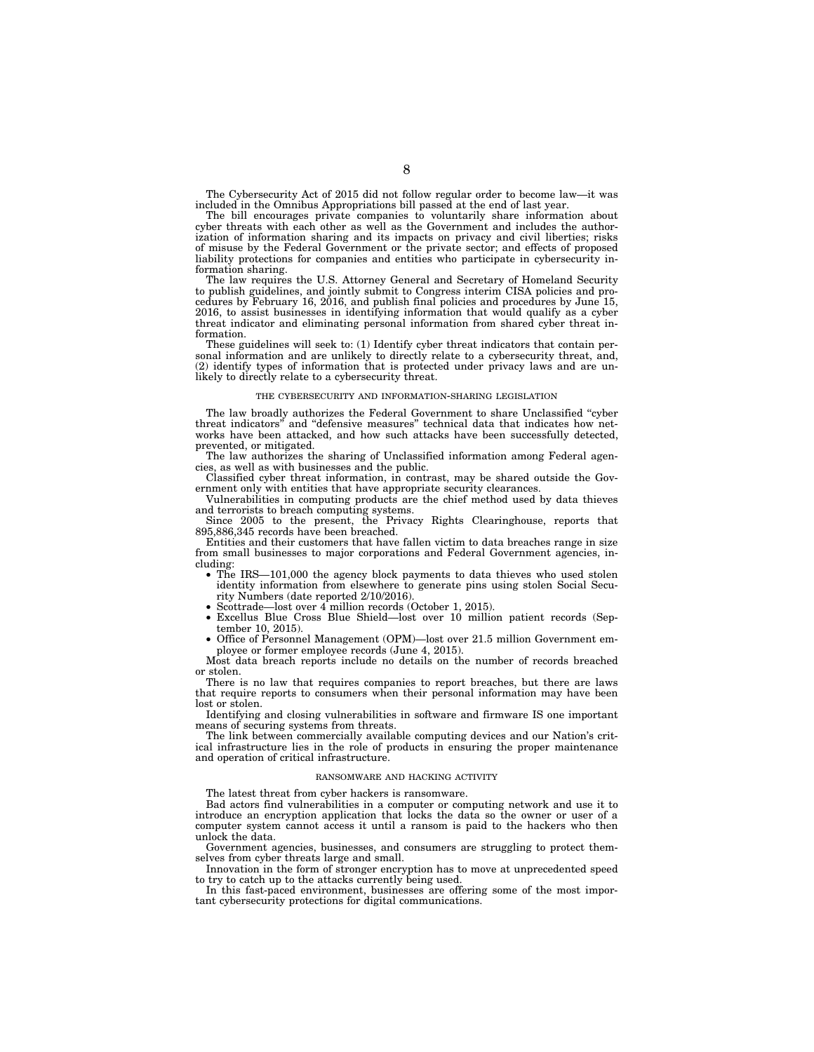The Cybersecurity Act of 2015 did not follow regular order to become law—it was included in the Omnibus Appropriations bill passed at the end of last year.

The bill encourages private companies to voluntarily share information about cyber threats with each other as well as the Government and includes the authorization of information sharing and its impacts on privacy and civil liberties; risks of misuse by the Federal Government or the private sector; and effects of proposed liability protections for companies and entities who participate in cybersecurity information sharing.

The law requires the U.S. Attorney General and Secretary of Homeland Security to publish guidelines, and jointly submit to Congress interim CISA policies and procedures by February 16, 2016, and publish final policies and procedures by June 15, 2016, to assist businesses in identifying information that would qualify as a cyber threat indicator and eliminating personal information from shared cyber threat information.

These guidelines will seek to: (1) Identify cyber threat indicators that contain personal information and are unlikely to directly relate to a cybersecurity threat, and, (2) identify types of information that is protected under privacy laws and are unlikely to directly relate to a cybersecurity threat.

## THE CYBERSECURITY AND INFORMATION-SHARING LEGISLATION

The law broadly authorizes the Federal Government to share Unclassified "cyber threat indicators" and "defensive measures" technical data that indicates how networks have been attacked, and how such attacks have been successfully detected, prevented, or mitigated.

The law authorizes the sharing of Unclassified information among Federal agencies, as well as with businesses and the public.

Classified cyber threat information, in contrast, may be shared outside the Government only with entities that have appropriate security clearances.

Vulnerabilities in computing products are the chief method used by data thieves and terrorists to breach computing systems.

Since 2005 to the present, the Privacy Rights Clearinghouse, reports that 895,886,345 records have been breached.

Entities and their customers that have fallen victim to data breaches range in size from small businesses to major corporations and Federal Government agencies, including:

- The IRS—101,000 the agency block payments to data thieves who used stolen identity information from elsewhere to generate pins using stolen Social Security Numbers (date reported 2/10/2016).
- Scottrade—lost over 4 million records (October 1, 2015).
- Excellus Blue Cross Blue Shield—lost over 10 million patient records (September 10, 2015).
- Office of Personnel Management (OPM)—lost over 21.5 million Government employee or former employee records (June 4, 2015).

Most data breach reports include no details on the number of records breached or stolen.

There is no law that requires companies to report breaches, but there are laws that require reports to consumers when their personal information may have been lost or stolen.

Identifying and closing vulnerabilities in software and firmware IS one important means of securing systems from threats.

The link between commercially available computing devices and our Nation's critical infrastructure lies in the role of products in ensuring the proper maintenance and operation of critical infrastructure.

## RANSOMWARE AND HACKING ACTIVITY

The latest threat from cyber hackers is ransomware.

Bad actors find vulnerabilities in a computer or computing network and use it to introduce an encryption application that locks the data so the owner or user of a computer system cannot access it until a ransom is paid to the hackers who then unlock the data.

Government agencies, businesses, and consumers are struggling to protect themselves from cyber threats large and small.

Innovation in the form of stronger encryption has to move at unprecedented speed to try to catch up to the attacks currently being used.

In this fast-paced environment, businesses are offering some of the most important cybersecurity protections for digital communications.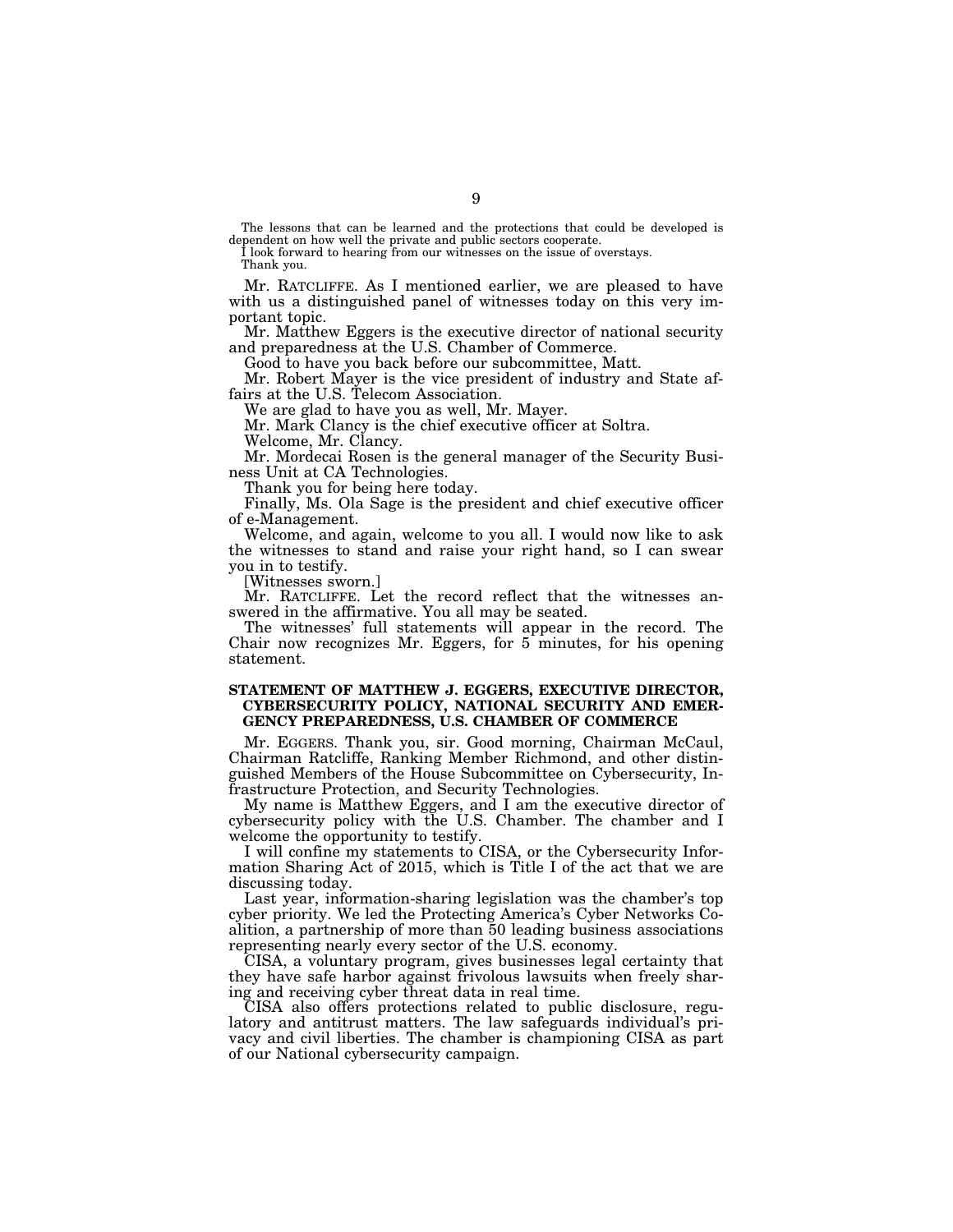The lessons that can be learned and the protections that could be developed is dependent on how well the private and public sectors cooperate.

I look forward to hearing from our witnesses on the issue of overstays.

Thank you.

Mr. RATCLIFFE. As I mentioned earlier, we are pleased to have with us a distinguished panel of witnesses today on this very important topic.

Mr. Matthew Eggers is the executive director of national security and preparedness at the U.S. Chamber of Commerce.

Good to have you back before our subcommittee, Matt.

Mr. Robert Mayer is the vice president of industry and State affairs at the U.S. Telecom Association.

We are glad to have you as well, Mr. Mayer.

Mr. Mark Clancy is the chief executive officer at Soltra.

Welcome, Mr. Clancy.

Mr. Mordecai Rosen is the general manager of the Security Business Unit at CA Technologies.

Thank you for being here today.

Finally, Ms. Ola Sage is the president and chief executive officer of e-Management.

Welcome, and again, welcome to you all. I would now like to ask the witnesses to stand and raise your right hand, so I can swear you in to testify.

[Witnesses sworn.]

Mr. RATCLIFFE. Let the record reflect that the witnesses answered in the affirmative. You all may be seated.

The witnesses' full statements will appear in the record. The Chair now recognizes Mr. Eggers, for 5 minutes, for his opening statement.

## STATEMENT OF MATTHEW J. EGGERS, EXECUTIVE DIRECTOR, CYBERSECURITY POLICY, NATIONAL SECURITY AND EMERGENCY PREPAREDNESS, U.S. CHAMBER OF COMMERCE

Mr. EGGERS. Thank you, sir. Good morning, Chairman McCaul, Chairman Ratcliffe, Ranking Member Richmond, and other distinguished Members of the House Subcommittee on Cybersecurity, Infrastructure Protection, and Security Technologies.

My name is Matthew Eggers, and I am the executive director of cybersecurity policy with the U.S. Chamber. The chamber and I welcome the opportunity to testify.

I will confine my statements to CISA, or the Cybersecurity Information Sharing Act of 2015, which is Title I of the act that we are discussing today.

Last year, information-sharing legislation was the chamber's top cyber priority. We led the Protecting America's Cyber Networks Coalition, a partnership of more than 50 leading business associations representing nearly every sector of the U.S. economy.

CISA, a voluntary program, gives businesses legal certainty that they have safe harbor against frivolous lawsuits when freely sharing and receiving cyber threat data in real time.

CISA also offers protections related to public disclosure, regulatory and antitrust matters. The law safeguards individual's privacy and civil liberties. The chamber is championing CISA as part of our National cybersecurity campaign.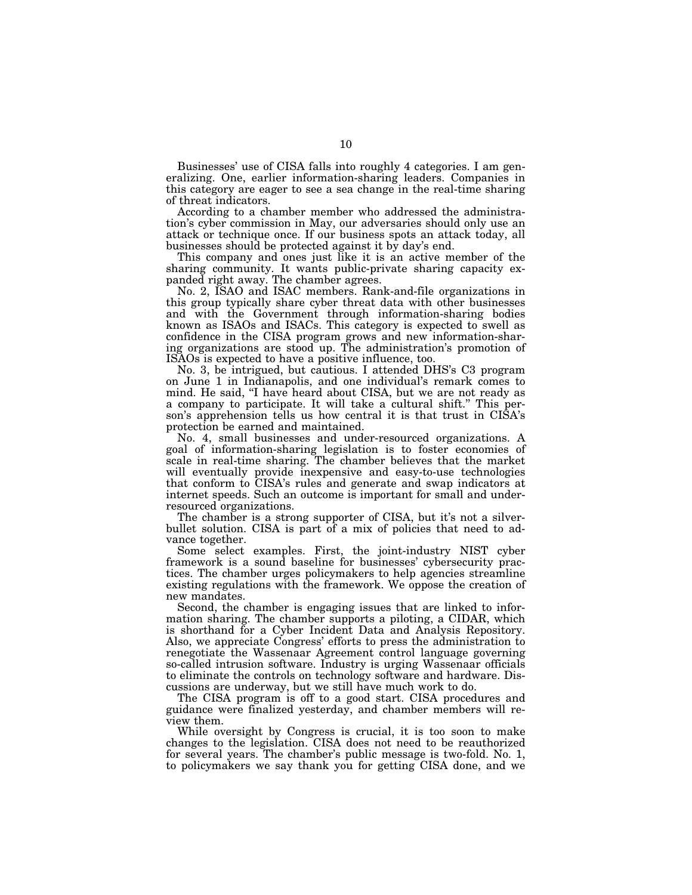Businesses' use of CISA falls into roughly 4 categories. I am generalizing. One, earlier information-sharing leaders. Companies in this category are eager to see a sea change in the real-time sharing of threat indicators.

According to a chamber member who addressed the administration's cyber commission in May, our adversaries should only use an attack or technique once. If our business spots an attack today, all businesses should be protected against it by day's end.

This company and ones just like it is an active member of the sharing community. It wants public-private sharing capacity expanded right away. The chamber agrees.

No. 2, ISAO and ISAC members. Rank-and-file organizations in this group typically share cyber threat data with other businesses and with the Government through information-sharing bodies known as ISAOs and ISACs. This category is expected to swell as confidence in the CISA program grows and new information-sharing organizations are stood up. The administration's promotion of ISAOs is expected to have a positive influence, too.

No. 3, be intrigued, but cautious. I attended DHS's C3 program on June 1 in Indianapolis, and one individual's remark comes to mind. He said, "I have heard about CISA, but we are not ready as a company to participate. It will take a cultural shift." This person's apprehension tells us how central it is that trust in CISA's protection be earned and maintained.

No. 4, small businesses and under-resourced organizations. A goal of information-sharing legislation is to foster economies of scale in real-time sharing. The chamber believes that the market will eventually provide inexpensive and easy-to-use technologies that conform to CISA's rules and generate and swap indicators at internet speeds. Such an outcome is important for small and under-resourced organizations.

The chamber is a strong supporter of CISA, but it's not a silver-bullet solution. CISA is part of a mix of policies that need to advance together.

Some select examples. First, the joint-industry NIST cyber framework is a sound baseline for businesses' cybersecurity practices. The chamber urges policymakers to help agencies streamline existing regulations with the framework. We oppose the creation of new mandates.

Second, the chamber is engaging issues that are linked to information sharing. The chamber supports a piloting, a CIDAR, which is shorthand for a Cyber Incident Data and Analysis Repository. Also, we appreciate Congress' efforts to press the administration to renegotiate the Wassenaar Agreement control language governing so-called intrusion software. Industry is urging Wassenaar officials to eliminate the controls on technology software and hardware. Discussions are underway, but we still have much work to do.

The CISA program is off to a good start. CISA procedures and guidance were finalized yesterday, and chamber members will review them.

While oversight by Congress is crucial, it is too soon to make changes to the legislation. CISA does not need to be reauthorized for several years. The chamber's public message is two-fold. No. 1, to policymakers we say thank you for getting CISA done, and we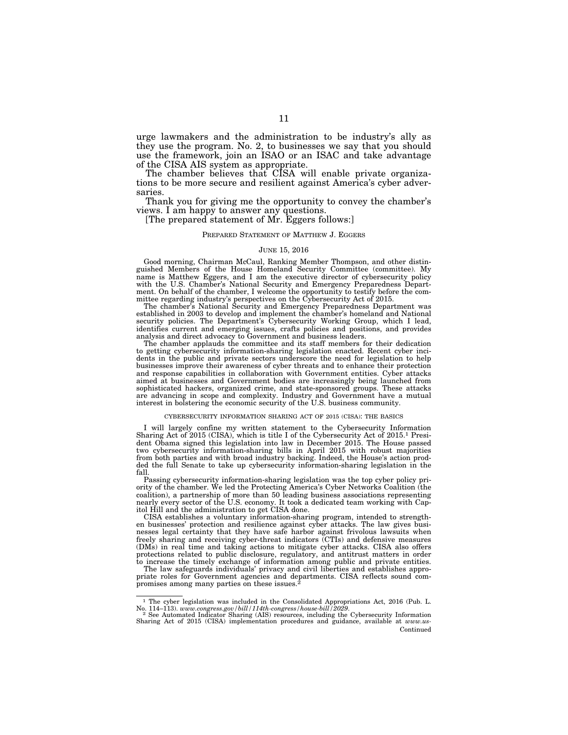urge lawmakers and the administration to be industry's ally as they use the program. No. 2, to businesses we say that you should use the framework, join an ISAO or an ISAC and take advantage of the CISA AIS system as appropriate.

The chamber believes that CISA will enable private organizations to be more secure and resilient against America's cyber adversaries.

Thank you for giving me the opportunity to convey the chamber's views. I am happy to answer any questions.

[The prepared statement of Mr. Eggers follows:]

PREPARED STATEMENT OF MATTHEW J. EGGERS

JUNE 15, 2016

Good morning, Chairman McCaul, Ranking Member Thompson, and other distinguished Members of the House Homeland Security Committee (committee). My name is Matthew Eggers, and I am the executive director of cybersecurity policy with the U.S. Chamber's National Security and Emergency Preparedness Department. On behalf of the chamber, I welcome the opportunity to testify before the committee regarding industry's perspectives on the Cybersecurity Act of 2015.

The chamber's National Security and Emergency Preparedness Department was established in 2003 to develop and implement the chamber's homeland and National security policies. The Department's Cybersecurity Working Group, which I lead, identifies current and emerging issues, crafts policies and positions, and provides analysis and direct advocacy to Government and business leaders.

The chamber applauds the committee and its staff members for their dedication to getting cybersecurity information-sharing legislation enacted. Recent cyber incidents in the public and private sectors underscore the need for legislation to help businesses improve their awareness of cyber threats and to enhance their protection and response capabilities in collaboration with Government entities. Cyber attacks aimed at businesses and Government bodies are increasingly being launched from sophisticated hackers, organized crime, and state-sponsored groups. These attacks are advancing in scope and complexity. Industry and Government have a mutual interest in bolstering the economic security of the U.S. business community.

CYBERSECURITY INFORMATION SHARING ACT OF 2015 (CISA): THE BASICS

I will largely confine my written statement to the Cybersecurity Information Sharing Act of 2015 (CISA), which is title I of the Cybersecurity Act of 2015.[1] President Obama signed this legislation into law in December 2015. The House passed two cybersecurity information-sharing bills in April 2015 with robust majorities from both parties and with broad industry backing. Indeed, the House's action prodded the full Senate to take up cybersecurity information-sharing legislation in the fall.

Passing cybersecurity information-sharing legislation was the top cyber policy priority of the chamber. We led the Protecting America's Cyber Networks Coalition (the coalition), a partnership of more than 50 leading business associations representing nearly every sector of the U.S. economy. It took a dedicated team working with Capitol Hill and the administration to get CISA done.

CISA establishes a voluntary information-sharing program, intended to strengthen businesses' protection and resilience against cyber attacks. The law gives businesses legal certainty that they have safe harbor against frivolous lawsuits when freely sharing and receiving cyber-threat indicators (CTIs) and defensive measures (DMs) in real time and taking actions to mitigate cyber attacks. CISA also offers protections related to public disclosure, regulatory, and antitrust matters in order to increase the timely exchange of information among public and private entities.

The law safeguards individuals' privacy and civil liberties and establishes appropriate roles for Government agencies and departments. CISA reflects sound compromises among many parties on these issues.[2]

---

[1] The cyber legislation was included in the Consolidated Appropriations Act, 2016 (Pub. L. No. 114–113). *www.congress.gov/bill/114th-congress/house-bill/2029*.

[2] See Automated Indicator Sharing (AIS) resources, including the Cybersecurity Information Sharing Act of 2015 (CISA) implementation procedures and guidance, available at *www.us-*

Continued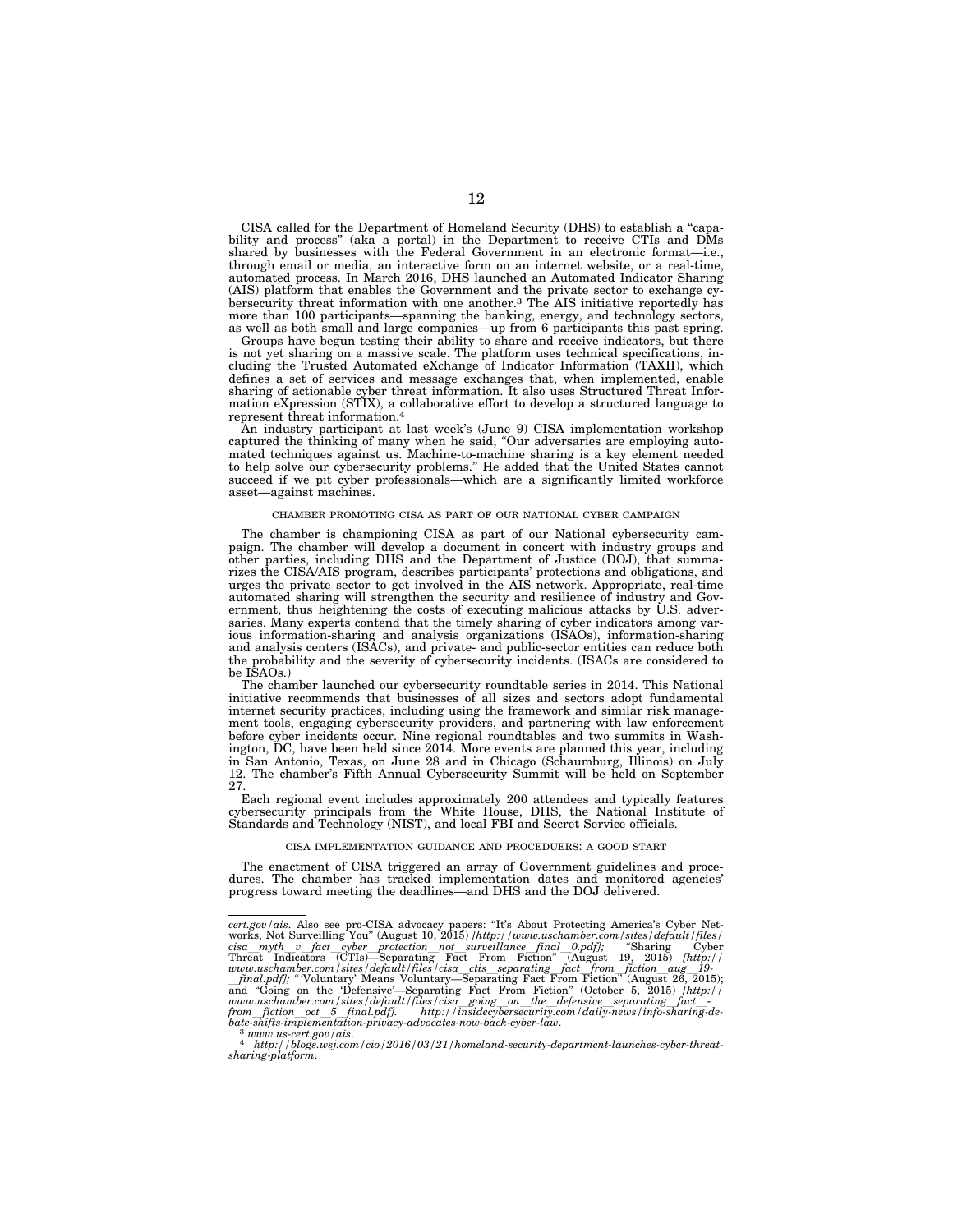CISA called for the Department of Homeland Security (DHS) to establish a "capability and process" (aka a portal) in the Department to receive CTIs and DMs shared by businesses with the Federal Government in an electronic format—i.e., through email or media, an interactive form on an internet website, or a real-time, automated process. In March 2016, DHS launched an Automated Indicator Sharing (AIS) platform that enables the Government and the private sector to exchange cybersecurity threat information with one another.[3] The AIS initiative reportedly has more than 100 participants—spanning the banking, energy, and technology sectors, as well as both small and large companies—up from 6 participants this past spring.

Groups have begun testing their ability to share and receive indicators, but there is not yet sharing on a massive scale. The platform uses technical specifications, including the Trusted Automated eXchange of Indicator Information (TAXII), which defines a set of services and message exchanges that, when implemented, enable sharing of actionable cyber threat information. It also uses Structured Threat Information eXpression (STIX), a collaborative effort to develop a structured language to represent threat information.[4]

An industry participant at last week's (June 9) CISA implementation workshop captured the thinking of many when he said, "Our adversaries are employing automated techniques against us. Machine-to-machine sharing is a key element needed to help solve our cybersecurity problems." He added that the United States cannot succeed if we pit cyber professionals—which are a significantly limited workforce asset—against machines.

## CHAMBER PROMOTING CISA AS PART OF OUR NATIONAL CYBER CAMPAIGN

The chamber is championing CISA as part of our National cybersecurity campaign. The chamber will develop a document in concert with industry groups and other parties, including DHS and the Department of Justice (DOJ), that summarizes the CISA/AIS program, describes participants' protections and obligations, and urges the private sector to get involved in the AIS network. Appropriate, real-time automated sharing will strengthen the security and resilience of industry and Government, thus heightening the costs of executing malicious attacks by U.S. adversaries. Many experts contend that the timely sharing of cyber indicators among various information-sharing and analysis organizations (ISAOs), information-sharing and analysis centers (ISACs), and private- and public-sector entities can reduce both the probability and the severity of cybersecurity incidents. (ISACs are considered to be ISAOs.)

The chamber launched our cybersecurity roundtable series in 2014. This National initiative recommends that businesses of all sizes and sectors adopt fundamental internet security practices, including using the framework and similar risk management tools, engaging cybersecurity providers, and partnering with law enforcement before cyber incidents occur. Nine regional roundtables and two summits in Washington, DC, have been held since 2014. More events are planned this year, including in San Antonio, Texas, on June 28 and in Chicago (Schaumburg, Illinois) on July 12. The chamber's Fifth Annual Cybersecurity Summit will be held on September 27.

Each regional event includes approximately 200 attendees and typically features cybersecurity principals from the White House, DHS, the National Institute of Standards and Technology (NIST), and local FBI and Secret Service officials.

## CISA IMPLEMENTATION GUIDANCE AND PROCEDUERS: A GOOD START

The enactment of CISA triggered an array of Government guidelines and procedures. The chamber has tracked implementation dates and monitored agencies' progress toward meeting the deadlines—and DHS and the DOJ delivered.

---

*cert.gov/ais*. Also see pro-CISA advocacy papers: "It's About Protecting America's Cyber Networks, Not Surveilling You" (August 10, 2015) *[http://www.uschamber.com/sites/default/files/cisa_myth_v_fact_cyber_protection_not_surveillance_final_0.pdf];* "Sharing Cyber Threat Indicators (CTIs)—Separating Fact From Fiction" (August 19, 2015) *[http://www.uschamber.com/sites/default/files/cisa_ctis_separating_fact_from_fiction_aug_19-_final.pdf];* "'Voluntary' Means Voluntary—Separating Fact From Fiction" (August 26, 2015); and "Going on the 'Defensive'—Separating Fact From Fiction" (October 5, 2015) *[http://www.uschamber.com/sites/default/files/cisa_going_on_the_defensive_separating_fact_-from_fiction_oct_5_final.pdf]. http://insidecybersecurity.com/daily-news/info-sharing-debate-shifts-implementation-privacy-advocates-now-back-cyber-law*.

[3] *www.us-cert.gov/ais*.

[4] *http://blogs.wsj.com/cio/2016/03/21/homeland-security-department-launches-cyber-threat-sharing-platform*.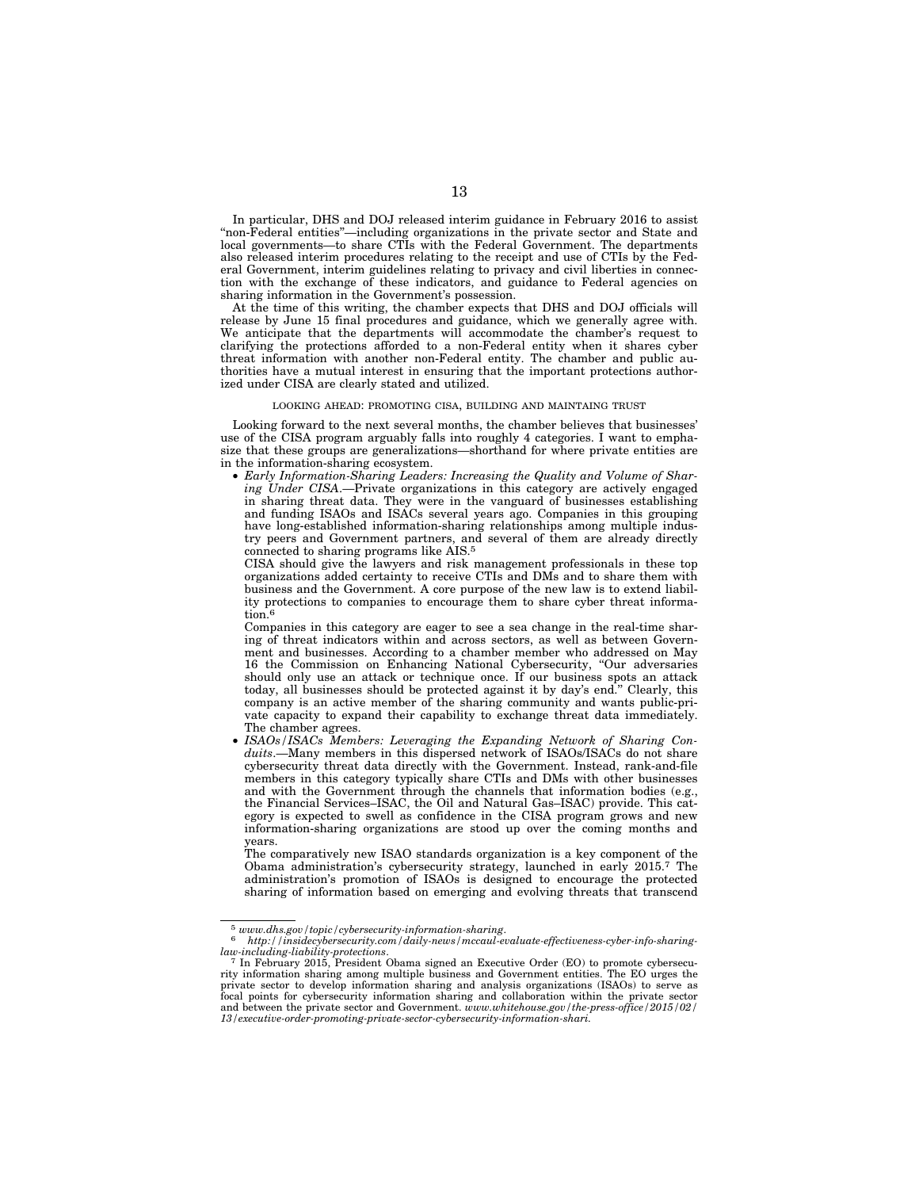In particular, DHS and DOJ released interim guidance in February 2016 to assist "non-Federal entities"—including organizations in the private sector and State and local governments—to share CTIs with the Federal Government. The departments also released interim procedures relating to the receipt and use of CTIs by the Federal Government, interim guidelines relating to privacy and civil liberties in connection with the exchange of these indicators, and guidance to Federal agencies on sharing information in the Government's possession.

At the time of this writing, the chamber expects that DHS and DOJ officials will release by June 15 final procedures and guidance, which we generally agree with. We anticipate that the departments will accommodate the chamber's request to clarifying the protections afforded to a non-Federal entity when it shares cyber threat information with another non-Federal entity. The chamber and public authorities have a mutual interest in ensuring that the important protections authorized under CISA are clearly stated and utilized.

LOOKING AHEAD: PROMOTING CISA, BUILDING AND MAINTAING TRUST

Looking forward to the next several months, the chamber believes that businesses' use of the CISA program arguably falls into roughly 4 categories. I want to emphasize that these groups are generalizations—shorthand for where private entities are in the information-sharing ecosystem.

- *Early Information-Sharing Leaders: Increasing the Quality and Volume of Sharing Under CISA*.—Private organizations in this category are actively engaged in sharing threat data. They were in the vanguard of businesses establishing and funding ISAOs and ISACs several years ago. Companies in this grouping have long-established information-sharing relationships among multiple industry peers and Government partners, and several of them are already directly connected to sharing programs like AIS.[5]

  CISA should give the lawyers and risk management professionals in these top organizations added certainty to receive CTIs and DMs and to share them with business and the Government. A core purpose of the new law is to extend liability protections to companies to encourage them to share cyber threat information.[6]

  Companies in this category are eager to see a sea change in the real-time sharing of threat indicators within and across sectors, as well as between Government and businesses. According to a chamber member who addressed on May 16 the Commission on Enhancing National Cybersecurity, "Our adversaries should only use an attack or technique once. If our business spots an attack today, all businesses should be protected against it by day's end." Clearly, this company is an active member of the sharing community and wants public-private capacity to expand their capability to exchange threat data immediately. The chamber agrees.

- *ISAOs/ISACs Members: Leveraging the Expanding Network of Sharing Conduits*.—Many members in this dispersed network of ISAOs/ISACs do not share cybersecurity threat data directly with the Government. Instead, rank-and-file members in this category typically share CTIs and DMs with other businesses and with the Government through the channels that information bodies (e.g., the Financial Services–ISAC, the Oil and Natural Gas–ISAC) provide. This category is expected to swell as confidence in the CISA program grows and new information-sharing organizations are stood up over the coming months and years.

  The comparatively new ISAO standards organization is a key component of the Obama administration's cybersecurity strategy, launched in early 2015.[7] The administration's promotion of ISAOs is designed to encourage the protected sharing of information based on emerging and evolving threats that transcend

---

[5] *www.dhs.gov/topic/cybersecurity-information-sharing*.

[6] *http://insidecybersecurity.com/daily-news/mccaul-evaluate-effectiveness-cyber-info-sharing-law-including-liability-protections*.

[7] In February 2015, President Obama signed an Executive Order (EO) to promote cybersecurity information sharing among multiple business and Government entities. The EO urges the private sector to develop information sharing and analysis organizations (ISAOs) to serve as focal points for cybersecurity information sharing and collaboration within the private sector and between the private sector and Government. *www.whitehouse.gov/the-press-office/2015/02/13/executive-order-promoting-private-sector-cybersecurity-information-shari*.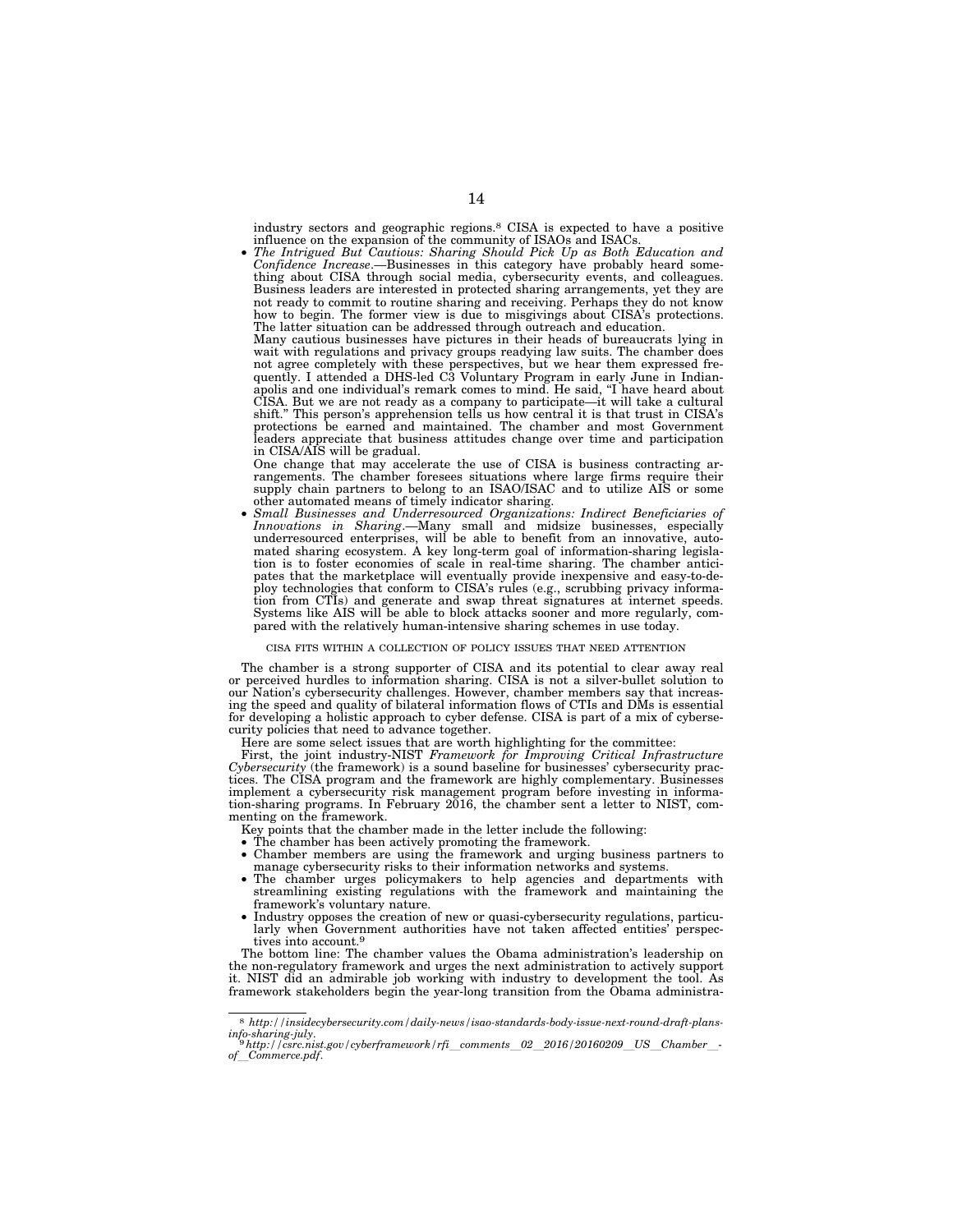industry sectors and geographic regions.[8] CISA is expected to have a positive influence on the expansion of the community of ISAOs and ISACs.

- *The Intrigued But Cautious: Sharing Should Pick Up as Both Education and Confidence Increase*.—Businesses in this category have probably heard something about CISA through social media, cybersecurity events, and colleagues. Business leaders are interested in protected sharing arrangements, yet they are not ready to commit to routine sharing and receiving. Perhaps they do not know how to begin. The former view is due to misgivings about CISA's protections. The latter situation can be addressed through outreach and education.

  Many cautious businesses have pictures in their heads of bureaucrats lying in wait with regulations and privacy groups readying law suits. The chamber does not agree completely with these perspectives, but we hear them expressed frequently. I attended a DHS-led C3 Voluntary Program in early June in Indianapolis and one individual's remark comes to mind. He said, "I have heard about CISA. But we are not ready as a company to participate—it will take a cultural shift." This person's apprehension tells us how central it is that trust in CISA's protections be earned and maintained. The chamber and most Government leaders appreciate that business attitudes change over time and participation in CISA/AIS will be gradual.

  One change that may accelerate the use of CISA is business contracting arrangements. The chamber foresees situations where large firms require their supply chain partners to belong to an ISAO/ISAC and to utilize AIS or some other automated means of timely indicator sharing.

- *Small Businesses and Underresourced Organizations: Indirect Beneficiaries of Innovations in Sharing*.—Many small and midsize businesses, especially underresourced enterprises, will be able to benefit from an innovative, automated sharing ecosystem. A key long-term goal of information-sharing legislation is to foster economies of scale in real-time sharing. The chamber anticipates that the marketplace will eventually provide inexpensive and easy-to-deploy technologies that conform to CISA's rules (e.g., scrubbing privacy information from CTIs) and generate and swap threat signatures at internet speeds. Systems like AIS will be able to block attacks sooner and more regularly, compared with the relatively human-intensive sharing schemes in use today.

## CISA FITS WITHIN A COLLECTION OF POLICY ISSUES THAT NEED ATTENTION

The chamber is a strong supporter of CISA and its potential to clear away real or perceived hurdles to information sharing. CISA is not a silver-bullet solution to our Nation's cybersecurity challenges. However, chamber members say that increasing the speed and quality of bilateral information flows of CTIs and DMs is essential for developing a holistic approach to cyber defense. CISA is part of a mix of cybersecurity policies that need to advance together.

Here are some select issues that are worth highlighting for the committee:

First, the joint industry-NIST *Framework for Improving Critical Infrastructure Cybersecurity* (the framework) is a sound baseline for businesses' cybersecurity practices. The CISA program and the framework are highly complementary. Businesses implement a cybersecurity risk management program before investing in information-sharing programs. In February 2016, the chamber sent a letter to NIST, commenting on the framework.

Key points that the chamber made in the letter include the following:

- The chamber has been actively promoting the framework.
- Chamber members are using the framework and urging business partners to manage cybersecurity risks to their information networks and systems.
- The chamber urges policymakers to help agencies and departments with streamlining existing regulations with the framework and maintaining the framework's voluntary nature.
- Industry opposes the creation of new or quasi-cybersecurity regulations, particularly when Government authorities have not taken affected entities' perspectives into account.[9]

The bottom line: The chamber values the Obama administration's leadership on the non-regulatory framework and urges the next administration to actively support it. NIST did an admirable job working with industry to development the tool. As framework stakeholders begin the year-long transition from the Obama administra-

---

[8] *http://insidecybersecurity.com/daily-news/isao-standards-body-issue-next-round-draft-plans-info-sharing-july.*

[9] *http://csrc.nist.gov/cyberframework/rfi_comments_02_2016/20160209_US_Chamber_-of_Commerce.pdf.*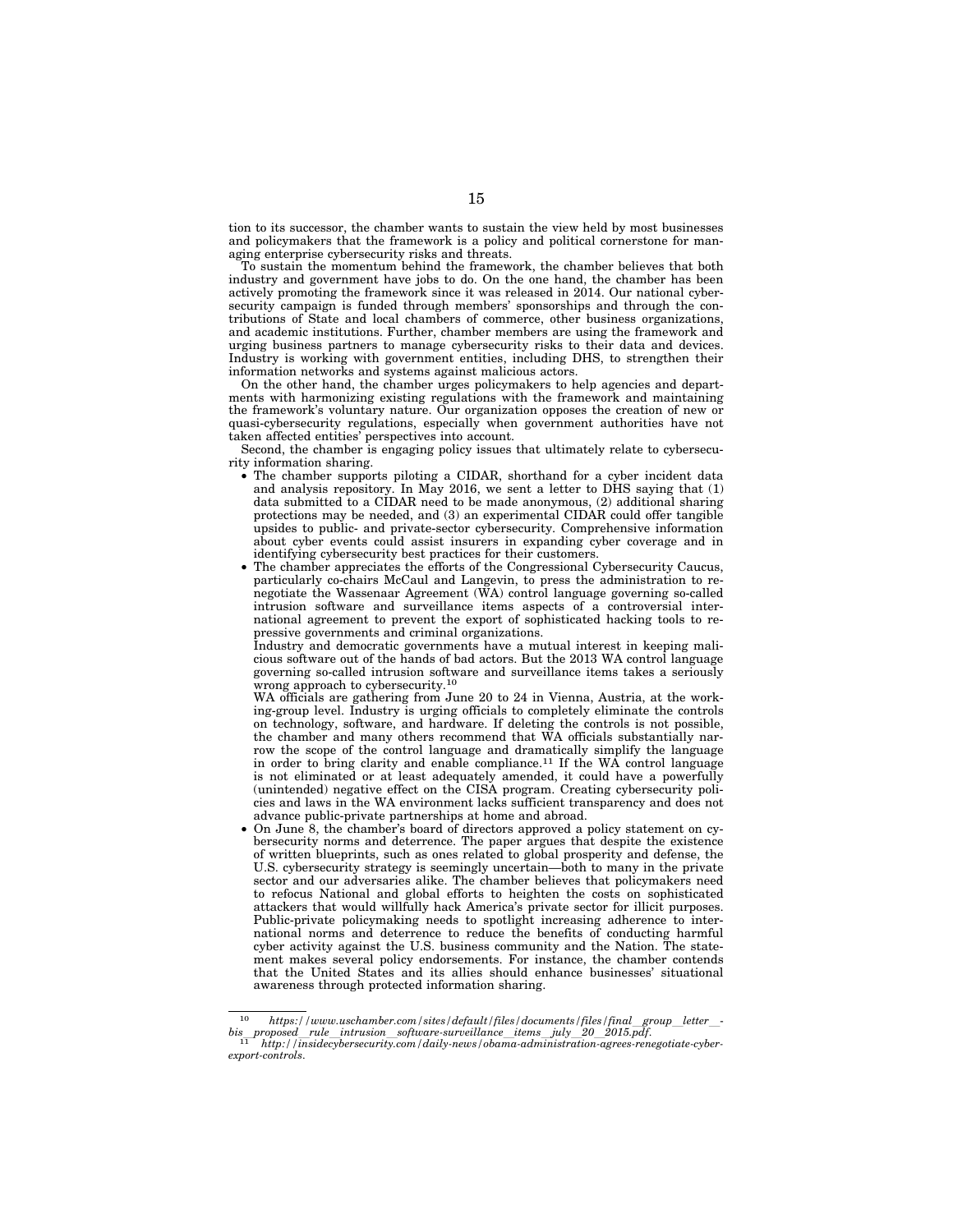tion to its successor, the chamber wants to sustain the view held by most businesses and policymakers that the framework is a policy and political cornerstone for managing enterprise cybersecurity risks and threats.

To sustain the momentum behind the framework, the chamber believes that both industry and government have jobs to do. On the one hand, the chamber has been actively promoting the framework since it was released in 2014. Our national cybersecurity campaign is funded through members' sponsorships and through the contributions of State and local chambers of commerce, other business organizations, and academic institutions. Further, chamber members are using the framework and urging business partners to manage cybersecurity risks to their data and devices. Industry is working with government entities, including DHS, to strengthen their information networks and systems against malicious actors.

On the other hand, the chamber urges policymakers to help agencies and departments with harmonizing existing regulations with the framework and maintaining the framework's voluntary nature. Our organization opposes the creation of new or quasi-cybersecurity regulations, especially when government authorities have not taken affected entities' perspectives into account.

Second, the chamber is engaging policy issues that ultimately relate to cybersecurity information sharing.

- The chamber supports piloting a CIDAR, shorthand for a cyber incident data and analysis repository. In May 2016, we sent a letter to DHS saying that (1) data submitted to a CIDAR need to be made anonymous, (2) additional sharing protections may be needed, and (3) an experimental CIDAR could offer tangible upsides to public- and private-sector cybersecurity. Comprehensive information about cyber events could assist insurers in expanding cyber coverage and in identifying cybersecurity best practices for their customers.
- The chamber appreciates the efforts of the Congressional Cybersecurity Caucus, particularly co-chairs McCaul and Langevin, to press the administration to renegotiate the Wassenaar Agreement (WA) control language governing so-called intrusion software and surveillance items aspects of a controversial international agreement to prevent the export of sophisticated hacking tools to repressive governments and criminal organizations.

  Industry and democratic governments have a mutual interest in keeping malicious software out of the hands of bad actors. But the 2013 WA control language governing so-called intrusion software and surveillance items takes a seriously wrong approach to cybersecurity.[10]

  WA officials are gathering from June 20 to 24 in Vienna, Austria, at the working-group level. Industry is urging officials to completely eliminate the controls on technology, software, and hardware. If deleting the controls is not possible, the chamber and many others recommend that WA officials substantially narrow the scope of the control language and dramatically simplify the language in order to bring clarity and enable compliance.[11] If the WA control language is not eliminated or at least adequately amended, it could have a powerfully (unintended) negative effect on the CISA program. Creating cybersecurity policies and laws in the WA environment lacks sufficient transparency and does not advance public-private partnerships at home and abroad.
- On June 8, the chamber's board of directors approved a policy statement on cybersecurity norms and deterrence. The paper argues that despite the existence of written blueprints, such as ones related to global prosperity and defense, the U.S. cybersecurity strategy is seemingly uncertain—both to many in the private sector and our adversaries alike. The chamber believes that policymakers need to refocus National and global efforts to heighten the costs on sophisticated attackers that would willfully hack America's private sector for illicit purposes. Public-private policymaking needs to spotlight increasing adherence to international norms and deterrence to reduce the benefits of conducting harmful cyber activity against the U.S. business community and the Nation. The statement makes several policy endorsements. For instance, the chamber contends that the United States and its allies should enhance businesses' situational awareness through protected information sharing.

---

[10] *https://www.uschamber.com/sites/default/files/documents/files/final_group_letter_-bis_proposed_rule_intrusion_software-surveillance_items_july_20_2015.pdf.*

[11] *http://insidecybersecurity.com/daily-news/obama-administration-agrees-renegotiate-cyber-export-controls.*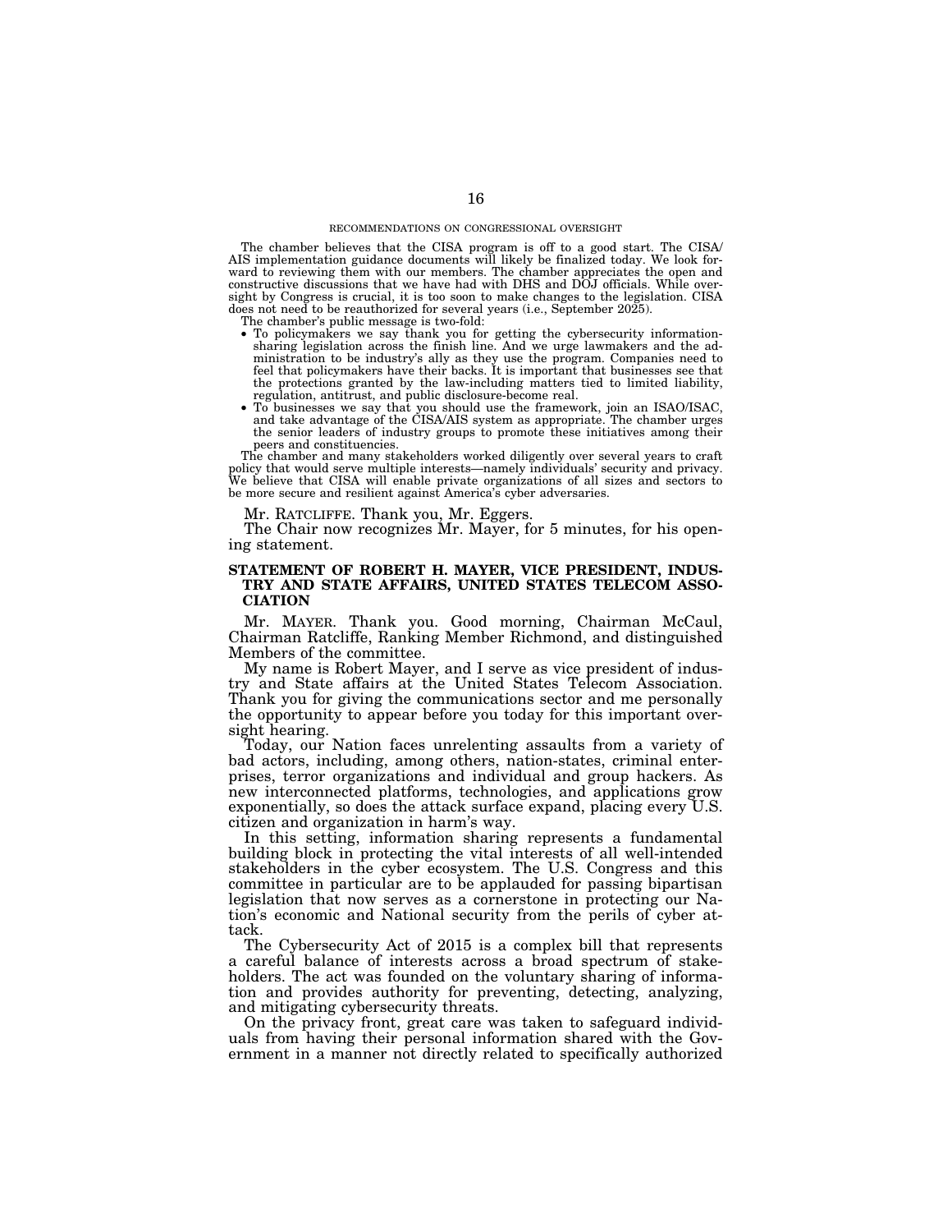RECOMMENDATIONS ON CONGRESSIONAL OVERSIGHT

The chamber believes that the CISA program is off to a good start. The CISA/AIS implementation guidance documents will likely be finalized today. We look forward to reviewing them with our members. The chamber appreciates the open and constructive discussions that we have had with DHS and DOJ officials. While oversight by Congress is crucial, it is too soon to make changes to the legislation. CISA does not need to be reauthorized for several years (i.e., September 2025).

The chamber's public message is two-fold:

- To policymakers we say thank you for getting the cybersecurity information-sharing legislation across the finish line. And we urge lawmakers and the administration to be industry's ally as they use the program. Companies need to feel that policymakers have their backs. It is important that businesses see that the protections granted by the law-including matters tied to limited liability, regulation, antitrust, and public disclosure-become real.
- To businesses we say that you should use the framework, join an ISAO/ISAC, and take advantage of the CISA/AIS system as appropriate. The chamber urges the senior leaders of industry groups to promote these initiatives among their peers and constituencies.

The chamber and many stakeholders worked diligently over several years to craft policy that would serve multiple interests—namely individuals' security and privacy. We believe that CISA will enable private organizations of all sizes and sectors to be more secure and resilient against America's cyber adversaries.

Mr. RATCLIFFE. Thank you, Mr. Eggers.

The Chair now recognizes Mr. Mayer, for 5 minutes, for his opening statement.

## STATEMENT OF ROBERT H. MAYER, VICE PRESIDENT, INDUSTRY AND STATE AFFAIRS, UNITED STATES TELECOM ASSOCIATION

Mr. MAYER. Thank you. Good morning, Chairman McCaul, Chairman Ratcliffe, Ranking Member Richmond, and distinguished Members of the committee.

My name is Robert Mayer, and I serve as vice president of industry and State affairs at the United States Telecom Association. Thank you for giving the communications sector and me personally the opportunity to appear before you today for this important oversight hearing.

Today, our Nation faces unrelenting assaults from a variety of bad actors, including, among others, nation-states, criminal enterprises, terror organizations and individual and group hackers. As new interconnected platforms, technologies, and applications grow exponentially, so does the attack surface expand, placing every U.S. citizen and organization in harm's way.

In this setting, information sharing represents a fundamental building block in protecting the vital interests of all well-intended stakeholders in the cyber ecosystem. The U.S. Congress and this committee in particular are to be applauded for passing bipartisan legislation that now serves as a cornerstone in protecting our Nation's economic and National security from the perils of cyber attack.

The Cybersecurity Act of 2015 is a complex bill that represents a careful balance of interests across a broad spectrum of stakeholders. The act was founded on the voluntary sharing of information and provides authority for preventing, detecting, analyzing, and mitigating cybersecurity threats.

On the privacy front, great care was taken to safeguard individuals from having their personal information shared with the Government in a manner not directly related to specifically authorized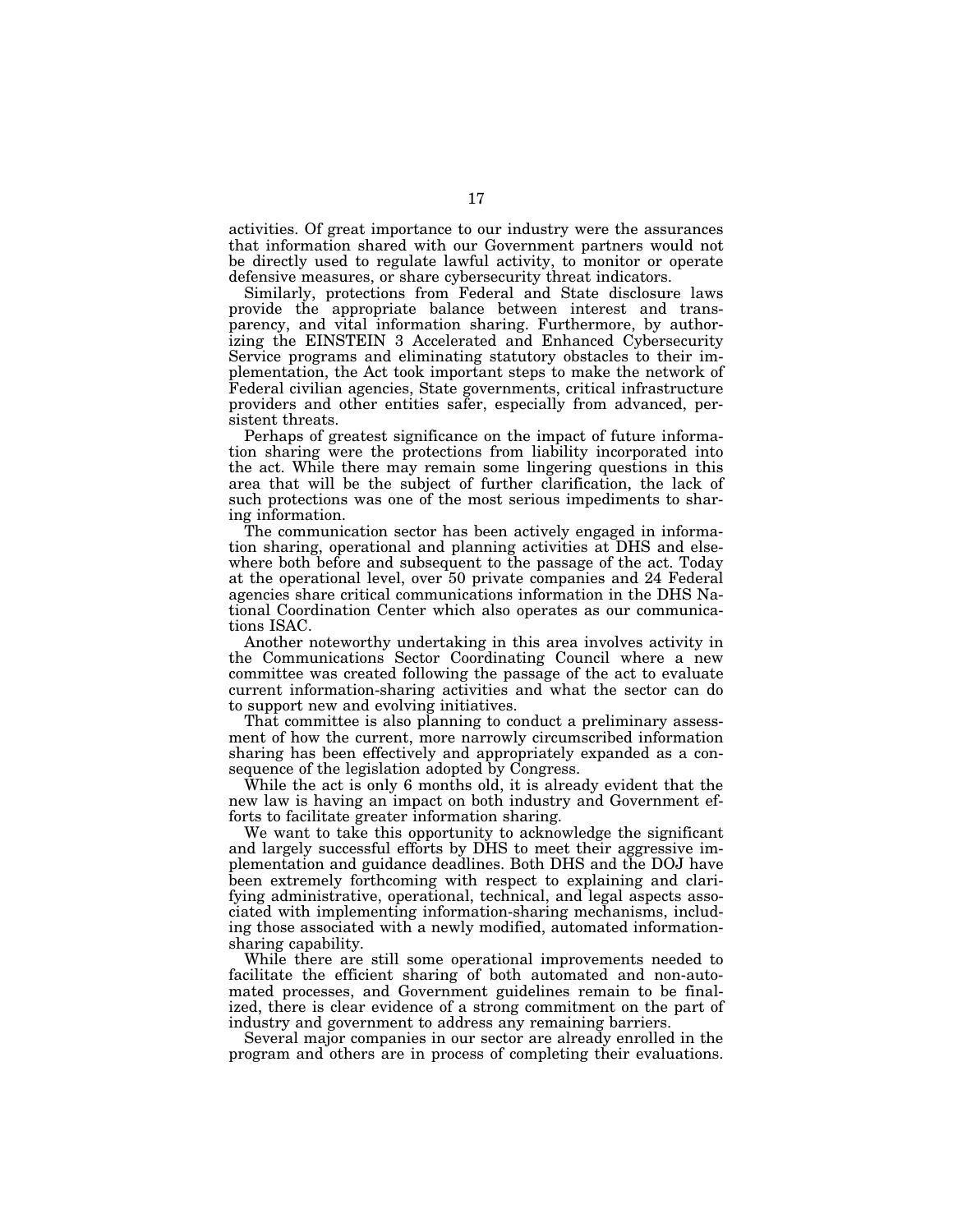activities. Of great importance to our industry were the assurances that information shared with our Government partners would not be directly used to regulate lawful activity, to monitor or operate defensive measures, or share cybersecurity threat indicators.

Similarly, protections from Federal and State disclosure laws provide the appropriate balance between interest and transparency, and vital information sharing. Furthermore, by authorizing the EINSTEIN 3 Accelerated and Enhanced Cybersecurity Service programs and eliminating statutory obstacles to their implementation, the Act took important steps to make the network of Federal civilian agencies, State governments, critical infrastructure providers and other entities safer, especially from advanced, persistent threats.

Perhaps of greatest significance on the impact of future information sharing were the protections from liability incorporated into the act. While there may remain some lingering questions in this area that will be the subject of further clarification, the lack of such protections was one of the most serious impediments to sharing information.

The communication sector has been actively engaged in information sharing, operational and planning activities at DHS and elsewhere both before and subsequent to the passage of the act. Today at the operational level, over 50 private companies and 24 Federal agencies share critical communications information in the DHS National Coordination Center which also operates as our communications ISAC.

Another noteworthy undertaking in this area involves activity in the Communications Sector Coordinating Council where a new committee was created following the passage of the act to evaluate current information-sharing activities and what the sector can do to support new and evolving initiatives.

That committee is also planning to conduct a preliminary assessment of how the current, more narrowly circumscribed information sharing has been effectively and appropriately expanded as a consequence of the legislation adopted by Congress.

While the act is only 6 months old, it is already evident that the new law is having an impact on both industry and Government efforts to facilitate greater information sharing.

We want to take this opportunity to acknowledge the significant and largely successful efforts by DHS to meet their aggressive implementation and guidance deadlines. Both DHS and the DOJ have been extremely forthcoming with respect to explaining and clarifying administrative, operational, technical, and legal aspects associated with implementing information-sharing mechanisms, including those associated with a newly modified, automated information-sharing capability.

While there are still some operational improvements needed to facilitate the efficient sharing of both automated and non-automated processes, and Government guidelines remain to be finalized, there is clear evidence of a strong commitment on the part of industry and government to address any remaining barriers.

Several major companies in our sector are already enrolled in the program and others are in process of completing their evaluations.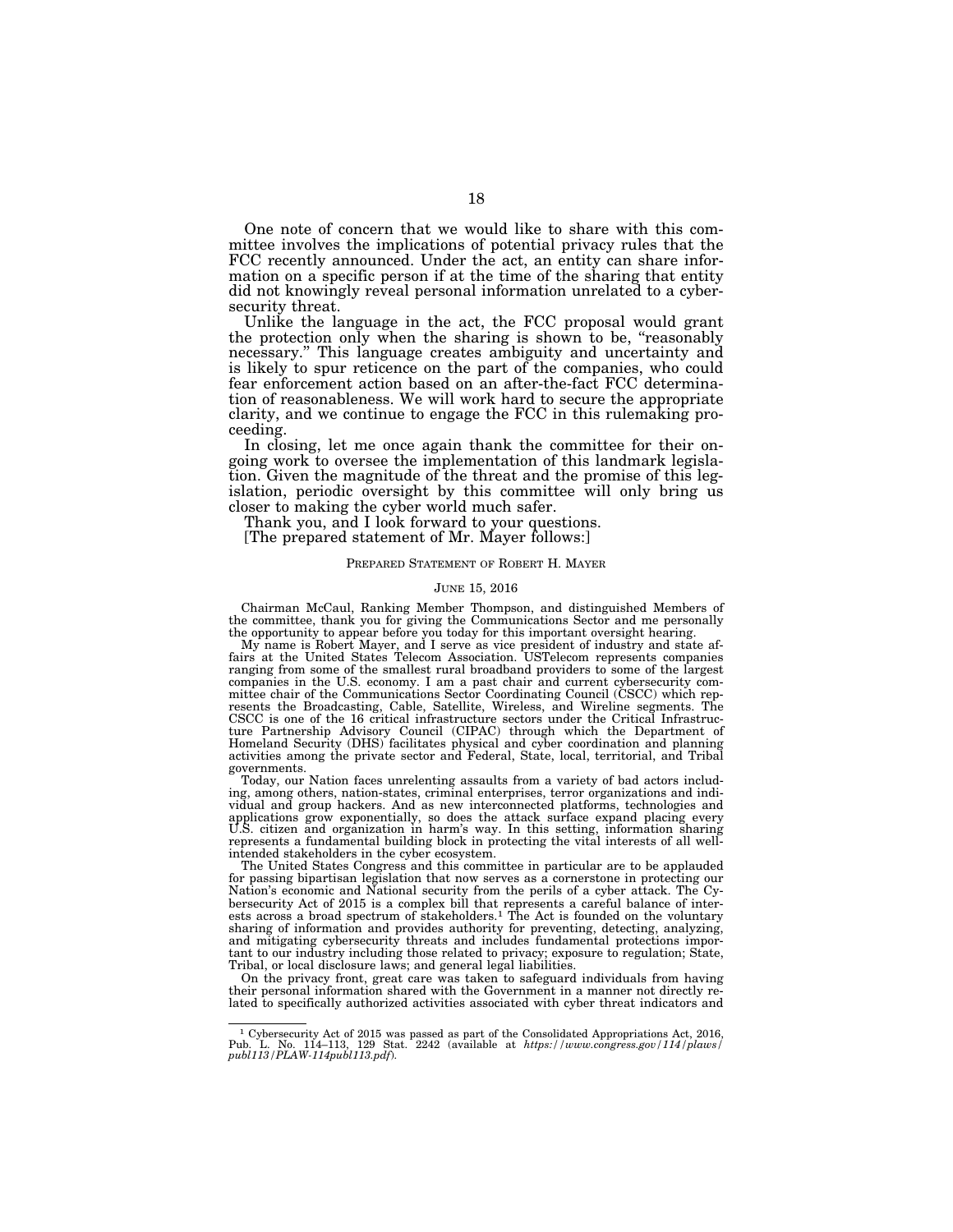One note of concern that we would like to share with this committee involves the implications of potential privacy rules that the FCC recently announced. Under the act, an entity can share information on a specific person if at the time of the sharing that entity did not knowingly reveal personal information unrelated to a cybersecurity threat.

Unlike the language in the act, the FCC proposal would grant the protection only when the sharing is shown to be, "reasonably necessary." This language creates ambiguity and uncertainty and is likely to spur reticence on the part of the companies, who could fear enforcement action based on an after-the-fact FCC determination of reasonableness. We will work hard to secure the appropriate clarity, and we continue to engage the FCC in this rulemaking proceeding.

In closing, let me once again thank the committee for their ongoing work to oversee the implementation of this landmark legislation. Given the magnitude of the threat and the promise of this legislation, periodic oversight by this committee will only bring us closer to making the cyber world much safer.

Thank you, and I look forward to your questions.

[The prepared statement of Mr. Mayer follows:]

PREPARED STATEMENT OF ROBERT H. MAYER

JUNE 15, 2016

Chairman McCaul, Ranking Member Thompson, and distinguished Members of the committee, thank you for giving the Communications Sector and me personally the opportunity to appear before you today for this important oversight hearing.

My name is Robert Mayer, and I serve as vice president of industry and state affairs at the United States Telecom Association. USTelecom represents companies ranging from some of the smallest rural broadband providers to some of the largest companies in the U.S. economy. I am a past chair and current cybersecurity committee chair of the Communications Sector Coordinating Council (CSCC) which represents the Broadcasting, Cable, Satellite, Wireless, and Wireline segments. The CSCC is one of the 16 critical infrastructure sectors under the Critical Infrastructure Partnership Advisory Council (CIPAC) through which the Department of Homeland Security (DHS) facilitates physical and cyber coordination and planning activities among the private sector and Federal, State, local, territorial, and Tribal governments.

Today, our Nation faces unrelenting assaults from a variety of bad actors including, among others, nation-states, criminal enterprises, terror organizations and individual and group hackers. And as new interconnected platforms, technologies and applications grow exponentially, so does the attack surface expand placing every U.S. citizen and organization in harm's way. In this setting, information sharing represents a fundamental building block in protecting the vital interests of all well-intended stakeholders in the cyber ecosystem.

The United States Congress and this committee in particular are to be applauded for passing bipartisan legislation that now serves as a cornerstone in protecting our Nation's economic and National security from the perils of a cyber attack. The Cybersecurity Act of 2015 is a complex bill that represents a careful balance of interests across a broad spectrum of stakeholders.[1] The Act is founded on the voluntary sharing of information and provides authority for preventing, detecting, analyzing, and mitigating cybersecurity threats and includes fundamental protections important to our industry including those related to privacy; exposure to regulation; State, Tribal, or local disclosure laws; and general legal liabilities.

On the privacy front, great care was taken to safeguard individuals from having their personal information shared with the Government in a manner not directly related to specifically authorized activities associated with cyber threat indicators and

[1] Cybersecurity Act of 2015 was passed as part of the Consolidated Appropriations Act, 2016, Pub. L. No. 114–113, 129 Stat. 2242 (available at *https://www.congress.gov/114/plaws/publ113/PLAW-114publ113.pdf*).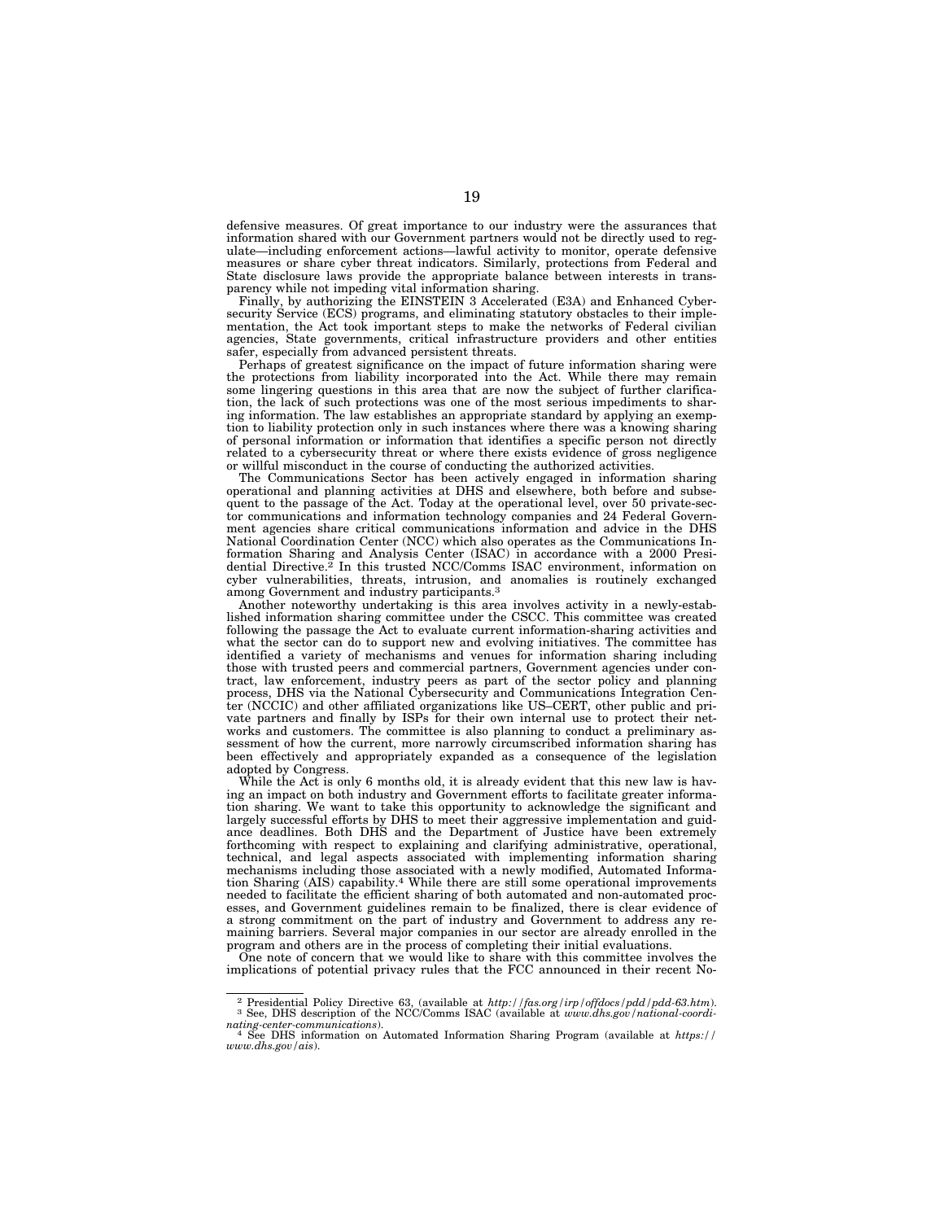defensive measures. Of great importance to our industry were the assurances that information shared with our Government partners would not be directly used to regulate—including enforcement actions—lawful activity to monitor, operate defensive measures or share cyber threat indicators. Similarly, protections from Federal and State disclosure laws provide the appropriate balance between interests in transparency while not impeding vital information sharing.

Finally, by authorizing the EINSTEIN 3 Accelerated (E3A) and Enhanced Cybersecurity Service (ECS) programs, and eliminating statutory obstacles to their implementation, the Act took important steps to make the networks of Federal civilian agencies, State governments, critical infrastructure providers and other entities safer, especially from advanced persistent threats.

Perhaps of greatest significance on the impact of future information sharing were the protections from liability incorporated into the Act. While there may remain some lingering questions in this area that are now the subject of further clarification, the lack of such protections was one of the most serious impediments to sharing information. The law establishes an appropriate standard by applying an exemption to liability protection only in such instances where there was a knowing sharing of personal information or information that identifies a specific person not directly related to a cybersecurity threat or where there exists evidence of gross negligence or willful misconduct in the course of conducting the authorized activities.

The Communications Sector has been actively engaged in information sharing operational and planning activities at DHS and elsewhere, both before and subsequent to the passage of the Act. Today at the operational level, over 50 private-sector communications and information technology companies and 24 Federal Government agencies share critical communications information and advice in the DHS National Coordination Center (NCC) which also operates as the Communications Information Sharing and Analysis Center (ISAC) in accordance with a 2000 Presidential Directive.[2] In this trusted NCC/Comms ISAC environment, information on cyber vulnerabilities, threats, intrusion, and anomalies is routinely exchanged among Government and industry participants.[3]

Another noteworthy undertaking is this area involves activity in a newly-established information sharing committee under the CSCC. This committee was created following the passage the Act to evaluate current information-sharing activities and what the sector can do to support new and evolving initiatives. The committee has identified a variety of mechanisms and venues for information sharing including those with trusted peers and commercial partners, Government agencies under contract, law enforcement, industry peers as part of the sector policy and planning process, DHS via the National Cybersecurity and Communications Integration Center (NCCIC) and other affiliated organizations like US–CERT, other public and private partners and finally by ISPs for their own internal use to protect their networks and customers. The committee is also planning to conduct a preliminary assessment of how the current, more narrowly circumscribed information sharing has been effectively and appropriately expanded as a consequence of the legislation adopted by Congress.

While the Act is only 6 months old, it is already evident that this new law is having an impact on both industry and Government efforts to facilitate greater information sharing. We want to take this opportunity to acknowledge the significant and largely successful efforts by DHS to meet their aggressive implementation and guidance deadlines. Both DHS and the Department of Justice have been extremely forthcoming with respect to explaining and clarifying administrative, operational, technical, and legal aspects associated with implementing information sharing mechanisms including those associated with a newly modified, Automated Information Sharing (AIS) capability.[4] While there are still some operational improvements needed to facilitate the efficient sharing of both automated and non-automated processes, and Government guidelines remain to be finalized, there is clear evidence of a strong commitment on the part of industry and Government to address any remaining barriers. Several major companies in our sector are already enrolled in the program and others are in the process of completing their initial evaluations.

One note of concern that we would like to share with this committee involves the implications of potential privacy rules that the FCC announced in their recent No-

---

[2] Presidential Policy Directive 63, (available at *http://fas.org/irp/offdocs/pdd/pdd-63.htm*).

[3] See, DHS description of the NCC/Comms ISAC (available at *www.dhs.gov/national-coordinating-center-communications*).

[4] See DHS information on Automated Information Sharing Program (available at *https://www.dhs.gov/ais*).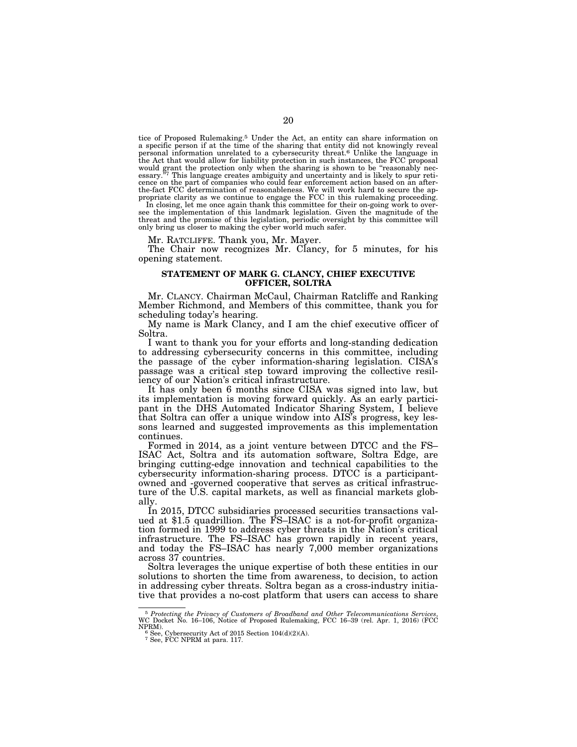tice of Proposed Rulemaking.[5] Under the Act, an entity can share information on a specific person if at the time of the sharing that entity did not knowingly reveal personal information unrelated to a cybersecurity threat.[6] Unlike the language in the Act that would allow for liability protection in such instances, the FCC proposal would grant the protection only when the sharing is shown to be "reasonably necessary."[7] This language creates ambiguity and uncertainty and is likely to spur reticence on the part of companies who could fear enforcement action based on an after-the-fact FCC determination of reasonableness. We will work hard to secure the appropriate clarity as we continue to engage the FCC in this rulemaking proceeding.

In closing, let me once again thank this committee for their on-going work to oversee the implementation of this landmark legislation. Given the magnitude of the threat and the promise of this legislation, periodic oversight by this committee will only bring us closer to making the cyber world much safer.

Mr. RATCLIFFE. Thank you, Mr. Mayer.

The Chair now recognizes Mr. Clancy, for 5 minutes, for his opening statement.

## STATEMENT OF MARK G. CLANCY, CHIEF EXECUTIVE OFFICER, SOLTRA

Mr. CLANCY. Chairman McCaul, Chairman Ratcliffe and Ranking Member Richmond, and Members of this committee, thank you for scheduling today's hearing.

My name is Mark Clancy, and I am the chief executive officer of Soltra.

I want to thank you for your efforts and long-standing dedication to addressing cybersecurity concerns in this committee, including the passage of the cyber information-sharing legislation. CISA's passage was a critical step toward improving the collective resiliency of our Nation's critical infrastructure.

It has only been 6 months since CISA was signed into law, but its implementation is moving forward quickly. As an early participant in the DHS Automated Indicator Sharing System, I believe that Soltra can offer a unique window into AIS's progress, key lessons learned and suggested improvements as this implementation continues.

Formed in 2014, as a joint venture between DTCC and the FS–ISAC Act, Soltra and its automation software, Soltra Edge, are bringing cutting-edge innovation and technical capabilities to the cybersecurity information-sharing process. DTCC is a participant-owned and -governed cooperative that serves as critical infrastructure of the U.S. capital markets, as well as financial markets globally.

In 2015, DTCC subsidiaries processed securities transactions valued at $1.5 quadrillion. The FS–ISAC is a not-for-profit organization formed in 1999 to address cyber threats in the Nation's critical infrastructure. The FS–ISAC has grown rapidly in recent years, and today the FS–ISAC has nearly 7,000 member organizations across 37 countries.

Soltra leverages the unique expertise of both these entities in our solutions to shorten the time from awareness, to decision, to action in addressing cyber threats. Soltra began as a cross-industry initiative that provides a no-cost platform that users can access to share

[5] *Protecting the Privacy of Customers of Broadband and Other Telecommunications Services*, WC Docket No. 16–106, Notice of Proposed Rulemaking, FCC 16–39 (rel. Apr. 1, 2016) (FCC NPRM).

[6] See, Cybersecurity Act of 2015 Section 104(d)(2)(A).

[7] See, FCC NPRM at para. 117.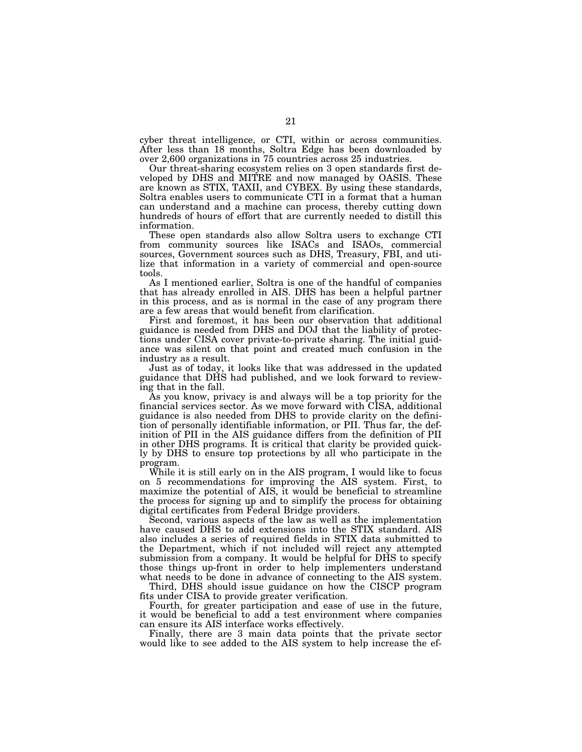cyber threat intelligence, or CTI, within or across communities. After less than 18 months, Soltra Edge has been downloaded by over 2,600 organizations in 75 countries across 25 industries.

Our threat-sharing ecosystem relies on 3 open standards first developed by DHS and MITRE and now managed by OASIS. These are known as STIX, TAXII, and CYBEX. By using these standards, Soltra enables users to communicate CTI in a format that a human can understand and a machine can process, thereby cutting down hundreds of hours of effort that are currently needed to distill this information.

These open standards also allow Soltra users to exchange CTI from community sources like ISACs and ISAOs, commercial sources, Government sources such as DHS, Treasury, FBI, and utilize that information in a variety of commercial and open-source tools.

As I mentioned earlier, Soltra is one of the handful of companies that has already enrolled in AIS. DHS has been a helpful partner in this process, and as is normal in the case of any program there are a few areas that would benefit from clarification.

First and foremost, it has been our observation that additional guidance is needed from DHS and DOJ that the liability of protections under CISA cover private-to-private sharing. The initial guidance was silent on that point and created much confusion in the industry as a result.

Just as of today, it looks like that was addressed in the updated guidance that DHS had published, and we look forward to reviewing that in the fall.

As you know, privacy is and always will be a top priority for the financial services sector. As we move forward with CISA, additional guidance is also needed from DHS to provide clarity on the definition of personally identifiable information, or PII. Thus far, the definition of PII in the AIS guidance differs from the definition of PII in other DHS programs. It is critical that clarity be provided quickly by DHS to ensure top protections by all who participate in the program.

While it is still early on in the AIS program, I would like to focus on 5 recommendations for improving the AIS system. First, to maximize the potential of AIS, it would be beneficial to streamline the process for signing up and to simplify the process for obtaining digital certificates from Federal Bridge providers.

Second, various aspects of the law as well as the implementation have caused DHS to add extensions into the STIX standard. AIS also includes a series of required fields in STIX data submitted to the Department, which if not included will reject any attempted submission from a company. It would be helpful for DHS to specify those things up-front in order to help implementers understand what needs to be done in advance of connecting to the AIS system.

Third, DHS should issue guidance on how the CISCP program fits under CISA to provide greater verification.

Fourth, for greater participation and ease of use in the future, it would be beneficial to add a test environment where companies can ensure its AIS interface works effectively.

Finally, there are 3 main data points that the private sector would like to see added to the AIS system to help increase the ef-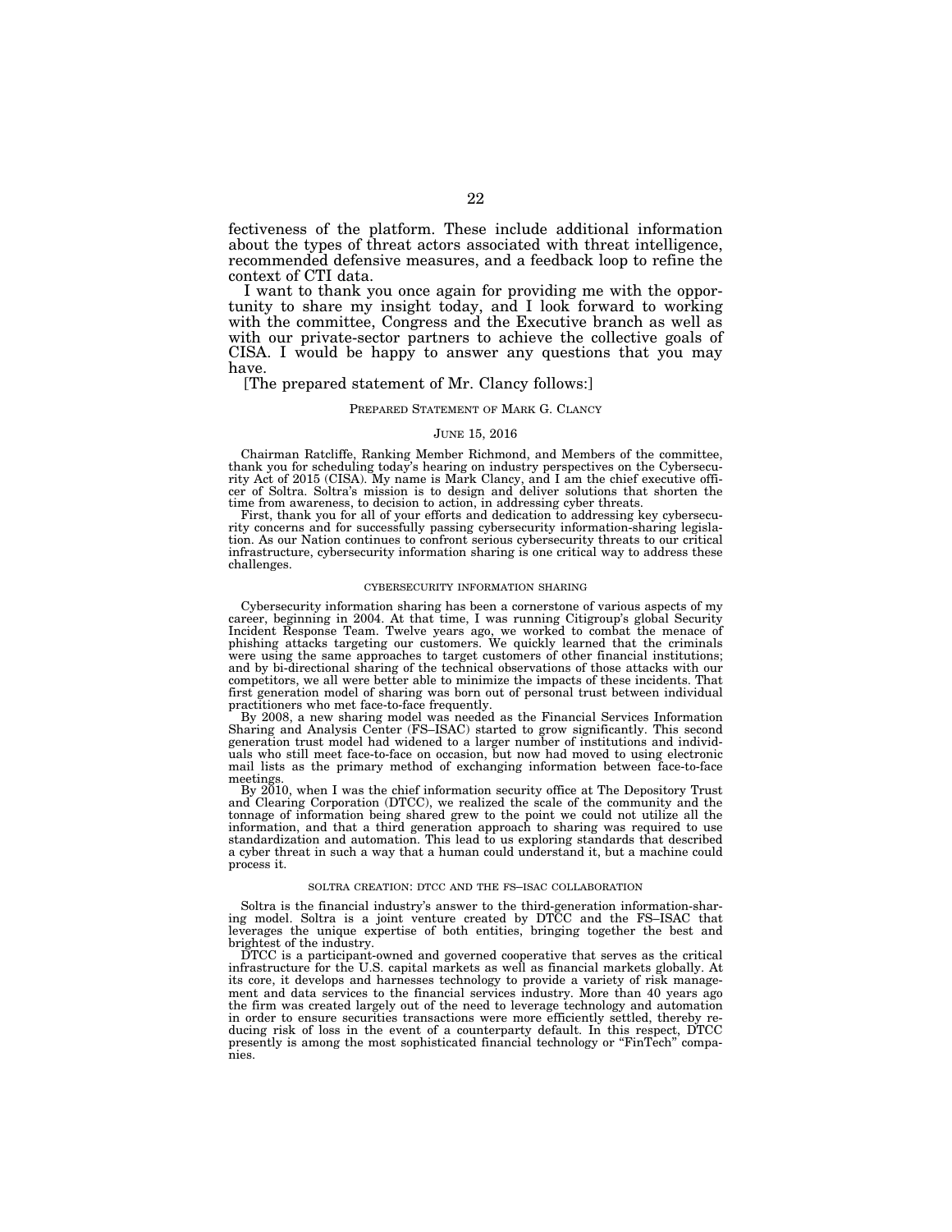fectiveness of the platform. These include additional information about the types of threat actors associated with threat intelligence, recommended defensive measures, and a feedback loop to refine the context of CTI data.

I want to thank you once again for providing me with the opportunity to share my insight today, and I look forward to working with the committee, Congress and the Executive branch as well as with our private-sector partners to achieve the collective goals of CISA. I would be happy to answer any questions that you may have.

[The prepared statement of Mr. Clancy follows:]

## PREPARED STATEMENT OF MARK G. CLANCY

JUNE 15, 2016

Chairman Ratcliffe, Ranking Member Richmond, and Members of the committee, thank you for scheduling today's hearing on industry perspectives on the Cybersecurity Act of 2015 (CISA). My name is Mark Clancy, and I am the chief executive officer of Soltra. Soltra's mission is to design and deliver solutions that shorten the time from awareness, to decision to action, in addressing cyber threats.

First, thank you for all of your efforts and dedication to addressing key cybersecurity concerns and for successfully passing cybersecurity information-sharing legislation. As our Nation continues to confront serious cybersecurity threats to our critical infrastructure, cybersecurity information sharing is one critical way to address these challenges.

### CYBERSECURITY INFORMATION SHARING

Cybersecurity information sharing has been a cornerstone of various aspects of my career, beginning in 2004. At that time, I was running Citigroup's global Security Incident Response Team. Twelve years ago, we worked to combat the menace of phishing attacks targeting our customers. We quickly learned that the criminals were using the same approaches to target customers of other financial institutions; and by bi-directional sharing of the technical observations of those attacks with our competitors, we all were better able to minimize the impacts of these incidents. That first generation model of sharing was born out of personal trust between individual practitioners who met face-to-face frequently.

By 2008, a new sharing model was needed as the Financial Services Information Sharing and Analysis Center (FS–ISAC) started to grow significantly. This second generation trust model had widened to a larger number of institutions and individuals who still meet face-to-face on occasion, but now had moved to using electronic mail lists as the primary method of exchanging information between face-to-face meetings.

By 2010, when I was the chief information security office at The Depository Trust and Clearing Corporation (DTCC), we realized the scale of the community and the tonnage of information being shared grew to the point we could not utilize all the information, and that a third generation approach to sharing was required to use standardization and automation. This lead to us exploring standards that described a cyber threat in such a way that a human could understand it, but a machine could process it.

### SOLTRA CREATION: DTCC AND THE FS–ISAC COLLABORATION

Soltra is the financial industry's answer to the third-generation information-sharing model. Soltra is a joint venture created by DTCC and the FS–ISAC that leverages the unique expertise of both entities, bringing together the best and brightest of the industry.

DTCC is a participant-owned and governed cooperative that serves as the critical infrastructure for the U.S. capital markets as well as financial markets globally. At its core, it develops and harnesses technology to provide a variety of risk management and data services to the financial services industry. More than 40 years ago the firm was created largely out of the need to leverage technology and automation in order to ensure securities transactions were more efficiently settled, thereby reducing risk of loss in the event of a counterparty default. In this respect, DTCC presently is among the most sophisticated financial technology or "FinTech" companies.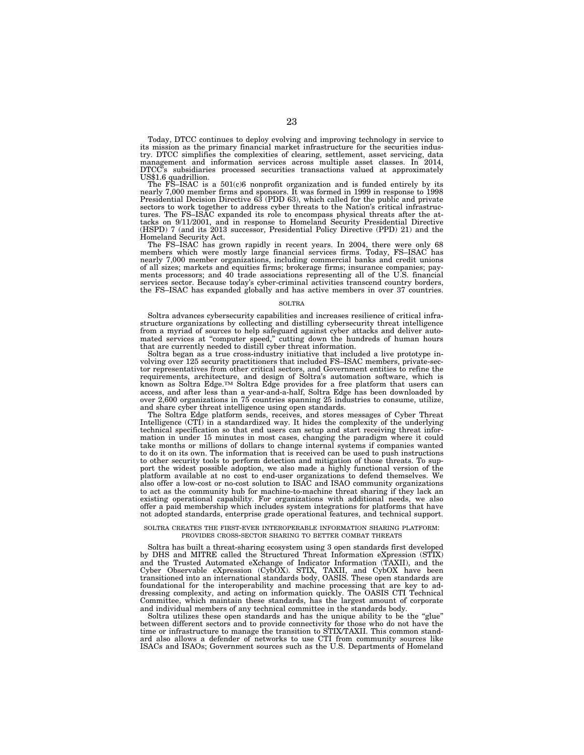Today, DTCC continues to deploy evolving and improving technology in service to its mission as the primary financial market infrastructure for the securities industry. DTCC simplifies the complexities of clearing, settlement, asset servicing, data management and information services across multiple asset classes. In 2014, DTCC's subsidiaries processed securities transactions valued at approximately US$1.6 quadrillion.

The FS–ISAC is a 501(c)6 nonprofit organization and is funded entirely by its nearly 7,000 member firms and sponsors. It was formed in 1999 in response to 1998 Presidential Decision Directive 63 (PDD 63), which called for the public and private sectors to work together to address cyber threats to the Nation's critical infrastructures. The FS–ISAC expanded its role to encompass physical threats after the attacks on 9/11/2001, and in response to Homeland Security Presidential Directive (HSPD) 7 (and its 2013 successor, Presidential Policy Directive (PPD) 21) and the Homeland Security Act.

The FS–ISAC has grown rapidly in recent years. In 2004, there were only 68 members which were mostly large financial services firms. Today, FS–ISAC has nearly 7,000 member organizations, including commercial banks and credit unions of all sizes; markets and equities firms; brokerage firms; insurance companies; payments processors; and 40 trade associations representing all of the U.S. financial services sector. Because today's cyber-criminal activities transcend country borders, the FS–ISAC has expanded globally and has active members in over 37 countries.

## SOLTRA

Soltra advances cybersecurity capabilities and increases resilience of critical infrastructure organizations by collecting and distilling cybersecurity threat intelligence from a myriad of sources to help safeguard against cyber attacks and deliver automated services at "computer speed," cutting down the hundreds of human hours that are currently needed to distill cyber threat information.

Soltra began as a true cross-industry initiative that included a live prototype involving over 125 security practitioners that included FS–ISAC members, private-sector representatives from other critical sectors, and Government entities to refine the requirements, architecture, and design of Soltra's automation software, which is known as Soltra Edge.™ Soltra Edge provides for a free platform that users can access, and after less than a year-and-a-half, Soltra Edge has been downloaded by over 2,600 organizations in 75 countries spanning 25 industries to consume, utilize, and share cyber threat intelligence using open standards.

The Soltra Edge platform sends, receives, and stores messages of Cyber Threat Intelligence (CTI) in a standardized way. It hides the complexity of the underlying technical specification so that end users can setup and start receiving threat information in under 15 minutes in most cases, changing the paradigm where it could take months or millions of dollars to change internal systems if companies wanted to do it on its own. The information that is received can be used to push instructions to other security tools to perform detection and mitigation of those threats. To support the widest possible adoption, we also made a highly functional version of the platform available at no cost to end-user organizations to defend themselves. We also offer a low-cost or no-cost solution to ISAC and ISAO community organizations to act as the community hub for machine-to-machine threat sharing if they lack an existing operational capability. For organizations with additional needs, we also offer a paid membership which includes system integrations for platforms that have not adopted standards, enterprise grade operational features, and technical support.

## SOLTRA CREATES THE FIRST-EVER INTEROPERABLE INFORMATION SHARING PLATFORM: PROVIDES CROSS-SECTOR SHARING TO BETTER COMBAT THREATS

Soltra has built a threat-sharing ecosystem using 3 open standards first developed by DHS and MITRE called the Structured Threat Information eXpression (STIX) and the Trusted Automated eXchange of Indicator Information (TAXII), and the Cyber Observable eXpression (CybOX). STIX, TAXII, and CybOX have been transitioned into an international standards body, OASIS. These open standards are foundational for the interoperability and machine processing that are key to addressing complexity, and acting on information quickly. The OASIS CTI Technical Committee, which maintain these standards, has the largest amount of corporate and individual members of any technical committee in the standards body.

Soltra utilizes these open standards and has the unique ability to be the "glue" between different sectors and to provide connectivity for those who do not have the time or infrastructure to manage the transition to STIX/TAXII. This common standard also allows a defender of networks to use CTI from community sources like ISACs and ISAOs; Government sources such as the U.S. Departments of Homeland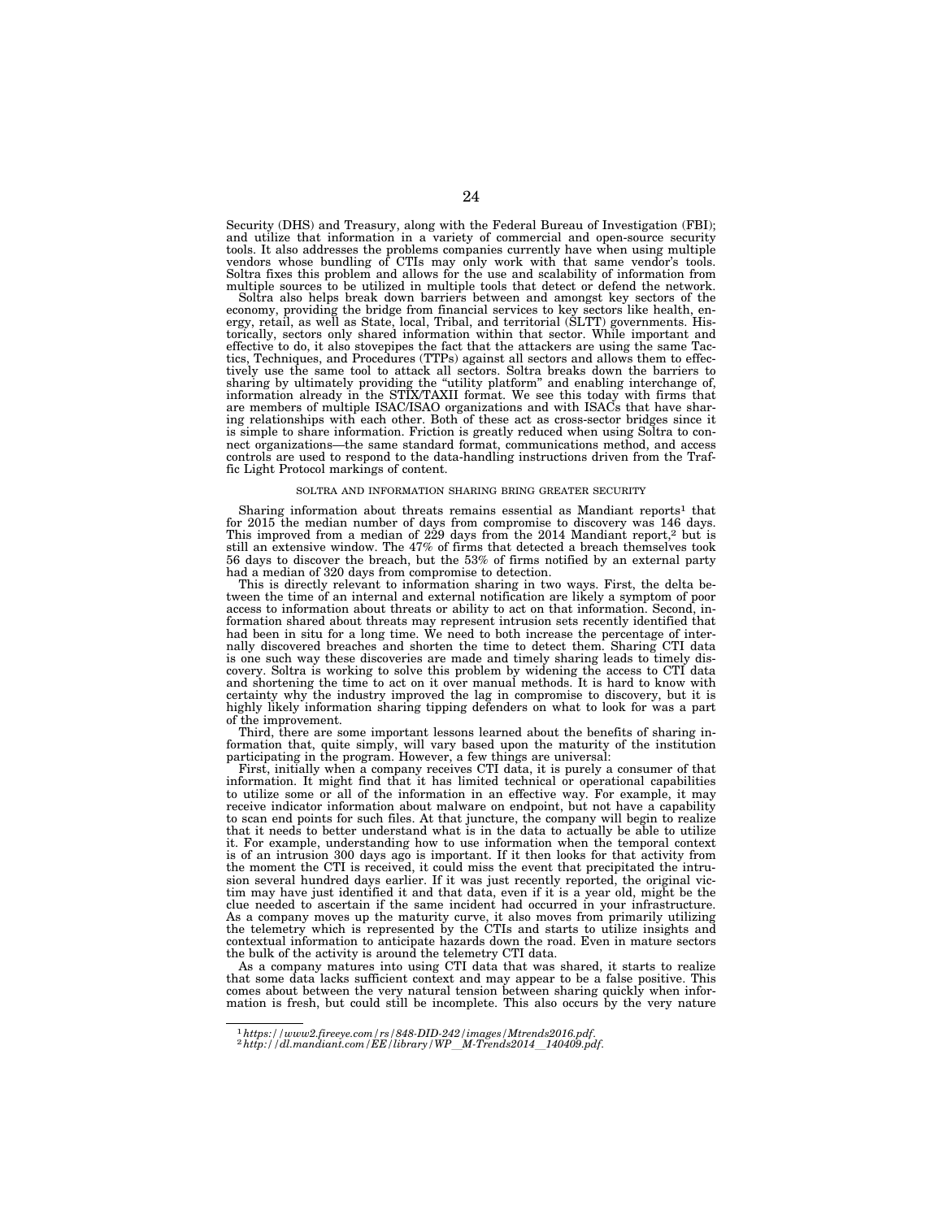Security (DHS) and Treasury, along with the Federal Bureau of Investigation (FBI); and utilize that information in a variety of commercial and open-source security tools. It also addresses the problems companies currently have when using multiple vendors whose bundling of CTIs may only work with that same vendor's tools. Soltra fixes this problem and allows for the use and scalability of information from multiple sources to be utilized in multiple tools that detect or defend the network.

Soltra also helps break down barriers between and amongst key sectors of the economy, providing the bridge from financial services to key sectors like health, energy, retail, as well as State, local, Tribal, and territorial (SLTT) governments. Historically, sectors only shared information within that sector. While important and effective to do, it also stovepipes the fact that the attackers are using the same Tactics, Techniques, and Procedures (TTPs) against all sectors and allows them to effectively use the same tool to attack all sectors. Soltra breaks down the barriers to sharing by ultimately providing the "utility platform" and enabling interchange of, information already in the STIX/TAXII format. We see this today with firms that are members of multiple ISAC/ISAO organizations and with ISACs that have sharing relationships with each other. Both of these act as cross-sector bridges since it is simple to share information. Friction is greatly reduced when using Soltra to connect organizations—the same standard format, communications method, and access controls are used to respond to the data-handling instructions driven from the Traffic Light Protocol markings of content.

SOLTRA AND INFORMATION SHARING BRING GREATER SECURITY

Sharing information about threats remains essential as Mandiant reports[1] that for 2015 the median number of days from compromise to discovery was 146 days. This improved from a median of 229 days from the 2014 Mandiant report,[2] but is still an extensive window. The 47% of firms that detected a breach themselves took 56 days to discover the breach, but the 53% of firms notified by an external party had a median of 320 days from compromise to detection.

This is directly relevant to information sharing in two ways. First, the delta between the time of an internal and external notification are likely a symptom of poor access to information about threats or ability to act on that information. Second, information shared about threats may represent intrusion sets recently identified that had been in situ for a long time. We need to both increase the percentage of internally discovered breaches and shorten the time to detect them. Sharing CTI data is one such way these discoveries are made and timely sharing leads to timely discovery. Soltra is working to solve this problem by widening the access to CTI data and shortening the time to act on it over manual methods. It is hard to know with certainty why the industry improved the lag in compromise to discovery, but it is highly likely information sharing tipping defenders on what to look for was a part of the improvement.

Third, there are some important lessons learned about the benefits of sharing information that, quite simply, will vary based upon the maturity of the institution participating in the program. However, a few things are universal:

First, initially when a company receives CTI data, it is purely a consumer of that information. It might find that it has limited technical or operational capabilities to utilize some or all of the information in an effective way. For example, it may receive indicator information about malware on endpoint, but not have a capability to scan end points for such files. At that juncture, the company will begin to realize that it needs to better understand what is in the data to actually be able to utilize it. For example, understanding how to use information when the temporal context is of an intrusion 300 days ago is important. If it then looks for that activity from the moment the CTI is received, it could miss the event that precipitated the intrusion several hundred days earlier. If it was just recently reported, the original victim may have just identified it and that data, even if it is a year old, might be the clue needed to ascertain if the same incident had occurred in your infrastructure. As a company moves up the maturity curve, it also moves from primarily utilizing the telemetry which is represented by the CTIs and starts to utilize insights and contextual information to anticipate hazards down the road. Even in mature sectors the bulk of the activity is around the telemetry CTI data.

As a company matures into using CTI data that was shared, it starts to realize that some data lacks sufficient context and may appear to be a false positive. This comes about between the very natural tension between sharing quickly when information is fresh, but could still be incomplete. This also occurs by the very nature

[1] *https://www2.fireeye.com/rs/848-DID-242/images/Mtrends2016.pdf.*
[2] *http://dl.mandiant.com/EE/library/WP_M-Trends2014_140409.pdf.*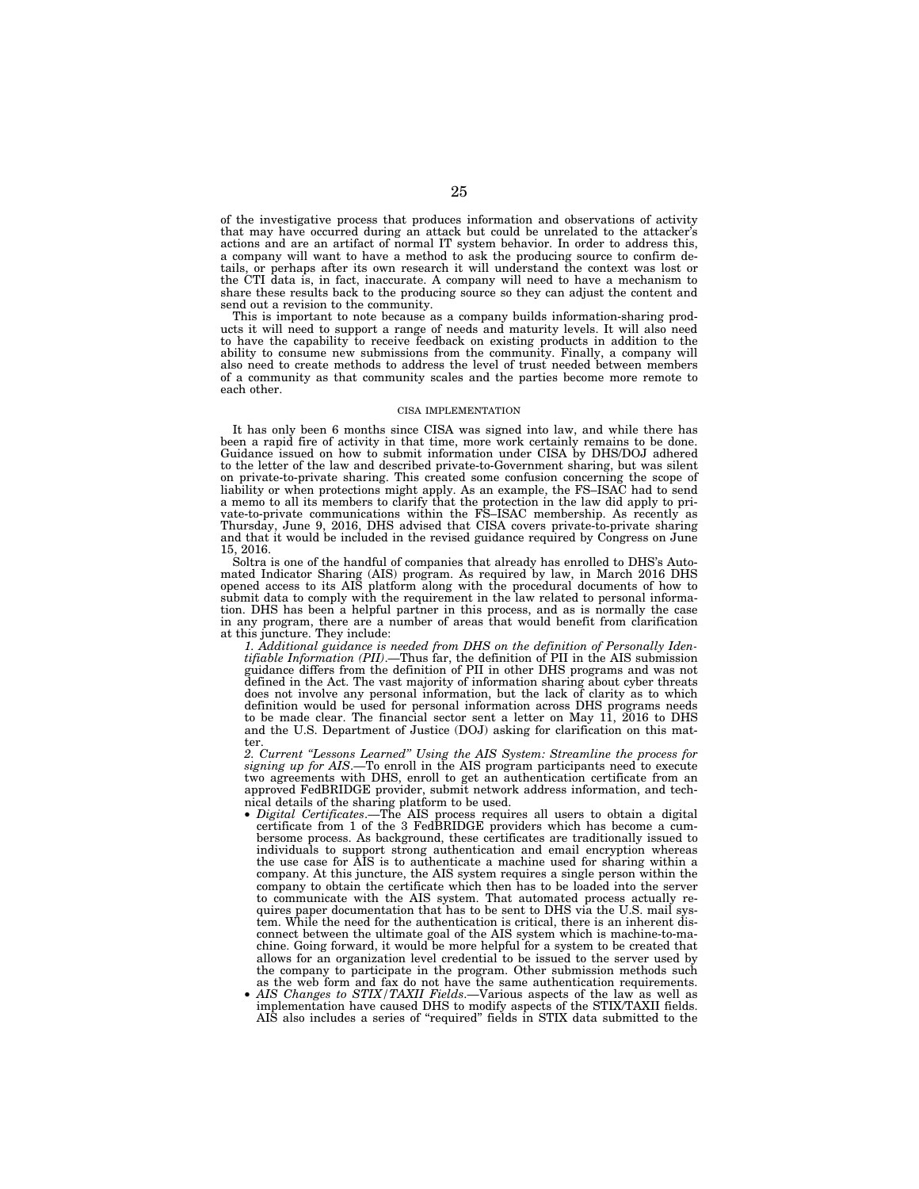of the investigative process that produces information and observations of activity that may have occurred during an attack but could be unrelated to the attacker's actions and are an artifact of normal IT system behavior. In order to address this, a company will want to have a method to ask the producing source to confirm details, or perhaps after its own research it will understand the context was lost or the CTI data is, in fact, inaccurate. A company will need to have a mechanism to share these results back to the producing source so they can adjust the content and send out a revision to the community.

This is important to note because as a company builds information-sharing products it will need to support a range of needs and maturity levels. It will also need to have the capability to receive feedback on existing products in addition to the ability to consume new submissions from the community. Finally, a company will also need to create methods to address the level of trust needed between members of a community as that community scales and the parties become more remote to each other.

## CISA IMPLEMENTATION

It has only been 6 months since CISA was signed into law, and while there has been a rapid fire of activity in that time, more work certainly remains to be done. Guidance issued on how to submit information under CISA by DHS/DOJ adhered to the letter of the law and described private-to-Government sharing, but was silent on private-to-private sharing. This created some confusion concerning the scope of liability or when protections might apply. As an example, the FS–ISAC had to send a memo to all its members to clarify that the protection in the law did apply to private-to-private communications within the FS–ISAC membership. As recently as Thursday, June 9, 2016, DHS advised that CISA covers private-to-private sharing and that it would be included in the revised guidance required by Congress on June 15, 2016.

Soltra is one of the handful of companies that already has enrolled to DHS's Automated Indicator Sharing (AIS) program. As required by law, in March 2016 DHS opened access to its AIS platform along with the procedural documents of how to submit data to comply with the requirement in the law related to personal information. DHS has been a helpful partner in this process, and as is normally the case in any program, there are a number of areas that would benefit from clarification at this juncture. They include:

1. *Additional guidance is needed from DHS on the definition of Personally Identifiable Information (PII).*—Thus far, the definition of PII in the AIS submission guidance differs from the definition of PII in other DHS programs and was not defined in the Act. The vast majority of information sharing about cyber threats does not involve any personal information, but the lack of clarity as to which definition would be used for personal information across DHS programs needs to be made clear. The financial sector sent a letter on May 11, 2016 to DHS and the U.S. Department of Justice (DOJ) asking for clarification on this matter.

2. *Current "Lessons Learned" Using the AIS System: Streamline the process for signing up for AIS.*—To enroll in the AIS program participants need to execute two agreements with DHS, enroll to get an authentication certificate from an approved FedBRIDGE provider, submit network address information, and technical details of the sharing platform to be used.

- *Digital Certificates.*—The AIS process requires all users to obtain a digital certificate from 1 of the 3 FedBRIDGE providers which has become a cumbersome process. As background, these certificates are traditionally issued to individuals to support strong authentication and email encryption whereas the use case for AIS is to authenticate a machine used for sharing within a company. At this juncture, the AIS system requires a single person within the company to obtain the certificate which then has to be loaded into the server to communicate with the AIS system. That automated process actually requires paper documentation that has to be sent to DHS via the U.S. mail system. While the need for the authentication is critical, there is an inherent disconnect between the ultimate goal of the AIS system which is machine-to-machine. Going forward, it would be more helpful for a system to be created that allows for an organization level credential to be issued to the server used by the company to participate in the program. Other submission methods such as the web form and fax do not have the same authentication requirements.
- *AIS Changes to STIX/TAXII Fields.*—Various aspects of the law as well as implementation have caused DHS to modify aspects of the STIX/TAXII fields. AIS also includes a series of "required" fields in STIX data submitted to the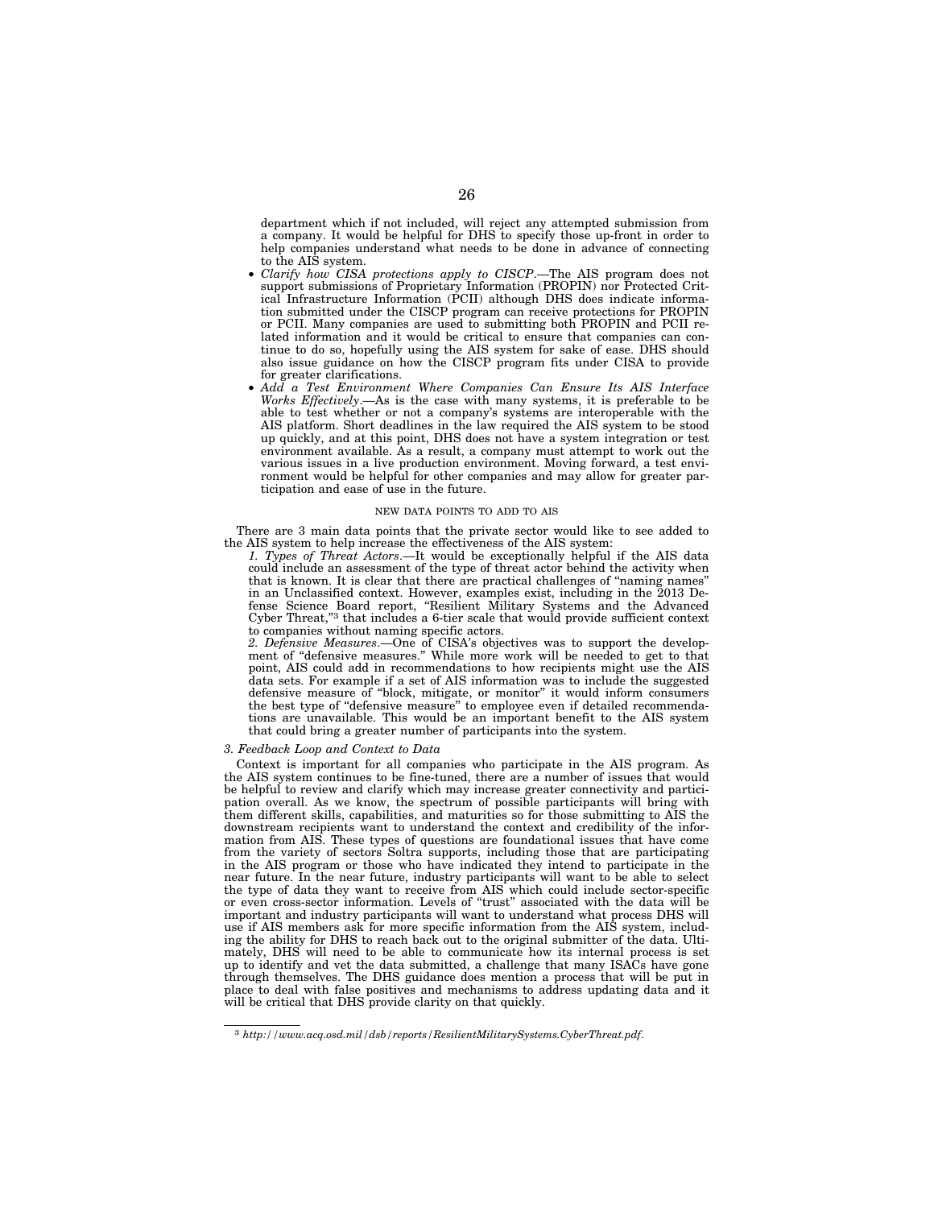department which if not included, will reject any attempted submission from a company. It would be helpful for DHS to specify those up-front in order to help companies understand what needs to be done in advance of connecting to the AIS system.

- *Clarify how CISA protections apply to CISCP*.—The AIS program does not support submissions of Proprietary Information (PROPIN) nor Protected Critical Infrastructure Information (PCII) although DHS does indicate information submitted under the CISCP program can receive protections for PROPIN or PCII. Many companies are used to submitting both PROPIN and PCII related information and it would be critical to ensure that companies can continue to do so, hopefully using the AIS system for sake of ease. DHS should also issue guidance on how the CISCP program fits under CISA to provide for greater clarifications.
- *Add a Test Environment Where Companies Can Ensure Its AIS Interface Works Effectively*.—As is the case with many systems, it is preferable to be able to test whether or not a company's systems are interoperable with the AIS platform. Short deadlines in the law required the AIS system to be stood up quickly, and at this point, DHS does not have a system integration or test environment available. As a result, a company must attempt to work out the various issues in a live production environment. Moving forward, a test environment would be helpful for other companies and may allow for greater participation and ease of use in the future.

## NEW DATA POINTS TO ADD TO AIS

There are 3 main data points that the private sector would like to see added to the AIS system to help increase the effectiveness of the AIS system:

*1. Types of Threat Actors*.—It would be exceptionally helpful if the AIS data could include an assessment of the type of threat actor behind the activity when that is known. It is clear that there are practical challenges of "naming names" in an Unclassified context. However, examples exist, including in the 2013 Defense Science Board report, "Resilient Military Systems and the Advanced Cyber Threat,"[3] that includes a 6-tier scale that would provide sufficient context to companies without naming specific actors.

*2. Defensive Measures*.—One of CISA's objectives was to support the development of "defensive measures." While more work will be needed to get to that point, AIS could add in recommendations to how recipients might use the AIS data sets. For example if a set of AIS information was to include the suggested defensive measure of "block, mitigate, or monitor" it would inform consumers the best type of "defensive measure" to employee even if detailed recommendations are unavailable. This would be an important benefit to the AIS system that could bring a greater number of participants into the system.

### *3. Feedback Loop and Context to Data*

Context is important for all companies who participate in the AIS program. As the AIS system continues to be fine-tuned, there are a number of issues that would be helpful to review and clarify which may increase greater connectivity and participation overall. As we know, the spectrum of possible participants will bring with them different skills, capabilities, and maturities so for those submitting to AIS the downstream recipients want to understand the context and credibility of the information from AIS. These types of questions are foundational issues that have come from the variety of sectors Soltra supports, including those that are participating in the AIS program or those who have indicated they intend to participate in the near future. In the near future, industry participants will want to be able to select the type of data they want to receive from AIS which could include sector-specific or even cross-sector information. Levels of "trust" associated with the data will be important and industry participants will want to understand what process DHS will use if AIS members ask for more specific information from the AIS system, including the ability for DHS to reach back out to the original submitter of the data. Ultimately, DHS will need to be able to communicate how its internal process is set up to identify and vet the data submitted, a challenge that many ISACs have gone through themselves. The DHS guidance does mention a process that will be put in place to deal with false positives and mechanisms to address updating data and it will be critical that DHS provide clarity on that quickly.

---

[3] *http://www.acq.osd.mil/dsb/reports/ResilientMilitarySystems.CyberThreat.pdf*.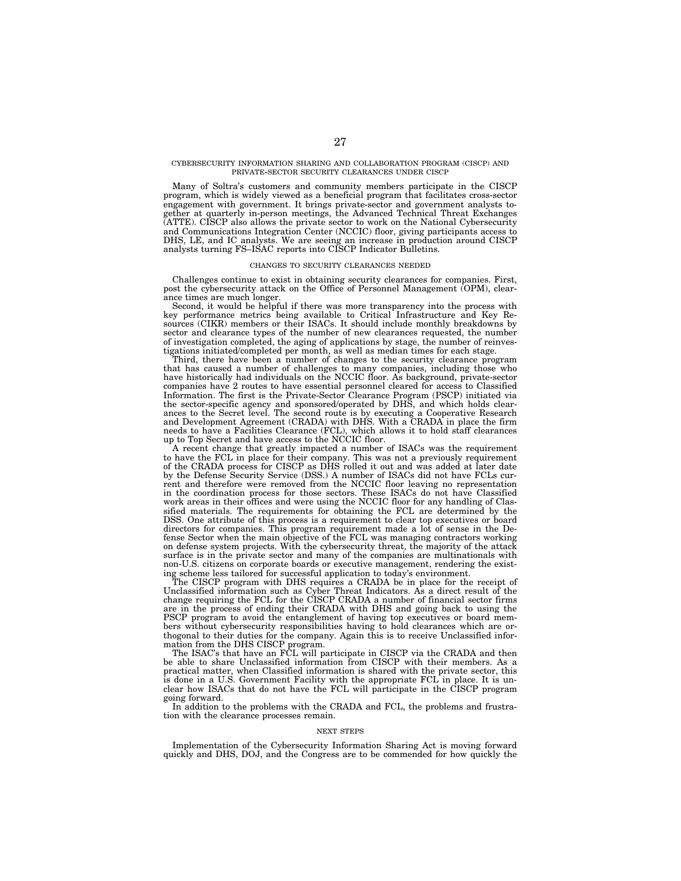## CYBERSECURITY INFORMATION SHARING AND COLLABORATION PROGRAM (CISCP) AND PRIVATE-SECTOR SECURITY CLEARANCES UNDER CISCP

Many of Soltra's customers and community members participate in the CISCP program, which is widely viewed as a beneficial program that facilitates cross-sector engagement with government. It brings private-sector and government analysts together at quarterly in-person meetings, the Advanced Technical Threat Exchanges (ATTE). CISCP also allows the private sector to work on the National Cybersecurity and Communications Integration Center (NCCIC) floor, giving participants access to DHS, LE, and IC analysts. We are seeing an increase in production around CISCP analysts turning FS–ISAC reports into CISCP Indicator Bulletins.

### CHANGES TO SECURITY CLEARANCES NEEDED

Challenges continue to exist in obtaining security clearances for companies. First, post the cybersecurity attack on the Office of Personnel Management (OPM), clearance times are much longer.

Second, it would be helpful if there was more transparency into the process with key performance metrics being available to Critical Infrastructure and Key Resources (CIKR) members or their ISACs. It should include monthly breakdowns by sector and clearance types of the number of new clearances requested, the number of investigation completed, the aging of applications by stage, the number of reinvestigations initiated/completed per month, as well as median times for each stage.

Third, there have been a number of changes to the security clearance program that has caused a number of challenges to many companies, including those who have historically had individuals on the NCCIC floor. As background, private-sector companies have 2 routes to have essential personnel cleared for access to Classified Information. The first is the Private-Sector Clearance Program (PSCP) initiated via the sector-specific agency and sponsored/operated by DHS, and which holds clearances to the Secret level. The second route is by executing a Cooperative Research and Development Agreement (CRADA) with DHS. With a CRADA in place the firm needs to have a Facilities Clearance (FCL), which allows it to hold staff clearances up to Top Secret and have access to the NCCIC floor.

A recent change that greatly impacted a number of ISACs was the requirement to have the FCL in place for their company. This was not a previously requirement of the CRADA process for CISCP as DHS rolled it out and was added at later date by the Defense Security Service (DSS.) A number of ISACs did not have FCLs current and therefore were removed from the NCCIC floor leaving no representation in the coordination process for those sectors. These ISACs do not have Classified work areas in their offices and were using the NCCIC floor for any handling of Classified materials. The requirements for obtaining the FCL are determined by the DSS. One attribute of this process is a requirement to clear top executives or board directors for companies. This program requirement made a lot of sense in the Defense Sector when the main objective of the FCL was managing contractors working on defense system projects. With the cybersecurity threat, the majority of the attack surface is in the private sector and many of the companies are multinationals with non-U.S. citizens on corporate boards or executive management, rendering the existing scheme less tailored for successful application to today's environment.

The CISCP program with DHS requires a CRADA be in place for the receipt of Unclassified information such as Cyber Threat Indicators. As a direct result of the change requiring the FCL for the CISCP CRADA a number of financial sector firms are in the process of ending their CRADA with DHS and going back to using the PSCP program to avoid the entanglement of having top executives or board members without cybersecurity responsibilities having to hold clearances which are orthogonal to their duties for the company. Again this is to receive Unclassified information from the DHS CISCP program.

The ISAC's that have an FCL will participate in CISCP via the CRADA and then be able to share Unclassified information from CISCP with their members. As a practical matter, when Classified information is shared with the private sector, this is done in a U.S. Government Facility with the appropriate FCL in place. It is unclear how ISACs that do not have the FCL will participate in the CISCP program going forward.

In addition to the problems with the CRADA and FCL, the problems and frustration with the clearance processes remain.

### NEXT STEPS

Implementation of the Cybersecurity Information Sharing Act is moving forward quickly and DHS, DOJ, and the Congress are to be commended for how quickly the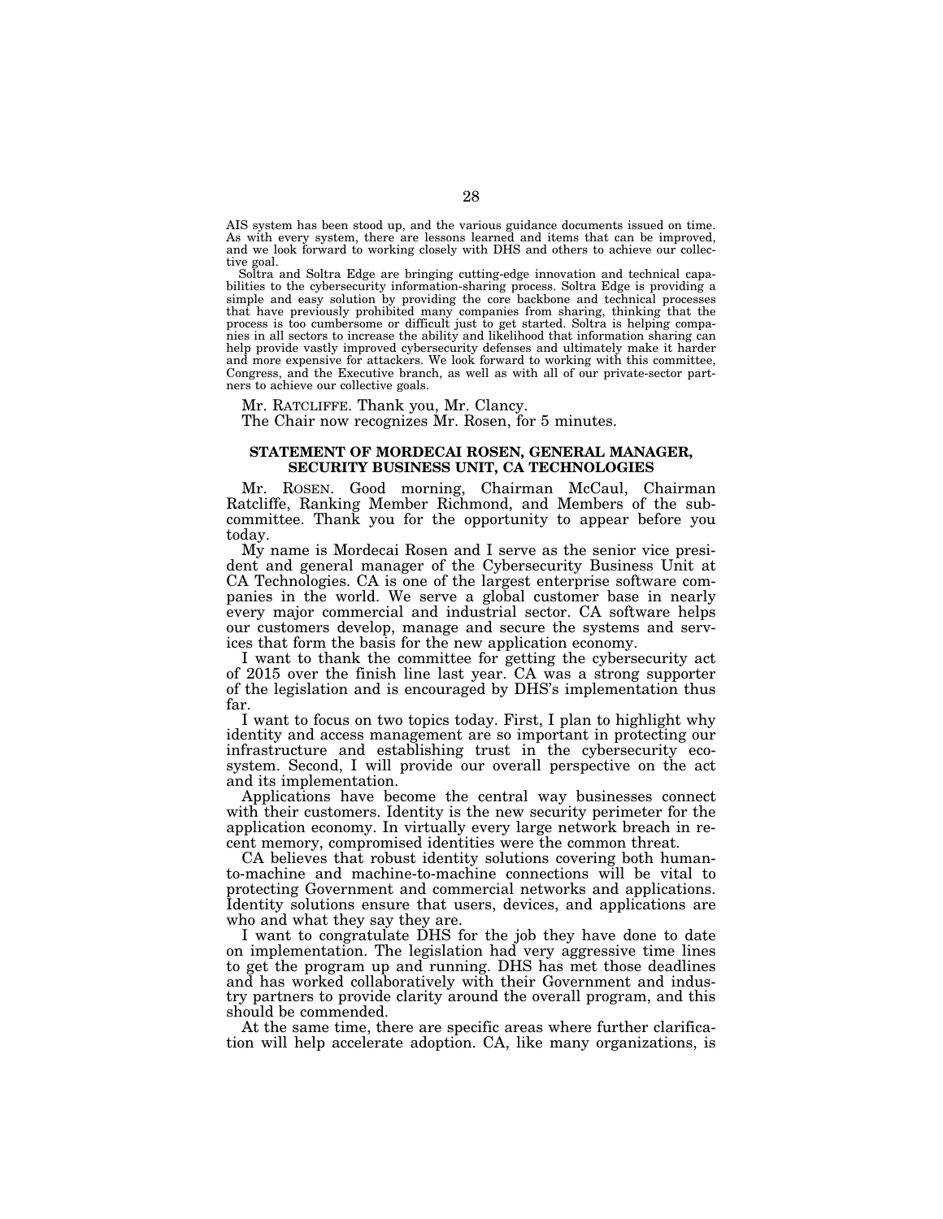AIS system has been stood up, and the various guidance documents issued on time. As with every system, there are lessons learned and items that can be improved, and we look forward to working closely with DHS and others to achieve our collective goal.

Soltra and Soltra Edge are bringing cutting-edge innovation and technical capabilities to the cybersecurity information-sharing process. Soltra Edge is providing a simple and easy solution by providing the core backbone and technical processes that have previously prohibited many companies from sharing, thinking that the process is too cumbersome or difficult just to get started. Soltra is helping companies in all sectors to increase the ability and likelihood that information sharing can help provide vastly improved cybersecurity defenses and ultimately make it harder and more expensive for attackers. We look forward to working with this committee, Congress, and the Executive branch, as well as with all of our private-sector partners to achieve our collective goals.

Mr. RATCLIFFE. Thank you, Mr. Clancy.

The Chair now recognizes Mr. Rosen, for 5 minutes.

### STATEMENT OF MORDECAI ROSEN, GENERAL MANAGER, SECURITY BUSINESS UNIT, CA TECHNOLOGIES

Mr. ROSEN. Good morning, Chairman McCaul, Chairman Ratcliffe, Ranking Member Richmond, and Members of the subcommittee. Thank you for the opportunity to appear before you today.

My name is Mordecai Rosen and I serve as the senior vice president and general manager of the Cybersecurity Business Unit at CA Technologies. CA is one of the largest enterprise software companies in the world. We serve a global customer base in nearly every major commercial and industrial sector. CA software helps our customers develop, manage and secure the systems and services that form the basis for the new application economy.

I want to thank the committee for getting the cybersecurity act of 2015 over the finish line last year. CA was a strong supporter of the legislation and is encouraged by DHS's implementation thus far.

I want to focus on two topics today. First, I plan to highlight why identity and access management are so important in protecting our infrastructure and establishing trust in the cybersecurity ecosystem. Second, I will provide our overall perspective on the act and its implementation.

Applications have become the central way businesses connect with their customers. Identity is the new security perimeter for the application economy. In virtually every large network breach in recent memory, compromised identities were the common threat.

CA believes that robust identity solutions covering both human-to-machine and machine-to-machine connections will be vital to protecting Government and commercial networks and applications. Identity solutions ensure that users, devices, and applications are who and what they say they are.

I want to congratulate DHS for the job they have done to date on implementation. The legislation had very aggressive time lines to get the program up and running. DHS has met those deadlines and has worked collaboratively with their Government and industry partners to provide clarity around the overall program, and this should be commended.

At the same time, there are specific areas where further clarification will help accelerate adoption. CA, like many organizations, is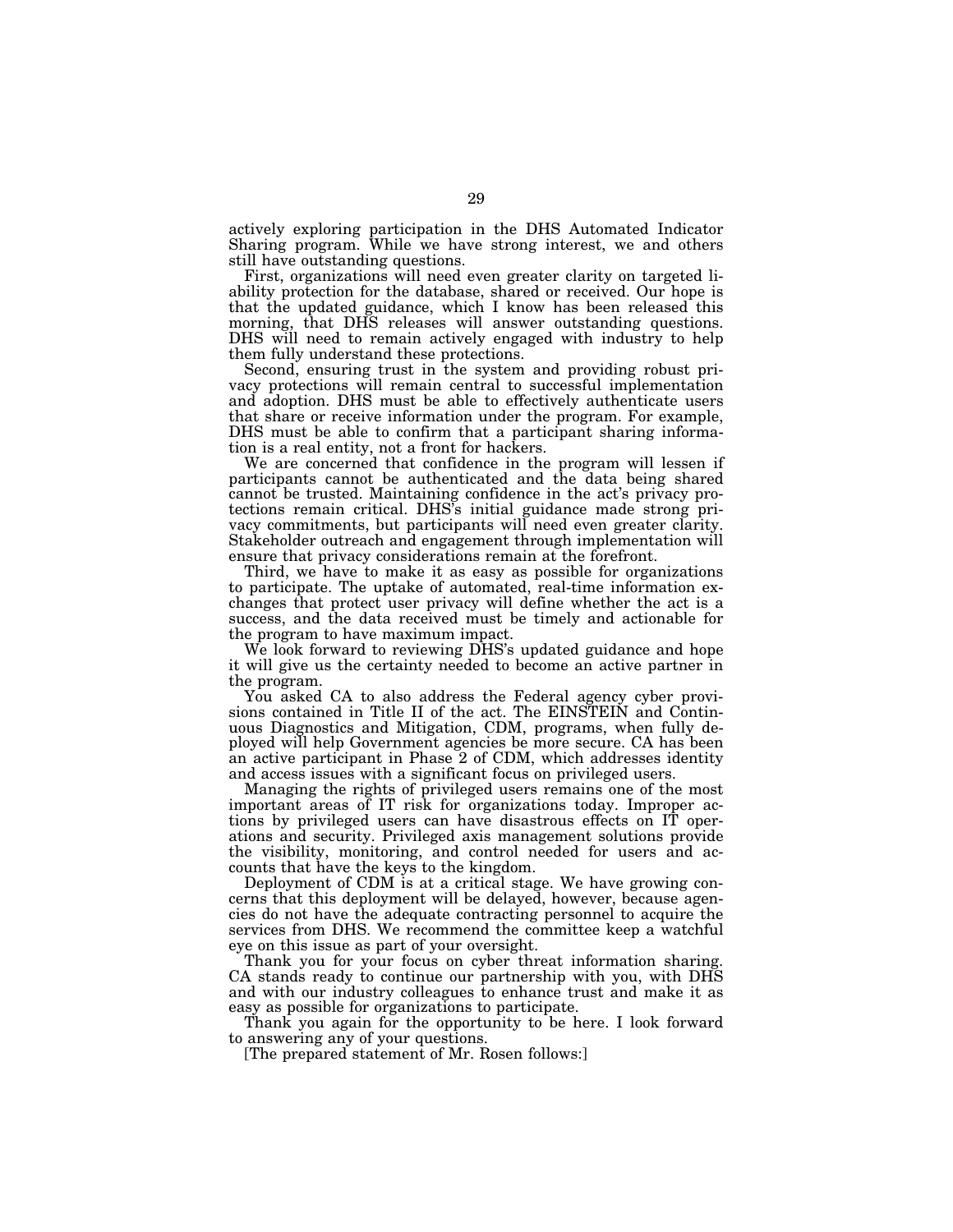actively exploring participation in the DHS Automated Indicator Sharing program. While we have strong interest, we and others still have outstanding questions.

First, organizations will need even greater clarity on targeted liability protection for the database, shared or received. Our hope is that the updated guidance, which I know has been released this morning, that DHS releases will answer outstanding questions. DHS will need to remain actively engaged with industry to help them fully understand these protections.

Second, ensuring trust in the system and providing robust privacy protections will remain central to successful implementation and adoption. DHS must be able to effectively authenticate users that share or receive information under the program. For example, DHS must be able to confirm that a participant sharing information is a real entity, not a front for hackers.

We are concerned that confidence in the program will lessen if participants cannot be authenticated and the data being shared cannot be trusted. Maintaining confidence in the act's privacy protections remain critical. DHS's initial guidance made strong privacy commitments, but participants will need even greater clarity. Stakeholder outreach and engagement through implementation will ensure that privacy considerations remain at the forefront.

Third, we have to make it as easy as possible for organizations to participate. The uptake of automated, real-time information exchanges that protect user privacy will define whether the act is a success, and the data received must be timely and actionable for the program to have maximum impact.

We look forward to reviewing DHS's updated guidance and hope it will give us the certainty needed to become an active partner in the program.

You asked CA to also address the Federal agency cyber provisions contained in Title II of the act. The EINSTEIN and Continuous Diagnostics and Mitigation, CDM, programs, when fully deployed will help Government agencies be more secure. CA has been an active participant in Phase 2 of CDM, which addresses identity and access issues with a significant focus on privileged users.

Managing the rights of privileged users remains one of the most important areas of IT risk for organizations today. Improper actions by privileged users can have disastrous effects on IT operations and security. Privileged axis management solutions provide the visibility, monitoring, and control needed for users and accounts that have the keys to the kingdom.

Deployment of CDM is at a critical stage. We have growing concerns that this deployment will be delayed, however, because agencies do not have the adequate contracting personnel to acquire the services from DHS. We recommend the committee keep a watchful eye on this issue as part of your oversight.

Thank you for your focus on cyber threat information sharing. CA stands ready to continue our partnership with you, with DHS and with our industry colleagues to enhance trust and make it as easy as possible for organizations to participate.

Thank you again for the opportunity to be here. I look forward to answering any of your questions.

[The prepared statement of Mr. Rosen follows:]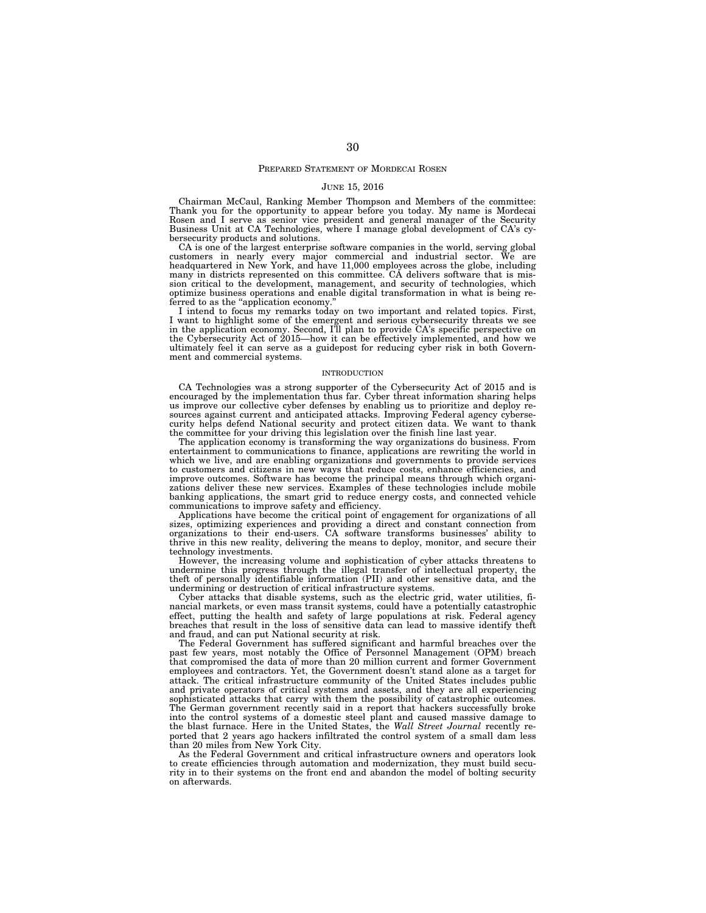## PREPARED STATEMENT OF MORDECAI ROSEN

JUNE 15, 2016

Chairman McCaul, Ranking Member Thompson and Members of the committee: Thank you for the opportunity to appear before you today. My name is Mordecai Rosen and I serve as senior vice president and general manager of the Security Business Unit at CA Technologies, where I manage global development of CA's cybersecurity products and solutions.

CA is one of the largest enterprise software companies in the world, serving global customers in nearly every major commercial and industrial sector. We are headquartered in New York, and have 11,000 employees across the globe, including many in districts represented on this committee. CA delivers software that is mission critical to the development, management, and security of technologies, which optimize business operations and enable digital transformation in what is being referred to as the "application economy."

I intend to focus my remarks today on two important and related topics. First, I want to highlight some of the emergent and serious cybersecurity threats we see in the application economy. Second, I'll plan to provide CA's specific perspective on the Cybersecurity Act of 2015—how it can be effectively implemented, and how we ultimately feel it can serve as a guidepost for reducing cyber risk in both Government and commercial systems.

### INTRODUCTION

CA Technologies was a strong supporter of the Cybersecurity Act of 2015 and is encouraged by the implementation thus far. Cyber threat information sharing helps us improve our collective cyber defenses by enabling us to prioritize and deploy resources against current and anticipated attacks. Improving Federal agency cybersecurity helps defend National security and protect citizen data. We want to thank the committee for your driving this legislation over the finish line last year.

The application economy is transforming the way organizations do business. From entertainment to communications to finance, applications are rewriting the world in which we live, and are enabling organizations and governments to provide services to customers and citizens in new ways that reduce costs, enhance efficiencies, and improve outcomes. Software has become the principal means through which organizations deliver these new services. Examples of these technologies include mobile banking applications, the smart grid to reduce energy costs, and connected vehicle communications to improve safety and efficiency.

Applications have become the critical point of engagement for organizations of all sizes, optimizing experiences and providing a direct and constant connection from organizations to their end-users. CA software transforms businesses' ability to thrive in this new reality, delivering the means to deploy, monitor, and secure their technology investments.

However, the increasing volume and sophistication of cyber attacks threatens to undermine this progress through the illegal transfer of intellectual property, the theft of personally identifiable information (PII) and other sensitive data, and the undermining or destruction of critical infrastructure systems.

Cyber attacks that disable systems, such as the electric grid, water utilities, financial markets, or even mass transit systems, could have a potentially catastrophic effect, putting the health and safety of large populations at risk. Federal agency breaches that result in the loss of sensitive data can lead to massive identify theft and fraud, and can put National security at risk.

The Federal Government has suffered significant and harmful breaches over the past few years, most notably the Office of Personnel Management (OPM) breach that compromised the data of more than 20 million current and former Government employees and contractors. Yet, the Government doesn't stand alone as a target for attack. The critical infrastructure community of the United States includes public and private operators of critical systems and assets, and they are all experiencing sophisticated attacks that carry with them the possibility of catastrophic outcomes. The German government recently said in a report that hackers successfully broke into the control systems of a domestic steel plant and caused massive damage to the blast furnace. Here in the United States, the *Wall Street Journal* recently reported that 2 years ago hackers infiltrated the control system of a small dam less than 20 miles from New York City.

As the Federal Government and critical infrastructure owners and operators look to create efficiencies through automation and modernization, they must build security in to their systems on the front end and abandon the model of bolting security on afterwards.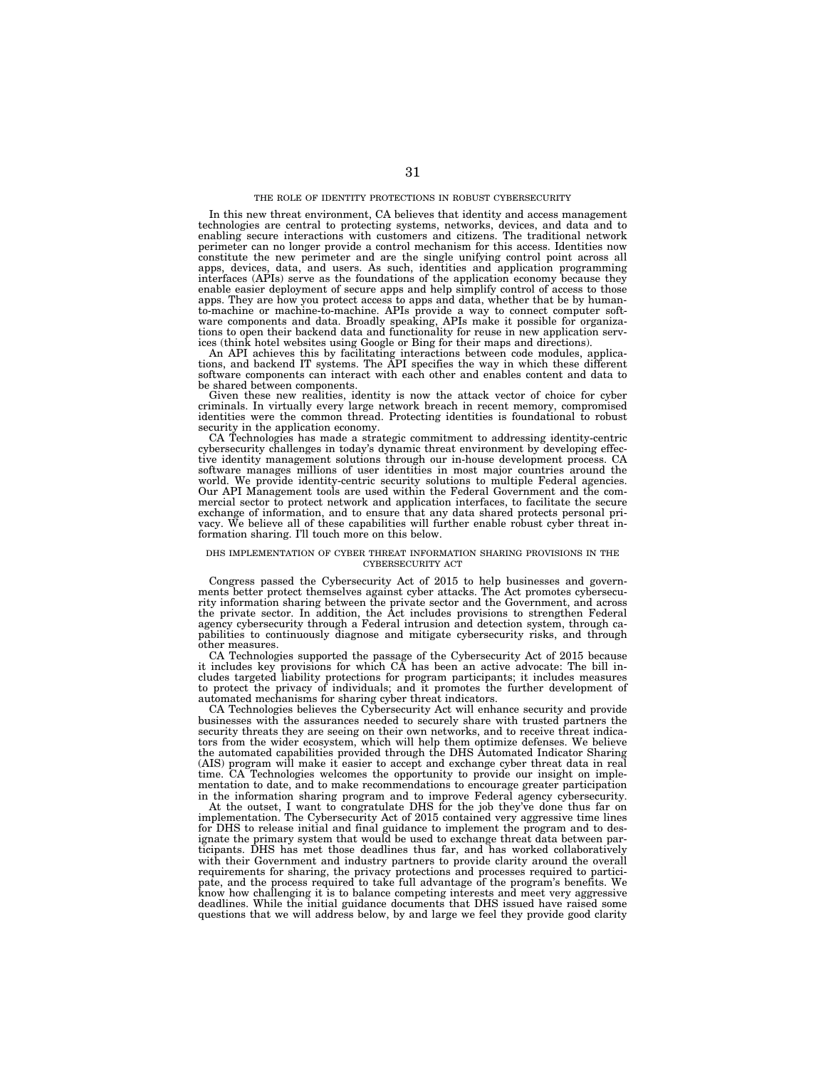## THE ROLE OF IDENTITY PROTECTIONS IN ROBUST CYBERSECURITY

In this new threat environment, CA believes that identity and access management technologies are central to protecting systems, networks, devices, and data and to enabling secure interactions with customers and citizens. The traditional network perimeter can no longer provide a control mechanism for this access. Identities now constitute the new perimeter and are the single unifying control point across all apps, devices, data, and users. As such, identities and application programming interfaces (APIs) serve as the foundations of the application economy because they enable easier deployment of secure apps and help simplify control of access to those apps. They are how you protect access to apps and data, whether that be by human-to-machine or machine-to-machine. APIs provide a way to connect computer software components and data. Broadly speaking, APIs make it possible for organizations to open their backend data and functionality for reuse in new application services (think hotel websites using Google or Bing for their maps and directions).

An API achieves this by facilitating interactions between code modules, applications, and backend IT systems. The API specifies the way in which these different software components can interact with each other and enables content and data to be shared between components.

Given these new realities, identity is now the attack vector of choice for cyber criminals. In virtually every large network breach in recent memory, compromised identities were the common thread. Protecting identities is foundational to robust security in the application economy.

CA Technologies has made a strategic commitment to addressing identity-centric cybersecurity challenges in today's dynamic threat environment by developing effective identity management solutions through our in-house development process. CA software manages millions of user identities in most major countries around the world. We provide identity-centric security solutions to multiple Federal agencies. Our API Management tools are used within the Federal Government and the commercial sector to protect network and application interfaces, to facilitate the secure exchange of information, and to ensure that any data shared protects personal privacy. We believe all of these capabilities will further enable robust cyber threat information sharing. I'll touch more on this below.

## DHS IMPLEMENTATION OF CYBER THREAT INFORMATION SHARING PROVISIONS IN THE CYBERSECURITY ACT

Congress passed the Cybersecurity Act of 2015 to help businesses and governments better protect themselves against cyber attacks. The Act promotes cybersecurity information sharing between the private sector and the Government, and across the private sector. In addition, the Act includes provisions to strengthen Federal agency cybersecurity through a Federal intrusion and detection system, through capabilities to continuously diagnose and mitigate cybersecurity risks, and through other measures.

CA Technologies supported the passage of the Cybersecurity Act of 2015 because it includes key provisions for which CA has been an active advocate: The bill includes targeted liability protections for program participants; it includes measures to protect the privacy of individuals; and it promotes the further development of automated mechanisms for sharing cyber threat indicators.

CA Technologies believes the Cybersecurity Act will enhance security and provide businesses with the assurances needed to securely share with trusted partners the security threats they are seeing on their own networks, and to receive threat indicators from the wider ecosystem, which will help them optimize defenses. We believe the automated capabilities provided through the DHS Automated Indicator Sharing (AIS) program will make it easier to accept and exchange cyber threat data in real time. CA Technologies welcomes the opportunity to provide our insight on implementation to date, and to make recommendations to encourage greater participation in the information sharing program and to improve Federal agency cybersecurity.

At the outset, I want to congratulate DHS for the job they've done thus far on implementation. The Cybersecurity Act of 2015 contained very aggressive time lines for DHS to release initial and final guidance to implement the program and to designate the primary system that would be used to exchange threat data between participants. DHS has met those deadlines thus far, and has worked collaboratively with their Government and industry partners to provide clarity around the overall requirements for sharing, the privacy protections and processes required to participate, and the process required to take full advantage of the program's benefits. We know how challenging it is to balance competing interests and meet very aggressive deadlines. While the initial guidance documents that DHS issued have raised some questions that we will address below, by and large we feel they provide good clarity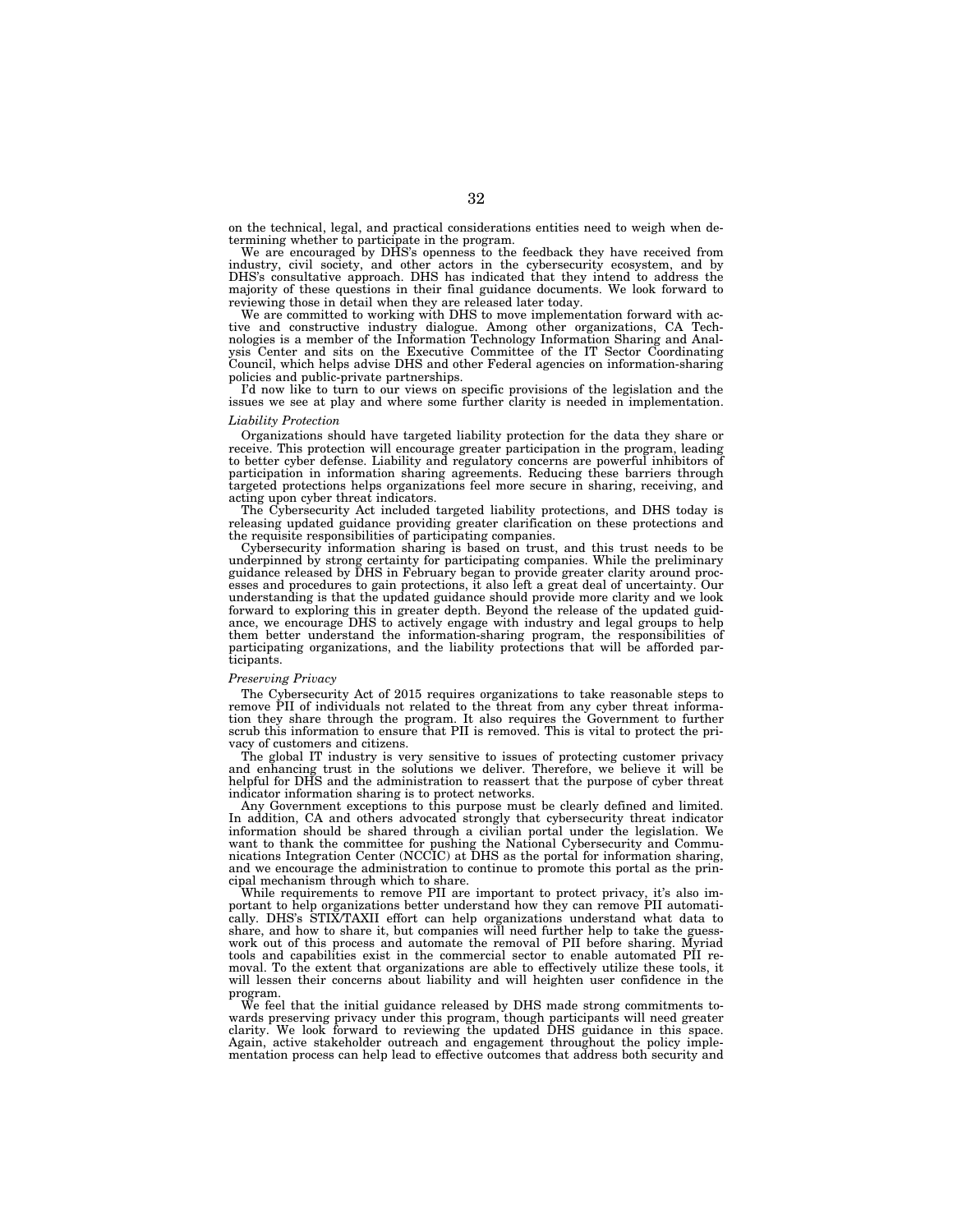on the technical, legal, and practical considerations entities need to weigh when determining whether to participate in the program.

We are encouraged by DHS's openness to the feedback they have received from industry, civil society, and other actors in the cybersecurity ecosystem, and by DHS's consultative approach. DHS has indicated that they intend to address the majority of these questions in their final guidance documents. We look forward to reviewing those in detail when they are released later today.

We are committed to working with DHS to move implementation forward with active and constructive industry dialogue. Among other organizations, CA Technologies is a member of the Information Technology Information Sharing and Analysis Center and sits on the Executive Committee of the IT Sector Coordinating Council, which helps advise DHS and other Federal agencies on information-sharing policies and public-private partnerships.

I'd now like to turn to our views on specific provisions of the legislation and the issues we see at play and where some further clarity is needed in implementation.

*Liability Protection*

Organizations should have targeted liability protection for the data they share or receive. This protection will encourage greater participation in the program, leading to better cyber defense. Liability and regulatory concerns are powerful inhibitors of participation in information sharing agreements. Reducing these barriers through targeted protections helps organizations feel more secure in sharing, receiving, and acting upon cyber threat indicators.

The Cybersecurity Act included targeted liability protections, and DHS today is releasing updated guidance providing greater clarification on these protections and the requisite responsibilities of participating companies.

Cybersecurity information sharing is based on trust, and this trust needs to be underpinned by strong certainty for participating companies. While the preliminary guidance released by DHS in February began to provide greater clarity around processes and procedures to gain protections, it also left a great deal of uncertainty. Our understanding is that the updated guidance should provide more clarity and we look forward to exploring this in greater depth. Beyond the release of the updated guidance, we encourage DHS to actively engage with industry and legal groups to help them better understand the information-sharing program, the responsibilities of participating organizations, and the liability protections that will be afforded participants.

*Preserving Privacy*

The Cybersecurity Act of 2015 requires organizations to take reasonable steps to remove PII of individuals not related to the threat from any cyber threat information they share through the program. It also requires the Government to further scrub this information to ensure that PII is removed. This is vital to protect the privacy of customers and citizens.

The global IT industry is very sensitive to issues of protecting customer privacy and enhancing trust in the solutions we deliver. Therefore, we believe it will be helpful for DHS and the administration to reassert that the purpose of cyber threat indicator information sharing is to protect networks.

Any Government exceptions to this purpose must be clearly defined and limited. In addition, CA and others advocated strongly that cybersecurity threat indicator information should be shared through a civilian portal under the legislation. We want to thank the committee for pushing the National Cybersecurity and Communications Integration Center (NCCIC) at DHS as the portal for information sharing, and we encourage the administration to continue to promote this portal as the principal mechanism through which to share.

While requirements to remove PII are important to protect privacy, it's also important to help organizations better understand how they can remove PII automatically. DHS's STIX/TAXII effort can help organizations understand what data to share, and how to share it, but companies will need further help to take the guesswork out of this process and automate the removal of PII before sharing. Myriad tools and capabilities exist in the commercial sector to enable automated PII removal. To the extent that organizations are able to effectively utilize these tools, it will lessen their concerns about liability and will heighten user confidence in the program.

We feel that the initial guidance released by DHS made strong commitments towards preserving privacy under this program, though participants will need greater clarity. We look forward to reviewing the updated DHS guidance in this space. Again, active stakeholder outreach and engagement throughout the policy implementation process can help lead to effective outcomes that address both security and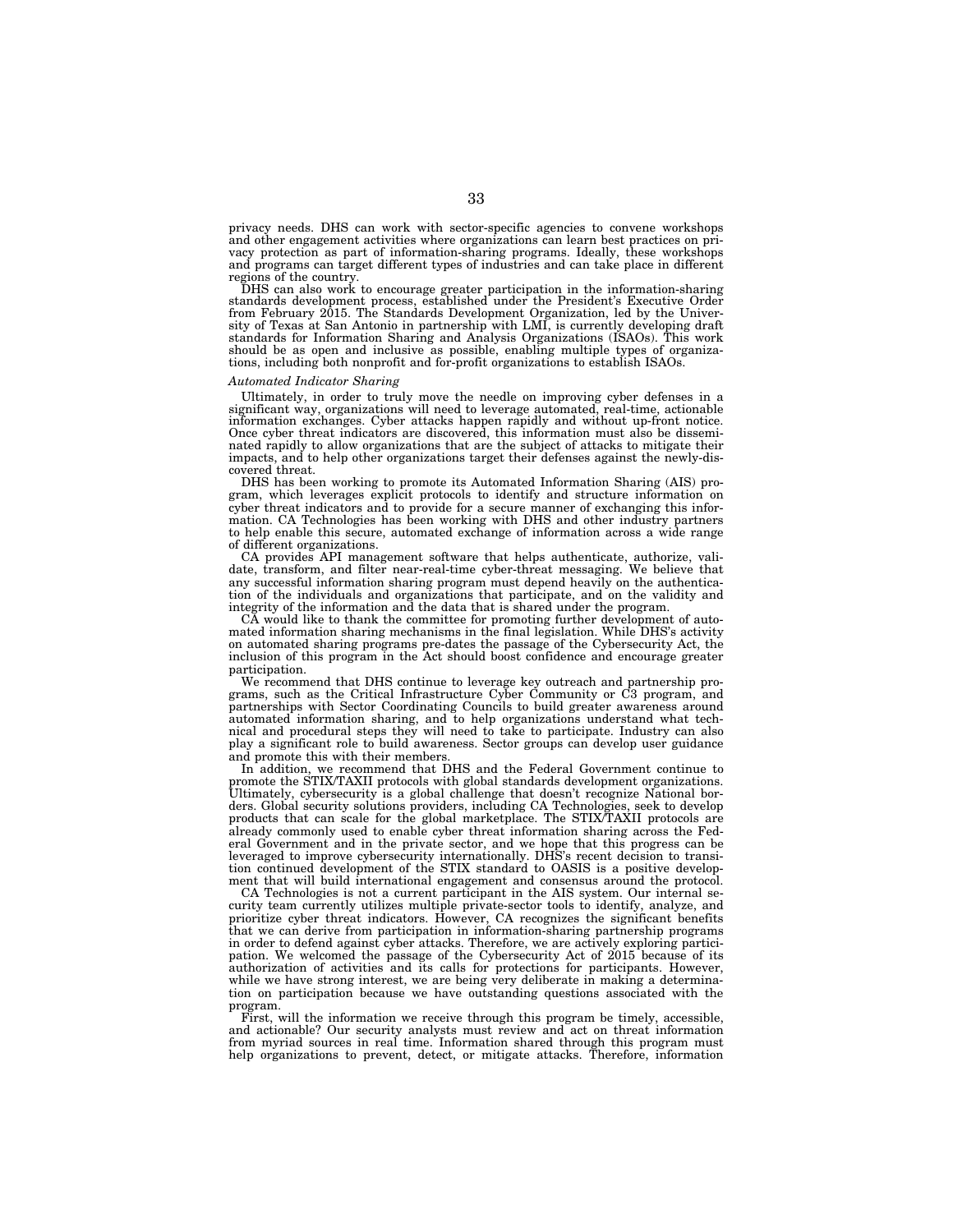privacy needs. DHS can work with sector-specific agencies to convene workshops and other engagement activities where organizations can learn best practices on privacy protection as part of information-sharing programs. Ideally, these workshops and programs can target different types of industries and can take place in different regions of the country.

DHS can also work to encourage greater participation in the information-sharing standards development process, established under the President's Executive Order from February 2015. The Standards Development Organization, led by the University of Texas at San Antonio in partnership with LMI, is currently developing draft standards for Information Sharing and Analysis Organizations (ISAOs). This work should be as open and inclusive as possible, enabling multiple types of organizations, including both nonprofit and for-profit organizations to establish ISAOs.

*Automated Indicator Sharing*

Ultimately, in order to truly move the needle on improving cyber defenses in a significant way, organizations will need to leverage automated, real-time, actionable information exchanges. Cyber attacks happen rapidly and without up-front notice. Once cyber threat indicators are discovered, this information must also be disseminated rapidly to allow organizations that are the subject of attacks to mitigate their impacts, and to help other organizations target their defenses against the newly-discovered threat.

DHS has been working to promote its Automated Information Sharing (AIS) program, which leverages explicit protocols to identify and structure information on cyber threat indicators and to provide for a secure manner of exchanging this information. CA Technologies has been working with DHS and other industry partners to help enable this secure, automated exchange of information across a wide range of different organizations.

CA provides API management software that helps authenticate, authorize, validate, transform, and filter near-real-time cyber-threat messaging. We believe that any successful information sharing program must depend heavily on the authentication of the individuals and organizations that participate, and on the validity and integrity of the information and the data that is shared under the program.

CA would like to thank the committee for promoting further development of automated information sharing mechanisms in the final legislation. While DHS's activity on automated sharing programs pre-dates the passage of the Cybersecurity Act, the inclusion of this program in the Act should boost confidence and encourage greater participation.

We recommend that DHS continue to leverage key outreach and partnership programs, such as the Critical Infrastructure Cyber Community or C3 program, and partnerships with Sector Coordinating Councils to build greater awareness around automated information sharing, and to help organizations understand what technical and procedural steps they will need to take to participate. Industry can also play a significant role to build awareness. Sector groups can develop user guidance and promote this with their members.

In addition, we recommend that DHS and the Federal Government continue to promote the STIX/TAXII protocols with global standards development organizations. Ultimately, cybersecurity is a global challenge that doesn't recognize National borders. Global security solutions providers, including CA Technologies, seek to develop products that can scale for the global marketplace. The STIX/TAXII protocols are already commonly used to enable cyber threat information sharing across the Federal Government and in the private sector, and we hope that this progress can be leveraged to improve cybersecurity internationally. DHS's recent decision to transition continued development of the STIX standard to OASIS is a positive development that will build international engagement and consensus around the protocol.

CA Technologies is not a current participant in the AIS system. Our internal security team currently utilizes multiple private-sector tools to identify, analyze, and prioritize cyber threat indicators. However, CA recognizes the significant benefits that we can derive from participation in information-sharing partnership programs in order to defend against cyber attacks. Therefore, we are actively exploring participation. We welcomed the passage of the Cybersecurity Act of 2015 because of its authorization of activities and its calls for protections for participants. However, while we have strong interest, we are being very deliberate in making a determination on participation because we have outstanding questions associated with the program.

First, will the information we receive through this program be timely, accessible, and actionable? Our security analysts must review and act on threat information from myriad sources in real time. Information shared through this program must help organizations to prevent, detect, or mitigate attacks. Therefore, information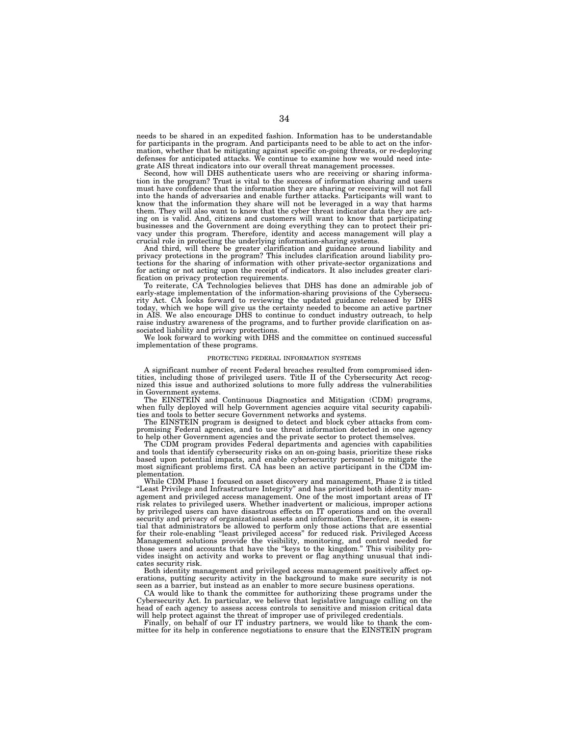needs to be shared in an expedited fashion. Information has to be understandable for participants in the program. And participants need to be able to act on the information, whether that be mitigating against specific on-going threats, or re-deploying defenses for anticipated attacks. We continue to examine how we would need integrate AIS threat indicators into our overall threat management processes.

Second, how will DHS authenticate users who are receiving or sharing information in the program? Trust is vital to the success of information sharing and users must have confidence that the information they are sharing or receiving will not fall into the hands of adversaries and enable further attacks. Participants will want to know that the information they share will not be leveraged in a way that harms them. They will also want to know that the cyber threat indicator data they are acting on is valid. And, citizens and customers will want to know that participating businesses and the Government are doing everything they can to protect their privacy under this program. Therefore, identity and access management will play a crucial role in protecting the underlying information-sharing systems.

And third, will there be greater clarification and guidance around liability and privacy protections in the program? This includes clarification around liability protections for the sharing of information with other private-sector organizations and for acting or not acting upon the receipt of indicators. It also includes greater clarification on privacy protection requirements.

To reiterate, CA Technologies believes that DHS has done an admirable job of early-stage implementation of the information-sharing provisions of the Cybersecurity Act. CA looks forward to reviewing the updated guidance released by DHS today, which we hope will give us the certainty needed to become an active partner in AIS. We also encourage DHS to continue to conduct industry outreach, to help raise industry awareness of the programs, and to further provide clarification on associated liability and privacy protections.

We look forward to working with DHS and the committee on continued successful implementation of these programs.

## PROTECTING FEDERAL INFORMATION SYSTEMS

A significant number of recent Federal breaches resulted from compromised identities, including those of privileged users. Title II of the Cybersecurity Act recognized this issue and authorized solutions to more fully address the vulnerabilities in Government systems.

The EINSTEIN and Continuous Diagnostics and Mitigation (CDM) programs, when fully deployed will help Government agencies acquire vital security capabilities and tools to better secure Government networks and systems.

The EINSTEIN program is designed to detect and block cyber attacks from compromising Federal agencies, and to use threat information detected in one agency to help other Government agencies and the private sector to protect themselves.

The CDM program provides Federal departments and agencies with capabilities and tools that identify cybersecurity risks on an on-going basis, prioritize these risks based upon potential impacts, and enable cybersecurity personnel to mitigate the most significant problems first. CA has been an active participant in the CDM implementation.

While CDM Phase 1 focused on asset discovery and management, Phase 2 is titled "Least Privilege and Infrastructure Integrity" and has prioritized both identity management and privileged access management. One of the most important areas of IT risk relates to privileged users. Whether inadvertent or malicious, improper actions by privileged users can have disastrous effects on IT operations and on the overall security and privacy of organizational assets and information. Therefore, it is essential that administrators be allowed to perform only those actions that are essential for their role-enabling "least privileged access" for reduced risk. Privileged Access Management solutions provide the visibility, monitoring, and control needed for those users and accounts that have the "keys to the kingdom." This visibility provides insight on activity and works to prevent or flag anything unusual that indicates security risk.

Both identity management and privileged access management positively affect operations, putting security activity in the background to make sure security is not seen as a barrier, but instead as an enabler to more secure business operations.

CA would like to thank the committee for authorizing these programs under the Cybersecurity Act. In particular, we believe that legislative language calling on the head of each agency to assess access controls to sensitive and mission critical data will help protect against the threat of improper use of privileged credentials.

Finally, on behalf of our IT industry partners, we would like to thank the committee for its help in conference negotiations to ensure that the EINSTEIN program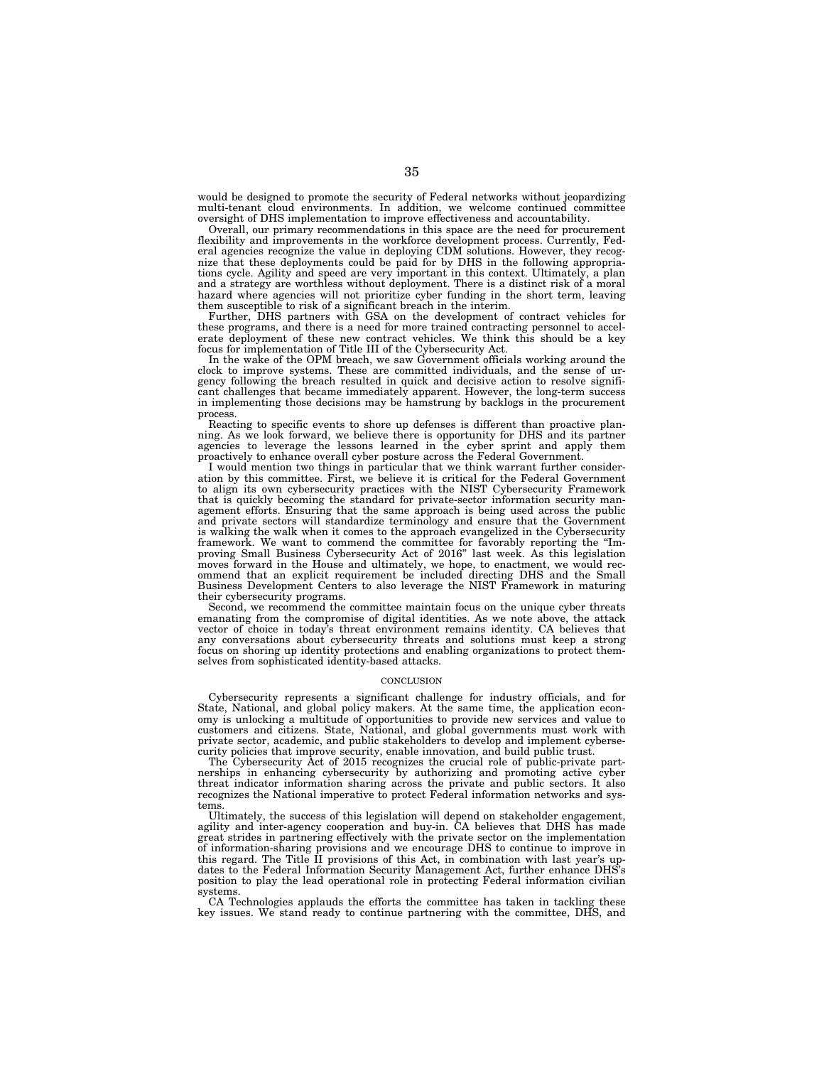would be designed to promote the security of Federal networks without jeopardizing multi-tenant cloud environments. In addition, we welcome continued committee oversight of DHS implementation to improve effectiveness and accountability.

Overall, our primary recommendations in this space are the need for procurement flexibility and improvements in the workforce development process. Currently, Federal agencies recognize the value in deploying CDM solutions. However, they recognize that these deployments could be paid for by DHS in the following appropriations cycle. Agility and speed are very important in this context. Ultimately, a plan and a strategy are worthless without deployment. There is a distinct risk of a moral hazard where agencies will not prioritize cyber funding in the short term, leaving them susceptible to risk of a significant breach in the interim.

Further, DHS partners with GSA on the development of contract vehicles for these programs, and there is a need for more trained contracting personnel to accelerate deployment of these new contract vehicles. We think this should be a key focus for implementation of Title III of the Cybersecurity Act.

In the wake of the OPM breach, we saw Government officials working around the clock to improve systems. These are committed individuals, and the sense of urgency following the breach resulted in quick and decisive action to resolve significant challenges that became immediately apparent. However, the long-term success in implementing those decisions may be hamstrung by backlogs in the procurement process.

Reacting to specific events to shore up defenses is different than proactive planning. As we look forward, we believe there is opportunity for DHS and its partner agencies to leverage the lessons learned in the cyber sprint and apply them proactively to enhance overall cyber posture across the Federal Government.

I would mention two things in particular that we think warrant further consideration by this committee. First, we believe it is critical for the Federal Government to align its own cybersecurity practices with the NIST Cybersecurity Framework that is quickly becoming the standard for private-sector information security management efforts. Ensuring that the same approach is being used across the public and private sectors will standardize terminology and ensure that the Government is walking the walk when it comes to the approach evangelized in the Cybersecurity framework. We want to commend the committee for favorably reporting the "Improving Small Business Cybersecurity Act of 2016" last week. As this legislation moves forward in the House and ultimately, we hope, to enactment, we would recommend that an explicit requirement be included directing DHS and the Small Business Development Centers to also leverage the NIST Framework in maturing their cybersecurity programs.

Second, we recommend the committee maintain focus on the unique cyber threats emanating from the compromise of digital identities. As we note above, the attack vector of choice in today's threat environment remains identity. CA believes that any conversations about cybersecurity threats and solutions must keep a strong focus on shoring up identity protections and enabling organizations to protect themselves from sophisticated identity-based attacks.

## CONCLUSION

Cybersecurity represents a significant challenge for industry officials, and for State, National, and global policy makers. At the same time, the application economy is unlocking a multitude of opportunities to provide new services and value to customers and citizens. State, National, and global governments must work with private sector, academic, and public stakeholders to develop and implement cybersecurity policies that improve security, enable innovation, and build public trust.

The Cybersecurity Act of 2015 recognizes the crucial role of public-private partnerships in enhancing cybersecurity by authorizing and promoting active cyber threat indicator information sharing across the private and public sectors. It also recognizes the National imperative to protect Federal information networks and systems.

Ultimately, the success of this legislation will depend on stakeholder engagement, agility and inter-agency cooperation and buy-in. CA believes that DHS has made great strides in partnering effectively with the private sector on the implementation of information-sharing provisions and we encourage DHS to continue to improve in this regard. The Title II provisions of this Act, in combination with last year's updates to the Federal Information Security Management Act, further enhance DHS's position to play the lead operational role in protecting Federal information civilian systems.

CA Technologies applauds the efforts the committee has taken in tackling these key issues. We stand ready to continue partnering with the committee, DHS, and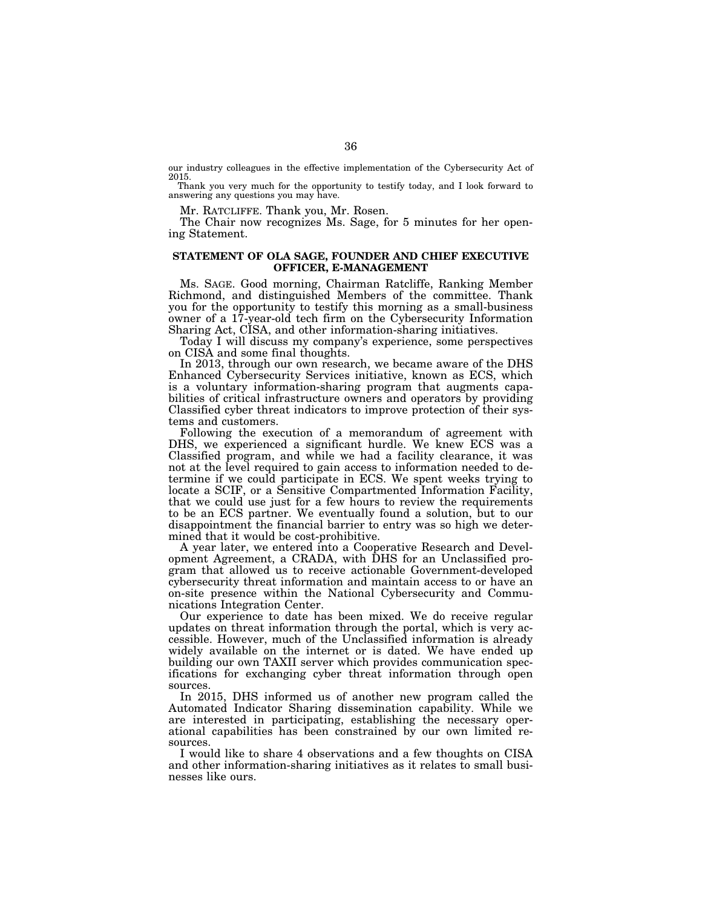our industry colleagues in the effective implementation of the Cybersecurity Act of 2015.

Thank you very much for the opportunity to testify today, and I look forward to answering any questions you may have.

Mr. RATCLIFFE. Thank you, Mr. Rosen.

The Chair now recognizes Ms. Sage, for 5 minutes for her opening Statement.

## STATEMENT OF OLA SAGE, FOUNDER AND CHIEF EXECUTIVE OFFICER, E-MANAGEMENT

Ms. SAGE. Good morning, Chairman Ratcliffe, Ranking Member Richmond, and distinguished Members of the committee. Thank you for the opportunity to testify this morning as a small-business owner of a 17-year-old tech firm on the Cybersecurity Information Sharing Act, CISA, and other information-sharing initiatives.

Today I will discuss my company's experience, some perspectives on CISA and some final thoughts.

In 2013, through our own research, we became aware of the DHS Enhanced Cybersecurity Services initiative, known as ECS, which is a voluntary information-sharing program that augments capabilities of critical infrastructure owners and operators by providing Classified cyber threat indicators to improve protection of their systems and customers.

Following the execution of a memorandum of agreement with DHS, we experienced a significant hurdle. We knew ECS was a Classified program, and while we had a facility clearance, it was not at the level required to gain access to information needed to determine if we could participate in ECS. We spent weeks trying to locate a SCIF, or a Sensitive Compartmented Information Facility, that we could use just for a few hours to review the requirements to be an ECS partner. We eventually found a solution, but to our disappointment the financial barrier to entry was so high we determined that it would be cost-prohibitive.

A year later, we entered into a Cooperative Research and Development Agreement, a CRADA, with DHS for an Unclassified program that allowed us to receive actionable Government-developed cybersecurity threat information and maintain access to or have an on-site presence within the National Cybersecurity and Communications Integration Center.

Our experience to date has been mixed. We do receive regular updates on threat information through the portal, which is very accessible. However, much of the Unclassified information is already widely available on the internet or is dated. We have ended up building our own TAXII server which provides communication specifications for exchanging cyber threat information through open sources.

In 2015, DHS informed us of another new program called the Automated Indicator Sharing dissemination capability. While we are interested in participating, establishing the necessary operational capabilities has been constrained by our own limited resources.

I would like to share 4 observations and a few thoughts on CISA and other information-sharing initiatives as it relates to small businesses like ours.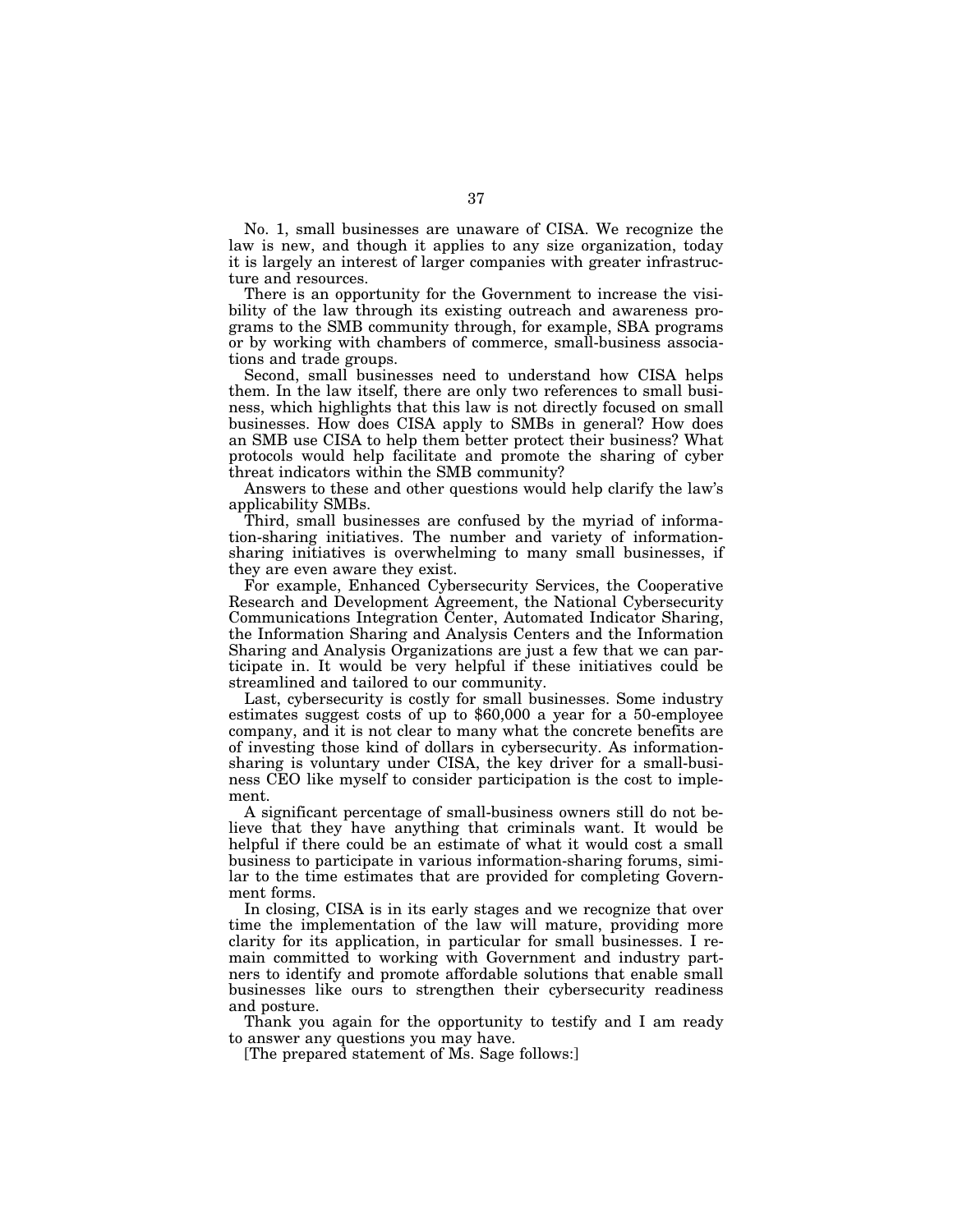No. 1, small businesses are unaware of CISA. We recognize the law is new, and though it applies to any size organization, today it is largely an interest of larger companies with greater infrastructure and resources.

There is an opportunity for the Government to increase the visibility of the law through its existing outreach and awareness programs to the SMB community through, for example, SBA programs or by working with chambers of commerce, small-business associations and trade groups.

Second, small businesses need to understand how CISA helps them. In the law itself, there are only two references to small business, which highlights that this law is not directly focused on small businesses. How does CISA apply to SMBs in general? How does an SMB use CISA to help them better protect their business? What protocols would help facilitate and promote the sharing of cyber threat indicators within the SMB community?

Answers to these and other questions would help clarify the law's applicability SMBs.

Third, small businesses are confused by the myriad of information-sharing initiatives. The number and variety of information-sharing initiatives is overwhelming to many small businesses, if they are even aware they exist.

For example, Enhanced Cybersecurity Services, the Cooperative Research and Development Agreement, the National Cybersecurity Communications Integration Center, Automated Indicator Sharing, the Information Sharing and Analysis Centers and the Information Sharing and Analysis Organizations are just a few that we can participate in. It would be very helpful if these initiatives could be streamlined and tailored to our community.

Last, cybersecurity is costly for small businesses. Some industry estimates suggest costs of up to $60,000 a year for a 50-employee company, and it is not clear to many what the concrete benefits are of investing those kind of dollars in cybersecurity. As information-sharing is voluntary under CISA, the key driver for a small-business CEO like myself to consider participation is the cost to implement.

A significant percentage of small-business owners still do not believe that they have anything that criminals want. It would be helpful if there could be an estimate of what it would cost a small business to participate in various information-sharing forums, similar to the time estimates that are provided for completing Government forms.

In closing, CISA is in its early stages and we recognize that over time the implementation of the law will mature, providing more clarity for its application, in particular for small businesses. I remain committed to working with Government and industry partners to identify and promote affordable solutions that enable small businesses like ours to strengthen their cybersecurity readiness and posture.

Thank you again for the opportunity to testify and I am ready to answer any questions you may have.

[The prepared statement of Ms. Sage follows:]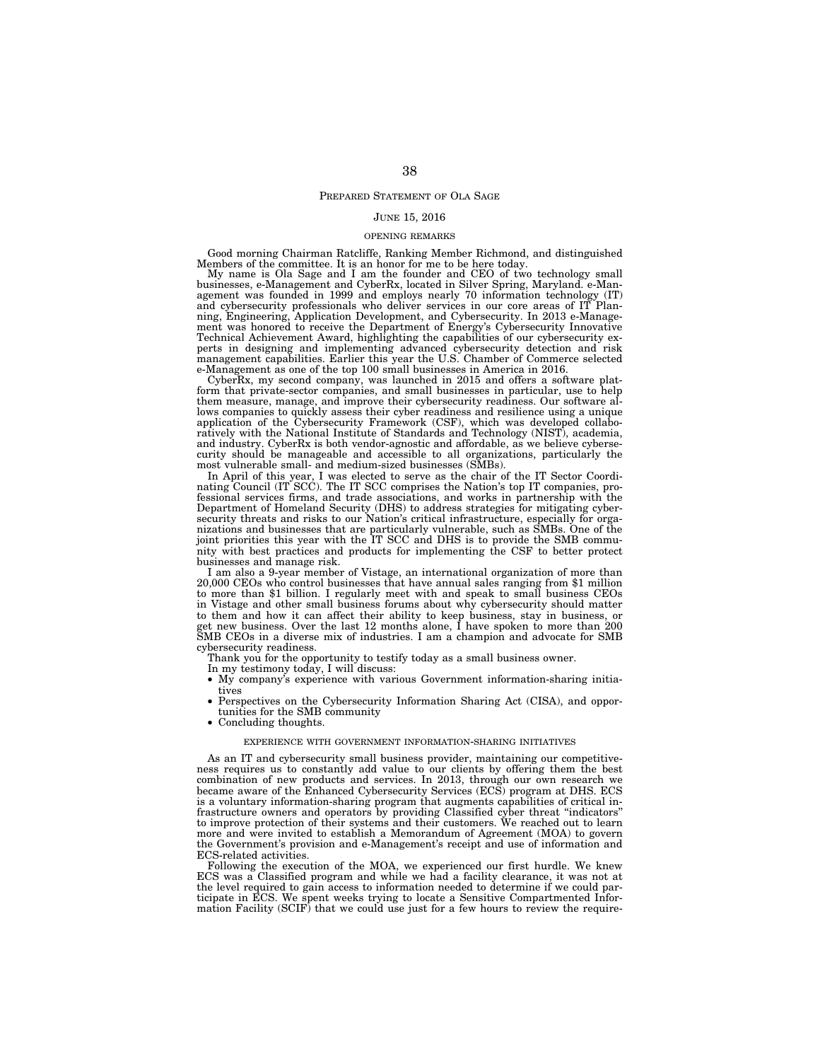## PREPARED STATEMENT OF OLA SAGE

JUNE 15, 2016

### OPENING REMARKS

Good morning Chairman Ratcliffe, Ranking Member Richmond, and distinguished Members of the committee. It is an honor for me to be here today.

My name is Ola Sage and I am the founder and CEO of two technology small businesses, e-Management and CyberRx, located in Silver Spring, Maryland. e-Management was founded in 1999 and employs nearly 70 information technology (IT) and cybersecurity professionals who deliver services in our core areas of IT Planning, Engineering, Application Development, and Cybersecurity. In 2013 e-Management was honored to receive the Department of Energy's Cybersecurity Innovative Technical Achievement Award, highlighting the capabilities of our cybersecurity experts in designing and implementing advanced cybersecurity detection and risk management capabilities. Earlier this year the U.S. Chamber of Commerce selected e-Management as one of the top 100 small businesses in America in 2016.

CyberRx, my second company, was launched in 2015 and offers a software platform that private-sector companies, and small businesses in particular, use to help them measure, manage, and improve their cybersecurity readiness. Our software allows companies to quickly assess their cyber readiness and resilience using a unique application of the Cybersecurity Framework (CSF), which was developed collaboratively with the National Institute of Standards and Technology (NIST), academia, and industry. CyberRx is both vendor-agnostic and affordable, as we believe cybersecurity should be manageable and accessible to all organizations, particularly the most vulnerable small- and medium-sized businesses (SMBs).

In April of this year, I was elected to serve as the chair of the IT Sector Coordinating Council (IT SCC). The IT SCC comprises the Nation's top IT companies, professional services firms, and trade associations, and works in partnership with the Department of Homeland Security (DHS) to address strategies for mitigating cybersecurity threats and risks to our Nation's critical infrastructure, especially for organizations and businesses that are particularly vulnerable, such as SMBs. One of the joint priorities this year with the IT SCC and DHS is to provide the SMB community with best practices and products for implementing the CSF to better protect businesses and manage risk.

I am also a 9-year member of Vistage, an international organization of more than 20,000 CEOs who control businesses that have annual sales ranging from $1 million to more than $1 billion. I regularly meet with and speak to small business CEOs in Vistage and other small business forums about why cybersecurity should matter to them and how it can affect their ability to keep business, stay in business, or get new business. Over the last 12 months alone, I have spoken to more than 200 SMB CEOs in a diverse mix of industries. I am a champion and advocate for SMB cybersecurity readiness.

Thank you for the opportunity to testify today as a small business owner.

In my testimony today, I will discuss:

- My company's experience with various Government information-sharing initiatives
- Perspectives on the Cybersecurity Information Sharing Act (CISA), and opportunities for the SMB community
- Concluding thoughts.

### EXPERIENCE WITH GOVERNMENT INFORMATION-SHARING INITIATIVES

As an IT and cybersecurity small business provider, maintaining our competitiveness requires us to constantly add value to our clients by offering them the best combination of new products and services. In 2013, through our own research we became aware of the Enhanced Cybersecurity Services (ECS) program at DHS. ECS is a voluntary information-sharing program that augments capabilities of critical infrastructure owners and operators by providing Classified cyber threat "indicators" to improve protection of their systems and their customers. We reached out to learn more and were invited to establish a Memorandum of Agreement (MOA) to govern the Government's provision and e-Management's receipt and use of information and ECS-related activities.

Following the execution of the MOA, we experienced our first hurdle. We knew ECS was a Classified program and while we had a facility clearance, it was not at the level required to gain access to information needed to determine if we could participate in ECS. We spent weeks trying to locate a Sensitive Compartmented Information Facility (SCIF) that we could use just for a few hours to review the require-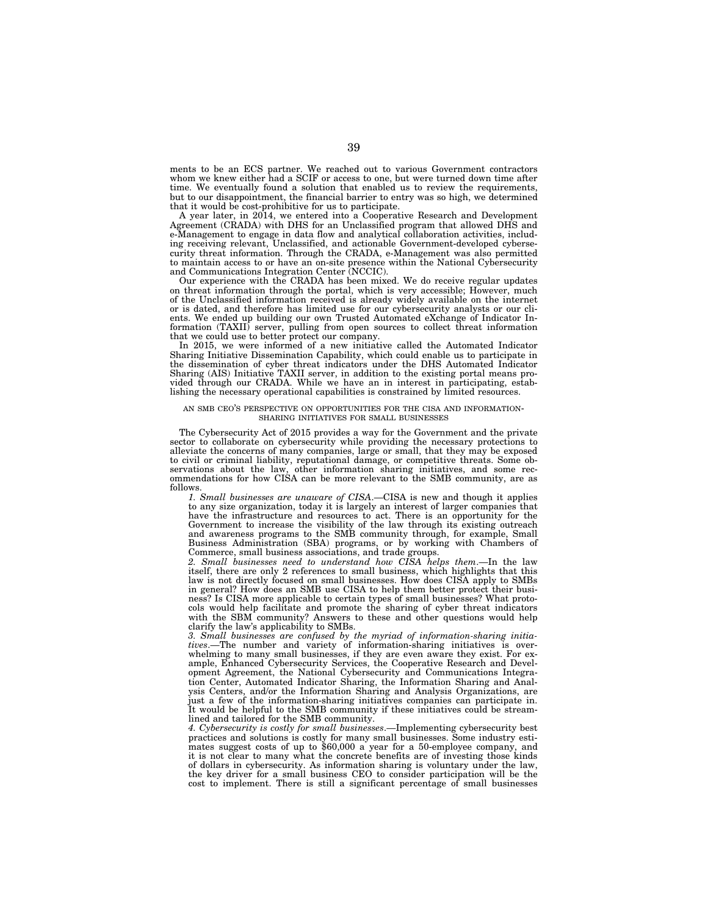ments to be an ECS partner. We reached out to various Government contractors whom we knew either had a SCIF or access to one, but were turned down time after time. We eventually found a solution that enabled us to review the requirements, but to our disappointment, the financial barrier to entry was so high, we determined that it would be cost-prohibitive for us to participate.

A year later, in 2014, we entered into a Cooperative Research and Development Agreement (CRADA) with DHS for an Unclassified program that allowed DHS and e-Management to engage in data flow and analytical collaboration activities, including receiving relevant, Unclassified, and actionable Government-developed cybersecurity threat information. Through the CRADA, e-Management was also permitted to maintain access to or have an on-site presence within the National Cybersecurity and Communications Integration Center (NCCIC).

Our experience with the CRADA has been mixed. We do receive regular updates on threat information through the portal, which is very accessible; However, much of the Unclassified information received is already widely available on the internet or is dated, and therefore has limited use for our cybersecurity analysts or our clients. We ended up building our own Trusted Automated eXchange of Indicator Information (TAXII) server, pulling from open sources to collect threat information that we could use to better protect our company.

In 2015, we were informed of a new initiative called the Automated Indicator Sharing Initiative Dissemination Capability, which could enable us to participate in the dissemination of cyber threat indicators under the DHS Automated Indicator Sharing (AIS) Initiative TAXII server, in addition to the existing portal means provided through our CRADA. While we have an in interest in participating, establishing the necessary operational capabilities is constrained by limited resources.

## AN SMB CEO'S PERSPECTIVE ON OPPORTUNITIES FOR THE CISA AND INFORMATION-SHARING INITIATIVES FOR SMALL BUSINESSES

The Cybersecurity Act of 2015 provides a way for the Government and the private sector to collaborate on cybersecurity while providing the necessary protections to alleviate the concerns of many companies, large or small, that they may be exposed to civil or criminal liability, reputational damage, or competitive threats. Some observations about the law, other information sharing initiatives, and some recommendations for how CISA can be more relevant to the SMB community, are as follows.

*1. Small businesses are unaware of CISA*.—CISA is new and though it applies to any size organization, today it is largely an interest of larger companies that have the infrastructure and resources to act. There is an opportunity for the Government to increase the visibility of the law through its existing outreach and awareness programs to the SMB community through, for example, Small Business Administration (SBA) programs, or by working with Chambers of Commerce, small business associations, and trade groups.

*2. Small businesses need to understand how CISA helps them*.—In the law itself, there are only 2 references to small business, which highlights that this law is not directly focused on small businesses. How does CISA apply to SMBs in general? How does an SMB use CISA to help them better protect their business? Is CISA more applicable to certain types of small businesses? What protocols would help facilitate and promote the sharing of cyber threat indicators with the SBM community? Answers to these and other questions would help clarify the law's applicability to SMBs.

*3. Small businesses are confused by the myriad of information-sharing initiatives*.—The number and variety of information-sharing initiatives is overwhelming to many small businesses, if they are even aware they exist. For example, Enhanced Cybersecurity Services, the Cooperative Research and Development Agreement, the National Cybersecurity and Communications Integration Center, Automated Indicator Sharing, the Information Sharing and Analysis Centers, and/or the Information Sharing and Analysis Organizations, are just a few of the information-sharing initiatives companies can participate in. It would be helpful to the SMB community if these initiatives could be streamlined and tailored for the SMB community.

*4. Cybersecurity is costly for small businesses*.—Implementing cybersecurity best practices and solutions is costly for many small businesses. Some industry estimates suggest costs of up to $60,000 a year for a 50-employee company, and it is not clear to many what the concrete benefits are of investing those kinds of dollars in cybersecurity. As information sharing is voluntary under the law, the key driver for a small business CEO to consider participation will be the cost to implement. There is still a significant percentage of small businesses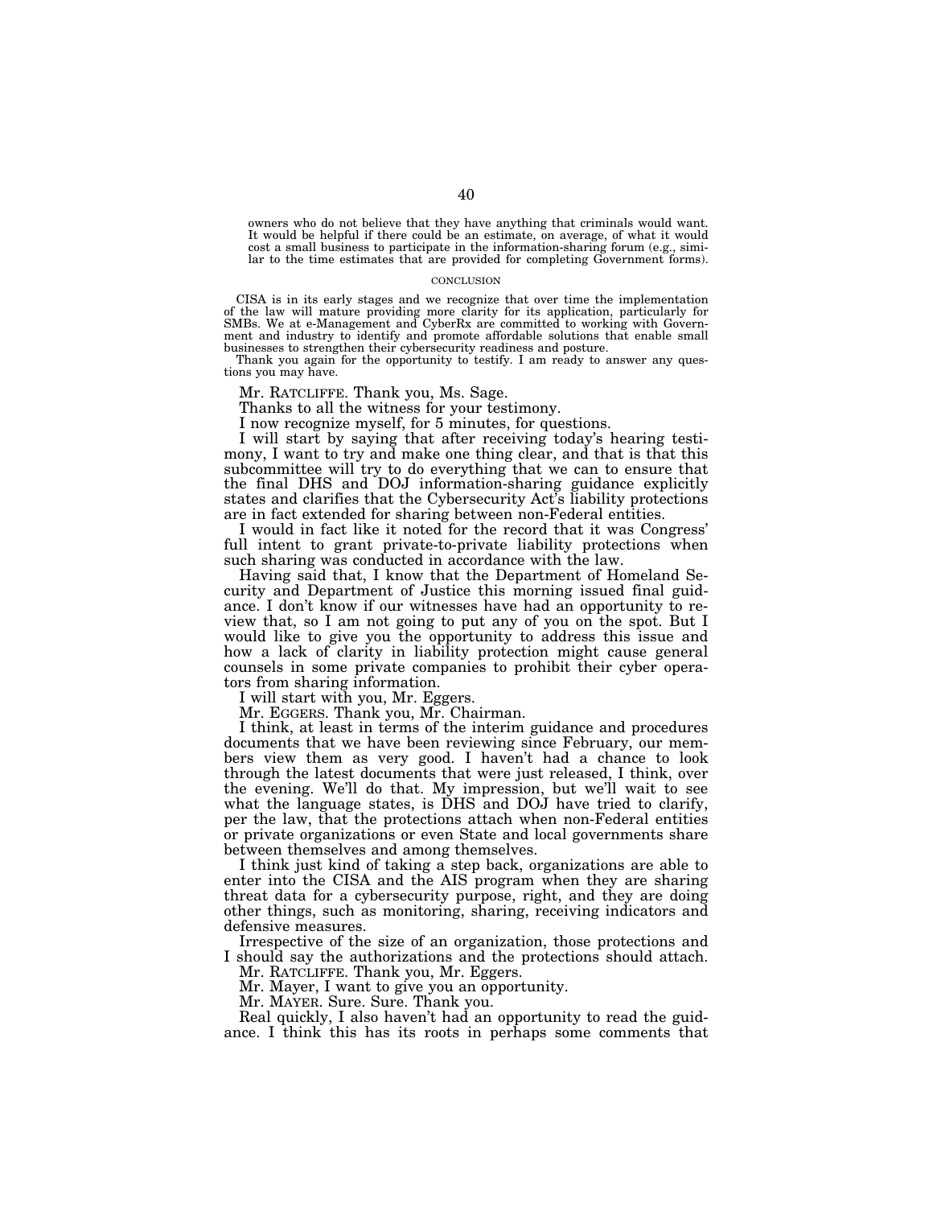owners who do not believe that they have anything that criminals would want. It would be helpful if there could be an estimate, on average, of what it would cost a small business to participate in the information-sharing forum (e.g., similar to the time estimates that are provided for completing Government forms).

### CONCLUSION

CISA is in its early stages and we recognize that over time the implementation of the law will mature providing more clarity for its application, particularly for SMBs. We at e-Management and CyberRx are committed to working with Government and industry to identify and promote affordable solutions that enable small businesses to strengthen their cybersecurity readiness and posture.

Thank you again for the opportunity to testify. I am ready to answer any questions you may have.

Mr. RATCLIFFE. Thank you, Ms. Sage.

Thanks to all the witness for your testimony.

I now recognize myself, for 5 minutes, for questions.

I will start by saying that after receiving today's hearing testimony, I want to try and make one thing clear, and that is that this subcommittee will try to do everything that we can to ensure that the final DHS and DOJ information-sharing guidance explicitly states and clarifies that the Cybersecurity Act's liability protections are in fact extended for sharing between non-Federal entities.

I would in fact like it noted for the record that it was Congress' full intent to grant private-to-private liability protections when such sharing was conducted in accordance with the law.

Having said that, I know that the Department of Homeland Security and Department of Justice this morning issued final guidance. I don't know if our witnesses have had an opportunity to review that, so I am not going to put any of you on the spot. But I would like to give you the opportunity to address this issue and how a lack of clarity in liability protection might cause general counsels in some private companies to prohibit their cyber operators from sharing information.

I will start with you, Mr. Eggers.

Mr. EGGERS. Thank you, Mr. Chairman.

I think, at least in terms of the interim guidance and procedures documents that we have been reviewing since February, our members view them as very good. I haven't had a chance to look through the latest documents that were just released, I think, over the evening. We'll do that. My impression, but we'll wait to see what the language states, is DHS and DOJ have tried to clarify, per the law, that the protections attach when non-Federal entities or private organizations or even State and local governments share between themselves and among themselves.

I think just kind of taking a step back, organizations are able to enter into the CISA and the AIS program when they are sharing threat data for a cybersecurity purpose, right, and they are doing other things, such as monitoring, sharing, receiving indicators and defensive measures.

Irrespective of the size of an organization, those protections and I should say the authorizations and the protections should attach.

Mr. RATCLIFFE. Thank you, Mr. Eggers.

Mr. Mayer, I want to give you an opportunity.

Mr. MAYER. Sure. Sure. Thank you.

Real quickly, I also haven't had an opportunity to read the guidance. I think this has its roots in perhaps some comments that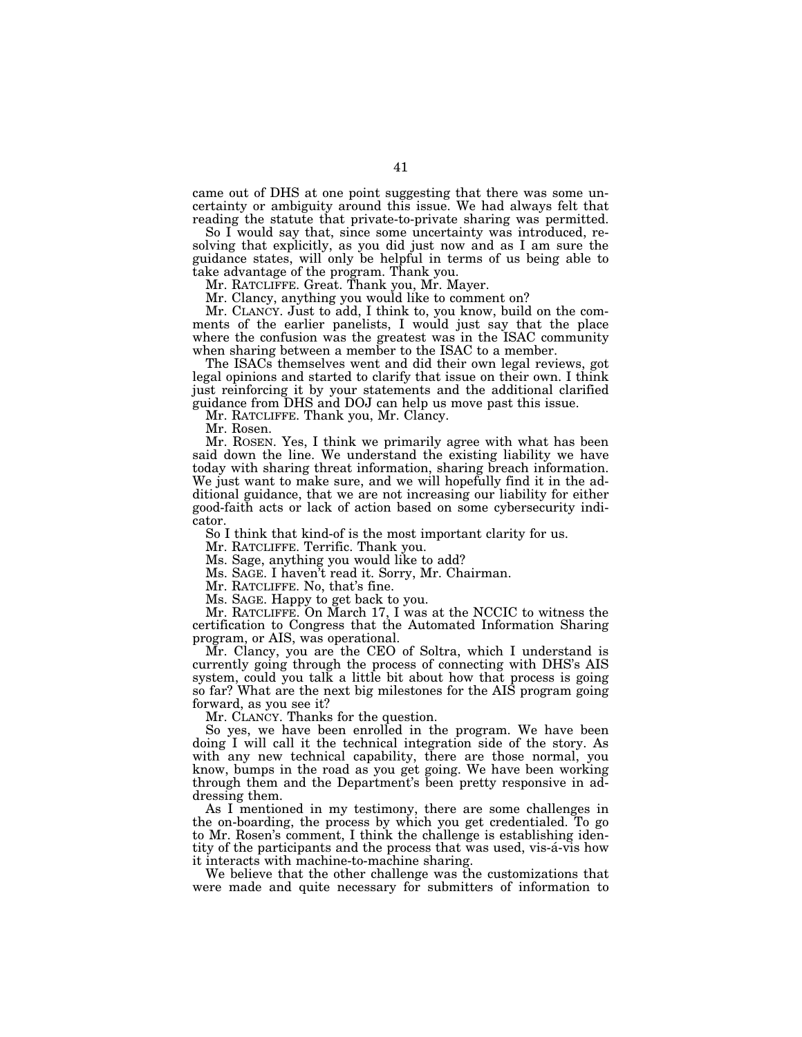came out of DHS at one point suggesting that there was some uncertainty or ambiguity around this issue. We had always felt that reading the statute that private-to-private sharing was permitted.

So I would say that, since some uncertainty was introduced, resolving that explicitly, as you did just now and as I am sure the guidance states, will only be helpful in terms of us being able to take advantage of the program. Thank you.

Mr. RATCLIFFE. Great. Thank you, Mr. Mayer.

Mr. Clancy, anything you would like to comment on?

Mr. CLANCY. Just to add, I think to, you know, build on the comments of the earlier panelists, I would just say that the place where the confusion was the greatest was in the ISAC community when sharing between a member to the ISAC to a member.

The ISACs themselves went and did their own legal reviews, got legal opinions and started to clarify that issue on their own. I think just reinforcing it by your statements and the additional clarified guidance from DHS and DOJ can help us move past this issue.

Mr. RATCLIFFE. Thank you, Mr. Clancy.

Mr. Rosen.

Mr. ROSEN. Yes, I think we primarily agree with what has been said down the line. We understand the existing liability we have today with sharing threat information, sharing breach information. We just want to make sure, and we will hopefully find it in the additional guidance, that we are not increasing our liability for either good-faith acts or lack of action based on some cybersecurity indicator.

So I think that kind-of is the most important clarity for us.

Mr. RATCLIFFE. Terrific. Thank you.

Ms. Sage, anything you would like to add?

Ms. SAGE. I haven't read it. Sorry, Mr. Chairman.

Mr. RATCLIFFE. No, that's fine.

Ms. SAGE. Happy to get back to you.

Mr. RATCLIFFE. On March 17, I was at the NCCIC to witness the certification to Congress that the Automated Information Sharing program, or AIS, was operational.

Mr. Clancy, you are the CEO of Soltra, which I understand is currently going through the process of connecting with DHS's AIS system, could you talk a little bit about how that process is going so far? What are the next big milestones for the AIS program going forward, as you see it?

Mr. CLANCY. Thanks for the question.

So yes, we have been enrolled in the program. We have been doing I will call it the technical integration side of the story. As with any new technical capability, there are those normal, you know, bumps in the road as you get going. We have been working through them and the Department's been pretty responsive in addressing them.

As I mentioned in my testimony, there are some challenges in the on-boarding, the process by which you get credentialed. To go to Mr. Rosen's comment, I think the challenge is establishing identity of the participants and the process that was used, vis-á-vis how it interacts with machine-to-machine sharing.

We believe that the other challenge was the customizations that were made and quite necessary for submitters of information to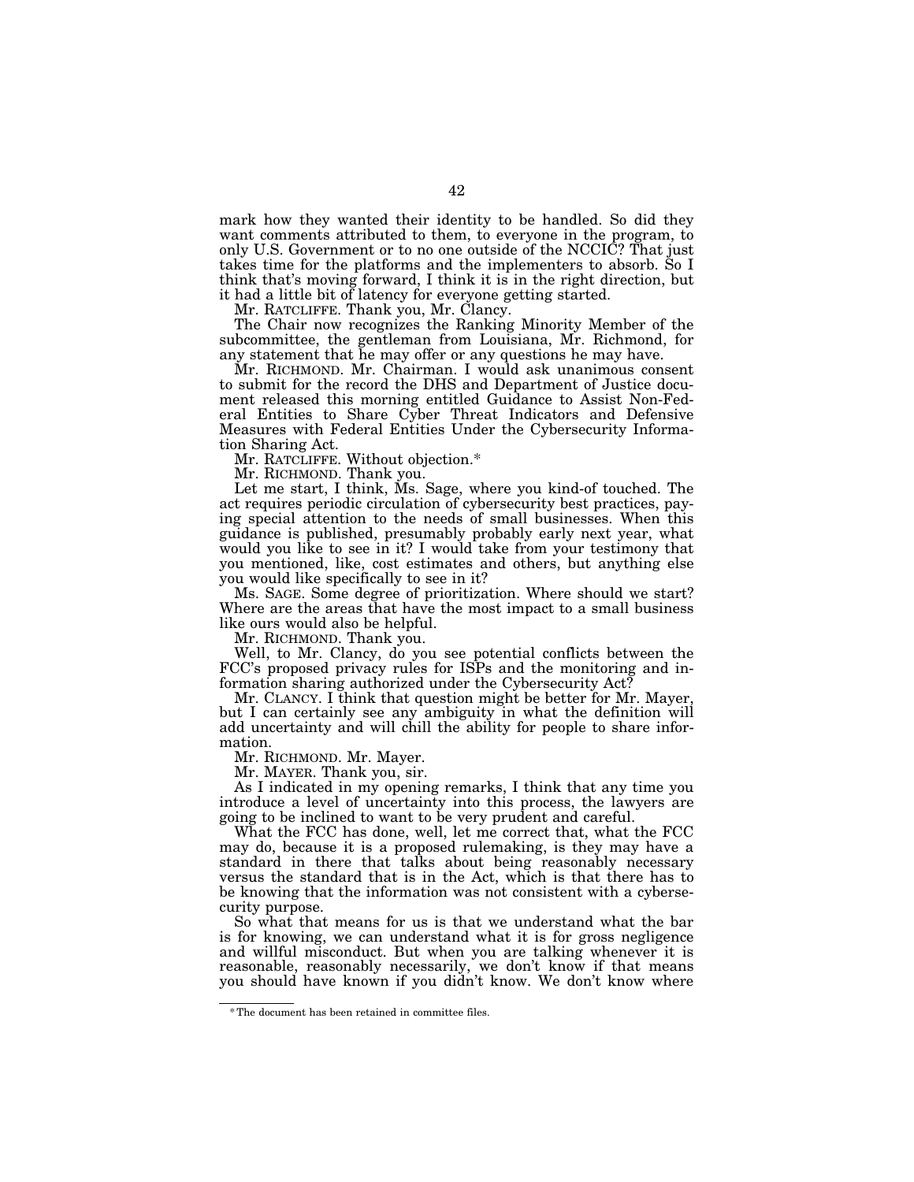mark how they wanted their identity to be handled. So did they want comments attributed to them, to everyone in the program, to only U.S. Government or to no one outside of the NCCIC? That just takes time for the platforms and the implementers to absorb. So I think that's moving forward, I think it is in the right direction, but it had a little bit of latency for everyone getting started.

Mr. RATCLIFFE. Thank you, Mr. Clancy.

The Chair now recognizes the Ranking Minority Member of the subcommittee, the gentleman from Louisiana, Mr. Richmond, for any statement that he may offer or any questions he may have.

Mr. RICHMOND. Mr. Chairman. I would ask unanimous consent to submit for the record the DHS and Department of Justice document released this morning entitled Guidance to Assist Non-Federal Entities to Share Cyber Threat Indicators and Defensive Measures with Federal Entities Under the Cybersecurity Information Sharing Act.

Mr. RATCLIFFE. Without objection.*

Mr. RICHMOND. Thank you.

Let me start, I think, Ms. Sage, where you kind-of touched. The act requires periodic circulation of cybersecurity best practices, paying special attention to the needs of small businesses. When this guidance is published, presumably probably early next year, what would you like to see in it? I would take from your testimony that you mentioned, like, cost estimates and others, but anything else you would like specifically to see in it?

Ms. SAGE. Some degree of prioritization. Where should we start? Where are the areas that have the most impact to a small business like ours would also be helpful.

Mr. RICHMOND. Thank you.

Well, to Mr. Clancy, do you see potential conflicts between the FCC's proposed privacy rules for ISPs and the monitoring and information sharing authorized under the Cybersecurity Act?

Mr. CLANCY. I think that question might be better for Mr. Mayer, but I can certainly see any ambiguity in what the definition will add uncertainty and will chill the ability for people to share information.

Mr. RICHMOND. Mr. Mayer.

Mr. MAYER. Thank you, sir.

As I indicated in my opening remarks, I think that any time you introduce a level of uncertainty into this process, the lawyers are going to be inclined to want to be very prudent and careful.

What the FCC has done, well, let me correct that, what the FCC may do, because it is a proposed rulemaking, is they may have a standard in there that talks about being reasonably necessary versus the standard that is in the Act, which is that there has to be knowing that the information was not consistent with a cybersecurity purpose.

So what that means for us is that we understand what the bar is for knowing, we can understand what it is for gross negligence and willful misconduct. But when you are talking whenever it is reasonable, reasonably necessarily, we don't know if that means you should have known if you didn't know. We don't know where

---

*The document has been retained in committee files.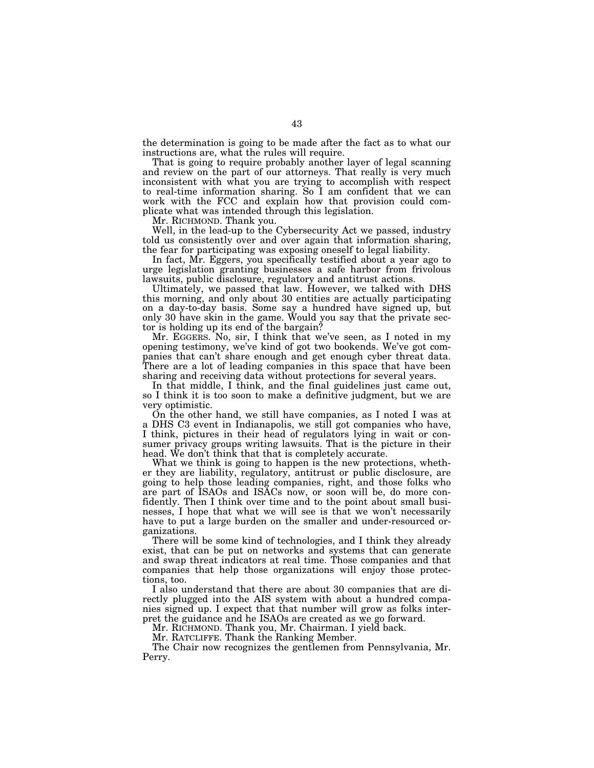the determination is going to be made after the fact as to what our instructions are, what the rules will require.

That is going to require probably another layer of legal scanning and review on the part of our attorneys. That really is very much inconsistent with what you are trying to accomplish with respect to real-time information sharing. So I am confident that we can work with the FCC and explain how that provision could complicate what was intended through this legislation.

Mr. RICHMOND. Thank you.

Well, in the lead-up to the Cybersecurity Act we passed, industry told us consistently over and over again that information sharing, the fear for participating was exposing oneself to legal liability.

In fact, Mr. Eggers, you specifically testified about a year ago to urge legislation granting businesses a safe harbor from frivolous lawsuits, public disclosure, regulatory and antitrust actions.

Ultimately, we passed that law. However, we talked with DHS this morning, and only about 30 entities are actually participating on a day-to-day basis. Some say a hundred have signed up, but only 30 have skin in the game. Would you say that the private sector is holding up its end of the bargain?

Mr. EGGERS. No, sir, I think that we've seen, as I noted in my opening testimony, we've kind of got two bookends. We've got companies that can't share enough and get enough cyber threat data. There are a lot of leading companies in this space that have been sharing and receiving data without protections for several years.

In that middle, I think, and the final guidelines just came out, so I think it is too soon to make a definitive judgment, but we are very optimistic.

On the other hand, we still have companies, as I noted I was at a DHS C3 event in Indianapolis, we still got companies who have, I think, pictures in their head of regulators lying in wait or consumer privacy groups writing lawsuits. That is the picture in their head. We don't think that that is completely accurate.

What we think is going to happen is the new protections, whether they are liability, regulatory, antitrust or public disclosure, are going to help those leading companies, right, and those folks who are part of ISAOs and ISACs now, or soon will be, do more confidently. Then I think over time and to the point about small businesses, I hope that what we will see is that we won't necessarily have to put a large burden on the smaller and under-resourced organizations.

There will be some kind of technologies, and I think they already exist, that can be put on networks and systems that can generate and swap threat indicators at real time. Those companies and that companies that help those organizations will enjoy those protections, too.

I also understand that there are about 30 companies that are directly plugged into the AIS system with about a hundred companies signed up. I expect that that number will grow as folks interpret the guidance and he ISAOs are created as we go forward.

Mr. RICHMOND. Thank you, Mr. Chairman. I yield back.

Mr. RATCLIFFE. Thank the Ranking Member.

The Chair now recognizes the gentlemen from Pennsylvania, Mr. Perry.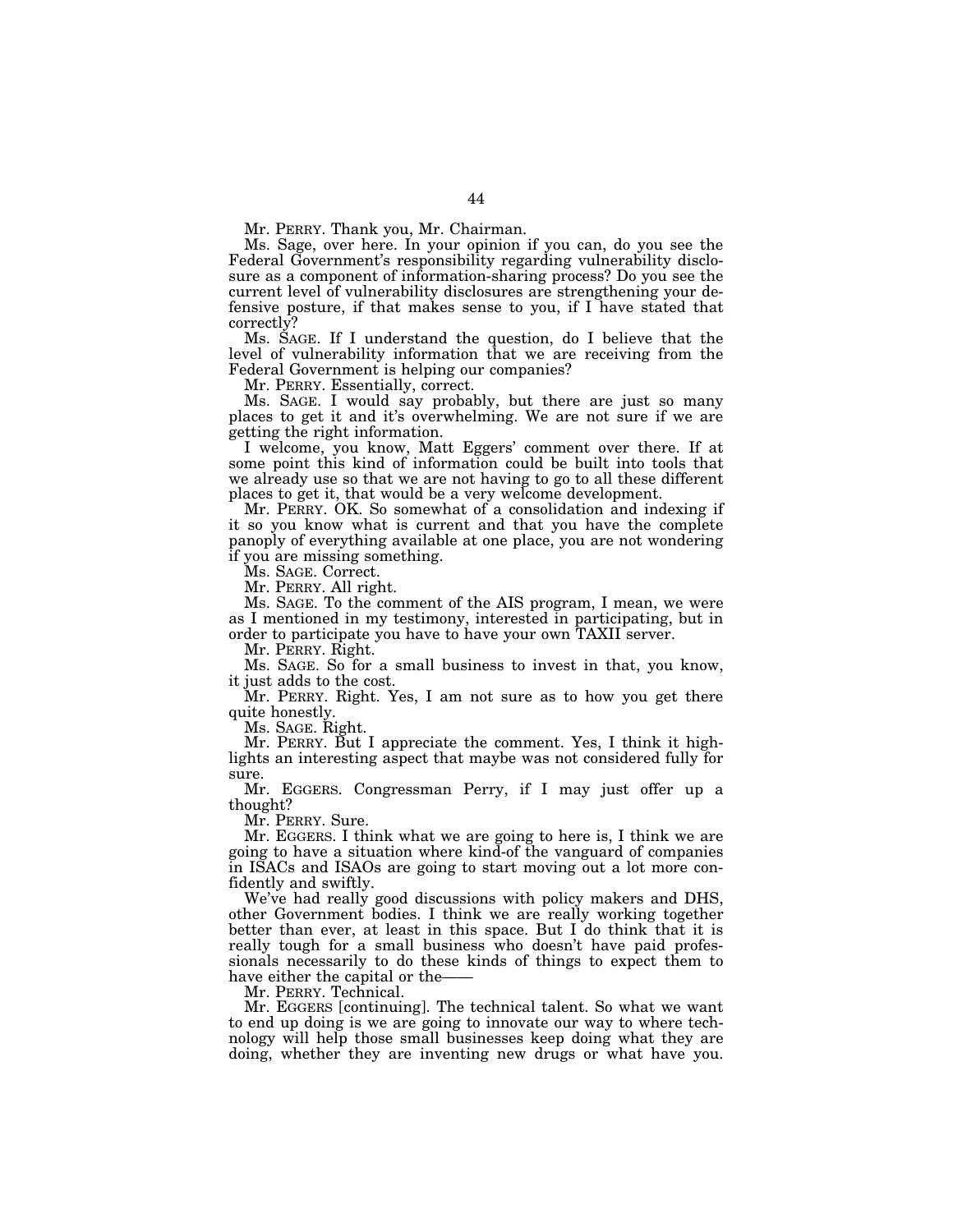Mr. PERRY. Thank you, Mr. Chairman.

Ms. Sage, over here. In your opinion if you can, do you see the Federal Government's responsibility regarding vulnerability disclosure as a component of information-sharing process? Do you see the current level of vulnerability disclosures are strengthening your defensive posture, if that makes sense to you, if I have stated that correctly?

Ms. SAGE. If I understand the question, do I believe that the level of vulnerability information that we are receiving from the Federal Government is helping our companies?

Mr. PERRY. Essentially, correct.

Ms. SAGE. I would say probably, but there are just so many places to get it and it's overwhelming. We are not sure if we are getting the right information.

I welcome, you know, Matt Eggers' comment over there. If at some point this kind of information could be built into tools that we already use so that we are not having to go to all these different places to get it, that would be a very welcome development.

Mr. PERRY. OK. So somewhat of a consolidation and indexing if it so you know what is current and that you have the complete panoply of everything available at one place, you are not wondering if you are missing something.

Ms. SAGE. Correct.

Mr. PERRY. All right.

Ms. SAGE. To the comment of the AIS program, I mean, we were as I mentioned in my testimony, interested in participating, but in order to participate you have to have your own TAXII server.

Mr. PERRY. Right.

Ms. SAGE. So for a small business to invest in that, you know, it just adds to the cost.

Mr. PERRY. Right. Yes, I am not sure as to how you get there quite honestly.

Ms. SAGE. Right.

Mr. PERRY. But I appreciate the comment. Yes, I think it highlights an interesting aspect that maybe was not considered fully for sure.

Mr. EGGERS. Congressman Perry, if I may just offer up a thought?

Mr. PERRY. Sure.

Mr. EGGERS. I think what we are going to here is, I think we are going to have a situation where kind-of the vanguard of companies in ISACs and ISAOs are going to start moving out a lot more confidently and swiftly.

We've had really good discussions with policy makers and DHS, other Government bodies. I think we are really working together better than ever, at least in this space. But I do think that it is really tough for a small business who doesn't have paid professionals necessarily to do these kinds of things to expect them to have either the capital or the——

Mr. PERRY. Technical.

Mr. EGGERS [continuing]. The technical talent. So what we want to end up doing is we are going to innovate our way to where technology will help those small businesses keep doing what they are doing, whether they are inventing new drugs or what have you.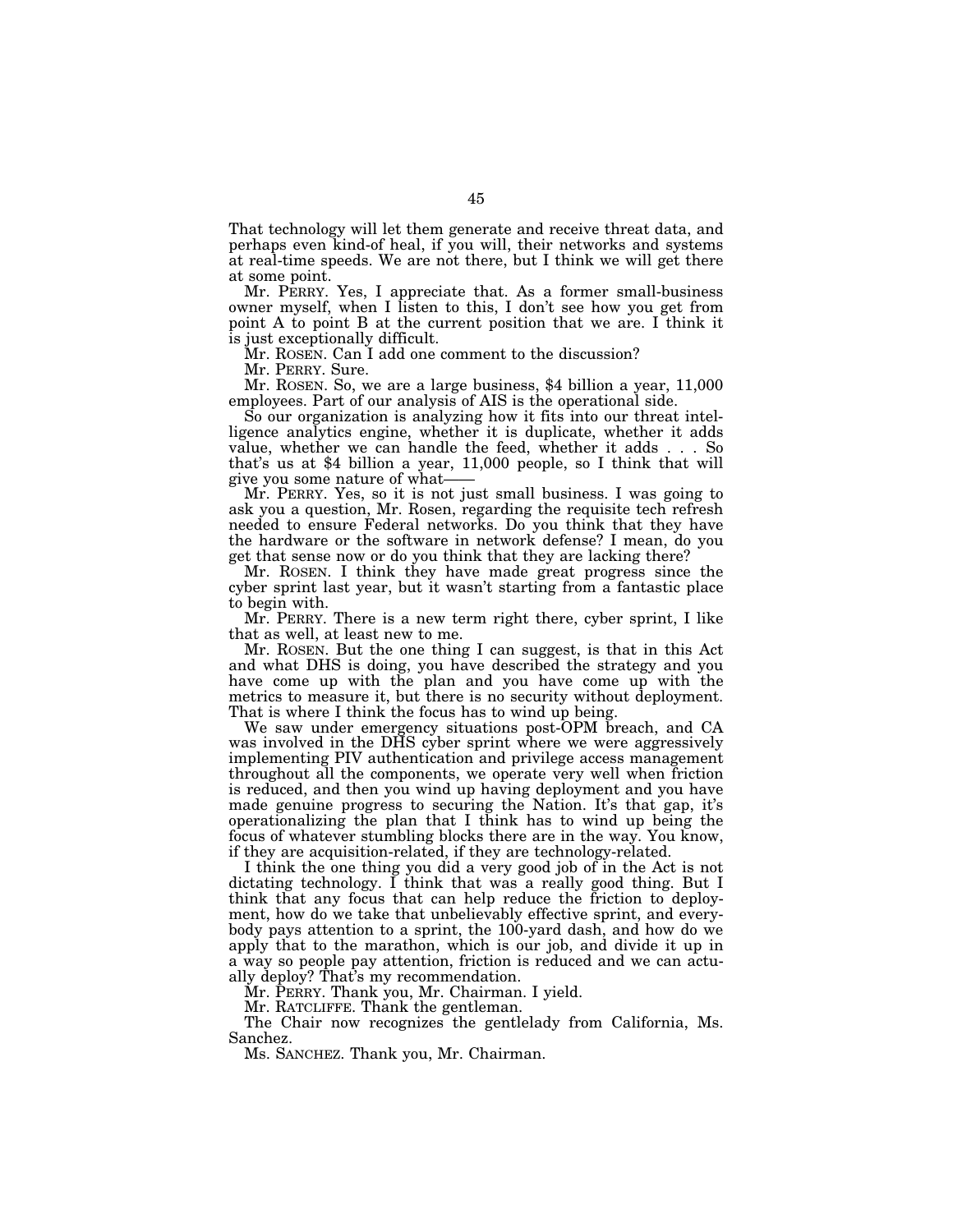That technology will let them generate and receive threat data, and perhaps even kind-of heal, if you will, their networks and systems at real-time speeds. We are not there, but I think we will get there at some point.

Mr. PERRY. Yes, I appreciate that. As a former small-business owner myself, when I listen to this, I don't see how you get from point A to point B at the current position that we are. I think it is just exceptionally difficult.

Mr. ROSEN. Can I add one comment to the discussion?

Mr. PERRY. Sure.

Mr. ROSEN. So, we are a large business, $4 billion a year, 11,000 employees. Part of our analysis of AIS is the operational side.

So our organization is analyzing how it fits into our threat intelligence analytics engine, whether it is duplicate, whether it adds value, whether we can handle the feed, whether it adds . . . So that's us at $4 billion a year, 11,000 people, so I think that will give you some nature of what——

Mr. PERRY. Yes, so it is not just small business. I was going to ask you a question, Mr. Rosen, regarding the requisite tech refresh needed to ensure Federal networks. Do you think that they have the hardware or the software in network defense? I mean, do you get that sense now or do you think that they are lacking there?

Mr. ROSEN. I think they have made great progress since the cyber sprint last year, but it wasn't starting from a fantastic place to begin with.

Mr. PERRY. There is a new term right there, cyber sprint, I like that as well, at least new to me.

Mr. ROSEN. But the one thing I can suggest, is that in this Act and what DHS is doing, you have described the strategy and you have come up with the plan and you have come up with the metrics to measure it, but there is no security without deployment. That is where I think the focus has to wind up being.

We saw under emergency situations post-OPM breach, and CA was involved in the DHS cyber sprint where we were aggressively implementing PIV authentication and privilege access management throughout all the components, we operate very well when friction is reduced, and then you wind up having deployment and you have made genuine progress to securing the Nation. It's that gap, it's operationalizing the plan that I think has to wind up being the focus of whatever stumbling blocks there are in the way. You know, if they are acquisition-related, if they are technology-related.

I think the one thing you did a very good job of in the Act is not dictating technology. I think that was a really good thing. But I think that any focus that can help reduce the friction to deployment, how do we take that unbelievably effective sprint, and everybody pays attention to a sprint, the 100-yard dash, and how do we apply that to the marathon, which is our job, and divide it up in a way so people pay attention, friction is reduced and we can actually deploy? That's my recommendation.

Mr. PERRY. Thank you, Mr. Chairman. I yield.

Mr. RATCLIFFE. Thank the gentleman.

The Chair now recognizes the gentlelady from California, Ms. Sanchez.

Ms. SANCHEZ. Thank you, Mr. Chairman.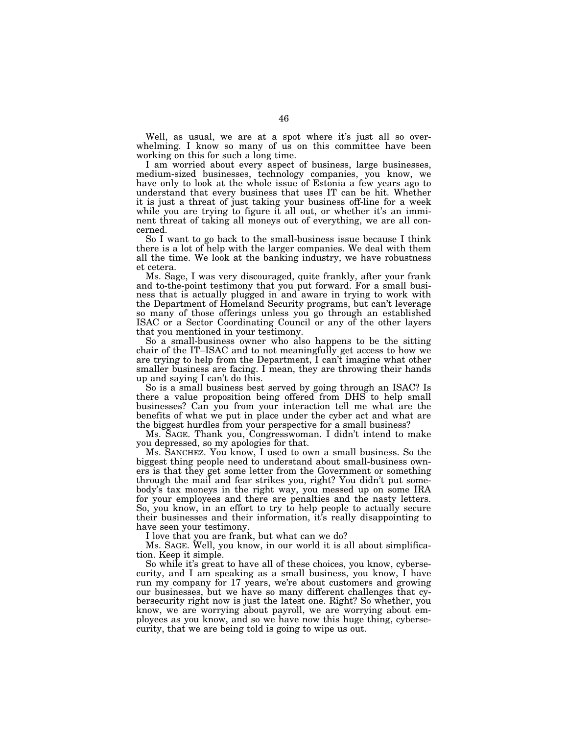Well, as usual, we are at a spot where it's just all so overwhelming. I know so many of us on this committee have been working on this for such a long time.

I am worried about every aspect of business, large businesses, medium-sized businesses, technology companies, you know, we have only to look at the whole issue of Estonia a few years ago to understand that every business that uses IT can be hit. Whether it is just a threat of just taking your business off-line for a week while you are trying to figure it all out, or whether it's an imminent threat of taking all moneys out of everything, we are all concerned.

So I want to go back to the small-business issue because I think there is a lot of help with the larger companies. We deal with them all the time. We look at the banking industry, we have robustness et cetera.

Ms. Sage, I was very discouraged, quite frankly, after your frank and to-the-point testimony that you put forward. For a small business that is actually plugged in and aware in trying to work with the Department of Homeland Security programs, but can't leverage so many of those offerings unless you go through an established ISAC or a Sector Coordinating Council or any of the other layers that you mentioned in your testimony.

So a small-business owner who also happens to be the sitting chair of the IT–ISAC and to not meaningfully get access to how we are trying to help from the Department, I can't imagine what other smaller business are facing. I mean, they are throwing their hands up and saying I can't do this.

So is a small business best served by going through an ISAC? Is there a value proposition being offered from DHS to help small businesses? Can you from your interaction tell me what are the benefits of what we put in place under the cyber act and what are the biggest hurdles from your perspective for a small business?

Ms. SAGE. Thank you, Congresswoman. I didn't intend to make you depressed, so my apologies for that.

Ms. SANCHEZ. You know, I used to own a small business. So the biggest thing people need to understand about small-business owners is that they get some letter from the Government or something through the mail and fear strikes you, right? You didn't put somebody's tax moneys in the right way, you messed up on some IRA for your employees and there are penalties and the nasty letters. So, you know, in an effort to try to help people to actually secure their businesses and their information, it's really disappointing to have seen your testimony.

I love that you are frank, but what can we do?

Ms. SAGE. Well, you know, in our world it is all about simplification. Keep it simple.

So while it's great to have all of these choices, you know, cybersecurity, and I am speaking as a small business, you know, I have run my company for 17 years, we're about customers and growing our businesses, but we have so many different challenges that cybersecurity right now is just the latest one. Right? So whether, you know, we are worrying about payroll, we are worrying about employees as you know, and so we have now this huge thing, cybersecurity, that we are being told is going to wipe us out.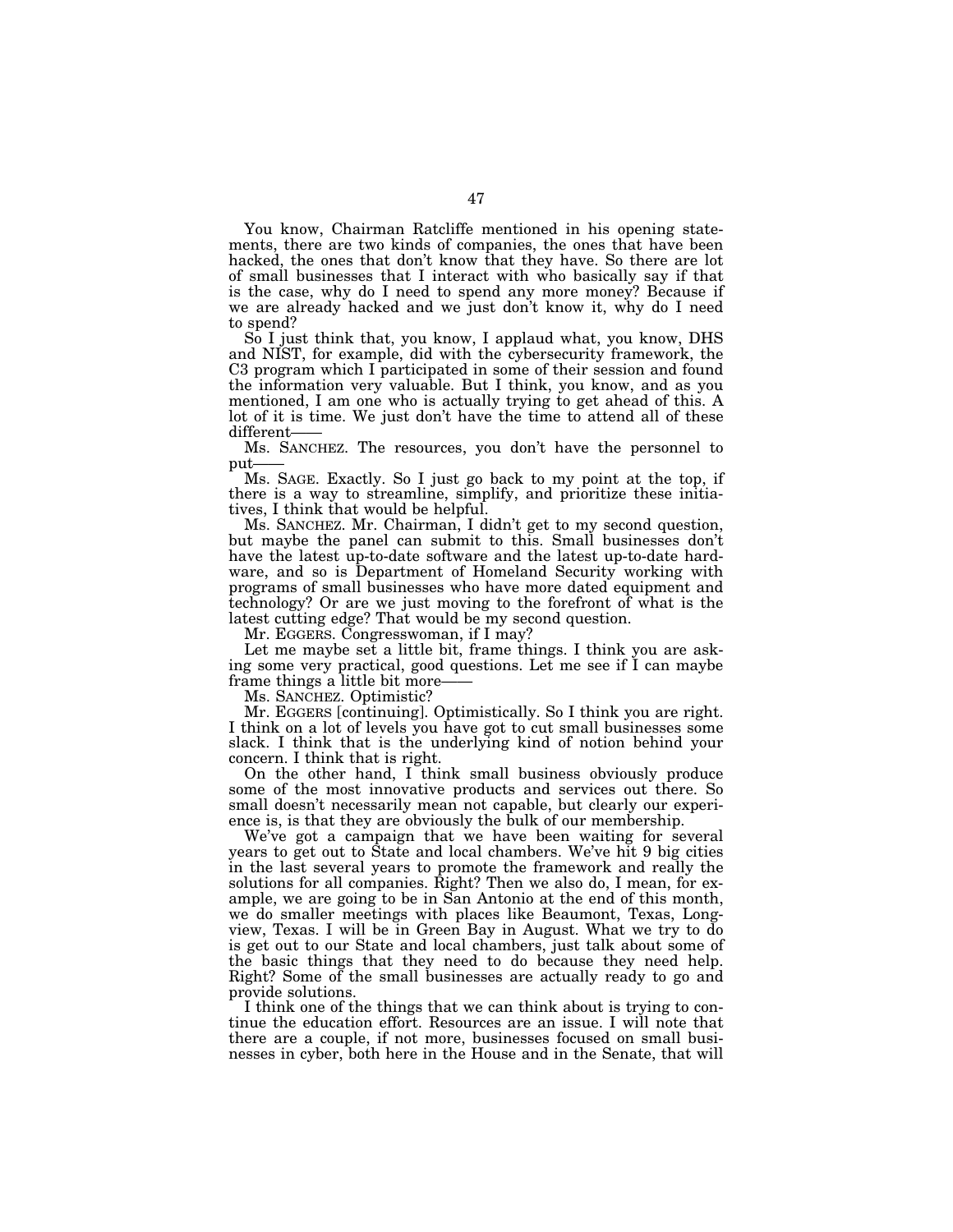You know, Chairman Ratcliffe mentioned in his opening statements, there are two kinds of companies, the ones that have been hacked, the ones that don't know that they have. So there are lot of small businesses that I interact with who basically say if that is the case, why do I need to spend any more money? Because if we are already hacked and we just don't know it, why do I need to spend?

So I just think that, you know, I applaud what, you know, DHS and NIST, for example, did with the cybersecurity framework, the C3 program which I participated in some of their session and found the information very valuable. But I think, you know, and as you mentioned, I am one who is actually trying to get ahead of this. A lot of it is time. We just don't have the time to attend all of these different——

Ms. SANCHEZ. The resources, you don't have the personnel to put——

Ms. SAGE. Exactly. So I just go back to my point at the top, if there is a way to streamline, simplify, and prioritize these initiatives, I think that would be helpful.

Ms. SANCHEZ. Mr. Chairman, I didn't get to my second question, but maybe the panel can submit to this. Small businesses don't have the latest up-to-date software and the latest up-to-date hardware, and so is Department of Homeland Security working with programs of small businesses who have more dated equipment and technology? Or are we just moving to the forefront of what is the latest cutting edge? That would be my second question.

Mr. EGGERS. Congresswoman, if I may?

Let me maybe set a little bit, frame things. I think you are asking some very practical, good questions. Let me see if I can maybe frame things a little bit more——

Ms. SANCHEZ. Optimistic?

Mr. EGGERS [continuing]. Optimistically. So I think you are right. I think on a lot of levels you have got to cut small businesses some slack. I think that is the underlying kind of notion behind your concern. I think that is right.

On the other hand, I think small business obviously produce some of the most innovative products and services out there. So small doesn't necessarily mean not capable, but clearly our experience is, is that they are obviously the bulk of our membership.

We've got a campaign that we have been waiting for several years to get out to State and local chambers. We've hit 9 big cities in the last several years to promote the framework and really the solutions for all companies. Right? Then we also do, I mean, for example, we are going to be in San Antonio at the end of this month, we do smaller meetings with places like Beaumont, Texas, Longview, Texas. I will be in Green Bay in August. What we try to do is get out to our State and local chambers, just talk about some of the basic things that they need to do because they need help. Right? Some of the small businesses are actually ready to go and provide solutions.

I think one of the things that we can think about is trying to continue the education effort. Resources are an issue. I will note that there are a couple, if not more, businesses focused on small businesses in cyber, both here in the House and in the Senate, that will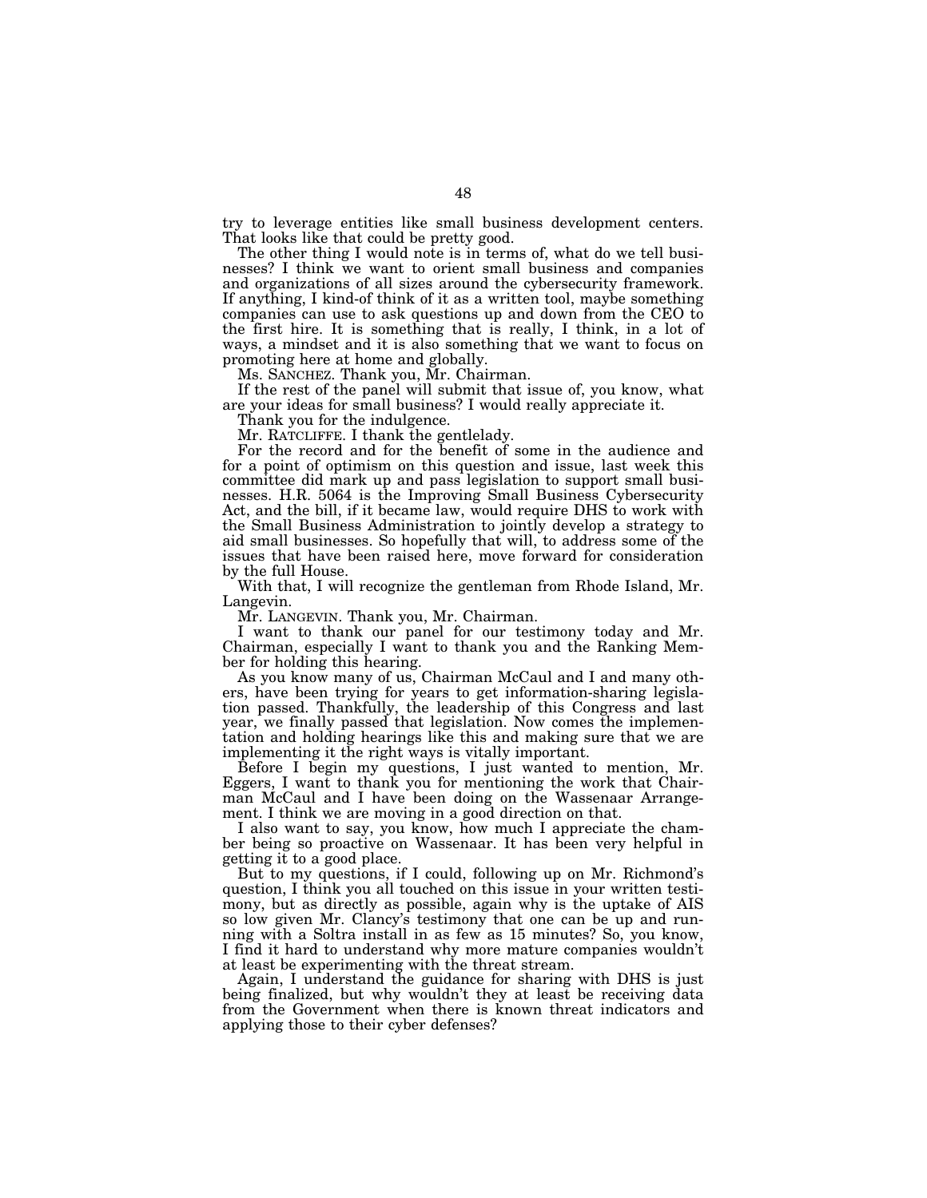try to leverage entities like small business development centers. That looks like that could be pretty good.

The other thing I would note is in terms of, what do we tell businesses? I think we want to orient small business and companies and organizations of all sizes around the cybersecurity framework. If anything, I kind-of think of it as a written tool, maybe something companies can use to ask questions up and down from the CEO to the first hire. It is something that is really, I think, in a lot of ways, a mindset and it is also something that we want to focus on promoting here at home and globally.

Ms. SANCHEZ. Thank you, Mr. Chairman.

If the rest of the panel will submit that issue of, you know, what are your ideas for small business? I would really appreciate it.

Thank you for the indulgence.

Mr. RATCLIFFE. I thank the gentlelady.

For the record and for the benefit of some in the audience and for a point of optimism on this question and issue, last week this committee did mark up and pass legislation to support small businesses. H.R. 5064 is the Improving Small Business Cybersecurity Act, and the bill, if it became law, would require DHS to work with the Small Business Administration to jointly develop a strategy to aid small businesses. So hopefully that will, to address some of the issues that have been raised here, move forward for consideration by the full House.

With that, I will recognize the gentleman from Rhode Island, Mr. Langevin.

Mr. LANGEVIN. Thank you, Mr. Chairman.

I want to thank our panel for our testimony today and Mr. Chairman, especially I want to thank you and the Ranking Member for holding this hearing.

As you know many of us, Chairman McCaul and I and many others, have been trying for years to get information-sharing legislation passed. Thankfully, the leadership of this Congress and last year, we finally passed that legislation. Now comes the implementation and holding hearings like this and making sure that we are implementing it the right ways is vitally important.

Before I begin my questions, I just wanted to mention, Mr. Eggers, I want to thank you for mentioning the work that Chairman McCaul and I have been doing on the Wassenaar Arrangement. I think we are moving in a good direction on that.

I also want to say, you know, how much I appreciate the chamber being so proactive on Wassenaar. It has been very helpful in getting it to a good place.

But to my questions, if I could, following up on Mr. Richmond's question, I think you all touched on this issue in your written testimony, but as directly as possible, again why is the uptake of AIS so low given Mr. Clancy's testimony that one can be up and running with a Soltra install in as few as 15 minutes? So, you know, I find it hard to understand why more mature companies wouldn't at least be experimenting with the threat stream.

Again, I understand the guidance for sharing with DHS is just being finalized, but why wouldn't they at least be receiving data from the Government when there is known threat indicators and applying those to their cyber defenses?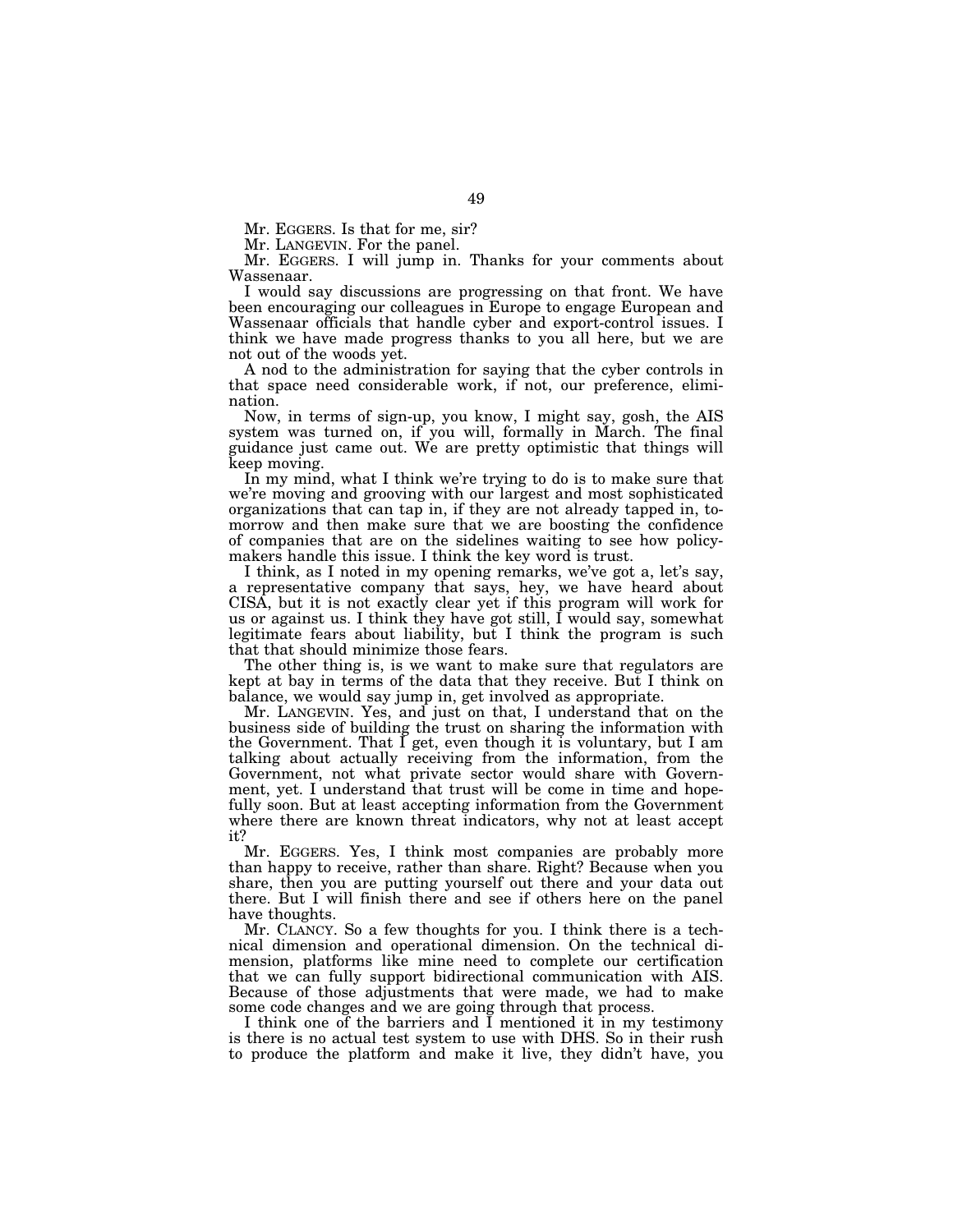Mr. EGGERS. Is that for me, sir?

Mr. LANGEVIN. For the panel.

Mr. EGGERS. I will jump in. Thanks for your comments about Wassenaar.

I would say discussions are progressing on that front. We have been encouraging our colleagues in Europe to engage European and Wassenaar officials that handle cyber and export-control issues. I think we have made progress thanks to you all here, but we are not out of the woods yet.

A nod to the administration for saying that the cyber controls in that space need considerable work, if not, our preference, elimination.

Now, in terms of sign-up, you know, I might say, gosh, the AIS system was turned on, if you will, formally in March. The final guidance just came out. We are pretty optimistic that things will keep moving.

In my mind, what I think we're trying to do is to make sure that we're moving and grooving with our largest and most sophisticated organizations that can tap in, if they are not already tapped in, tomorrow and then make sure that we are boosting the confidence of companies that are on the sidelines waiting to see how policymakers handle this issue. I think the key word is trust.

I think, as I noted in my opening remarks, we've got a, let's say, a representative company that says, hey, we have heard about CISA, but it is not exactly clear yet if this program will work for us or against us. I think they have got still, I would say, somewhat legitimate fears about liability, but I think the program is such that that should minimize those fears.

The other thing is, is we want to make sure that regulators are kept at bay in terms of the data that they receive. But I think on balance, we would say jump in, get involved as appropriate.

Mr. LANGEVIN. Yes, and just on that, I understand that on the business side of building the trust on sharing the information with the Government. That I get, even though it is voluntary, but I am talking about actually receiving from the information, from the Government, not what private sector would share with Government, yet. I understand that trust will be come in time and hopefully soon. But at least accepting information from the Government where there are known threat indicators, why not at least accept it?

Mr. EGGERS. Yes, I think most companies are probably more than happy to receive, rather than share. Right? Because when you share, then you are putting yourself out there and your data out there. But I will finish there and see if others here on the panel have thoughts.

Mr. CLANCY. So a few thoughts for you. I think there is a technical dimension and operational dimension. On the technical dimension, platforms like mine need to complete our certification that we can fully support bidirectional communication with AIS. Because of those adjustments that were made, we had to make some code changes and we are going through that process.

I think one of the barriers and I mentioned it in my testimony is there is no actual test system to use with DHS. So in their rush to produce the platform and make it live, they didn't have, you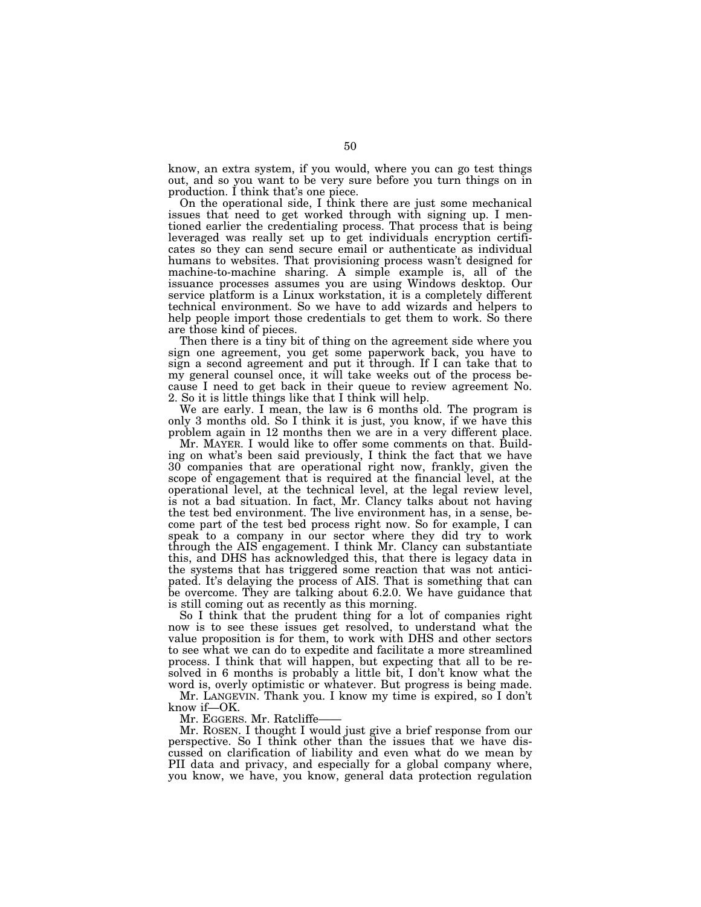know, an extra system, if you would, where you can go test things out, and so you want to be very sure before you turn things on in production. I think that's one piece.

On the operational side, I think there are just some mechanical issues that need to get worked through with signing up. I mentioned earlier the credentialing process. That process that is being leveraged was really set up to get individuals encryption certificates so they can send secure email or authenticate as individual humans to websites. That provisioning process wasn't designed for machine-to-machine sharing. A simple example is, all of the issuance processes assumes you are using Windows desktop. Our service platform is a Linux workstation, it is a completely different technical environment. So we have to add wizards and helpers to help people import those credentials to get them to work. So there are those kind of pieces.

Then there is a tiny bit of thing on the agreement side where you sign one agreement, you get some paperwork back, you have to sign a second agreement and put it through. If I can take that to my general counsel once, it will take weeks out of the process because I need to get back in their queue to review agreement No. 2. So it is little things like that I think will help.

We are early. I mean, the law is 6 months old. The program is only 3 months old. So I think it is just, you know, if we have this problem again in 12 months then we are in a very different place.

Mr. MAYER. I would like to offer some comments on that. Building on what's been said previously, I think the fact that we have 30 companies that are operational right now, frankly, given the scope of engagement that is required at the financial level, at the operational level, at the technical level, at the legal review level, is not a bad situation. In fact, Mr. Clancy talks about not having the test bed environment. The live environment has, in a sense, become part of the test bed process right now. So for example, I can speak to a company in our sector where they did try to work through the AIS engagement. I think Mr. Clancy can substantiate this, and DHS has acknowledged this, that there is legacy data in the systems that has triggered some reaction that was not anticipated. It's delaying the process of AIS. That is something that can be overcome. They are talking about 6.2.0. We have guidance that is still coming out as recently as this morning.

So I think that the prudent thing for a lot of companies right now is to see these issues get resolved, to understand what the value proposition is for them, to work with DHS and other sectors to see what we can do to expedite and facilitate a more streamlined process. I think that will happen, but expecting that all to be resolved in 6 months is probably a little bit, I don't know what the word is, overly optimistic or whatever. But progress is being made.

Mr. LANGEVIN. Thank you. I know my time is expired, so I don't know if—OK.

Mr. EGGERS. Mr. Ratcliffe——

Mr. ROSEN. I thought I would just give a brief response from our perspective. So I think other than the issues that we have discussed on clarification of liability and even what do we mean by PII data and privacy, and especially for a global company where, you know, we have, you know, general data protection regulation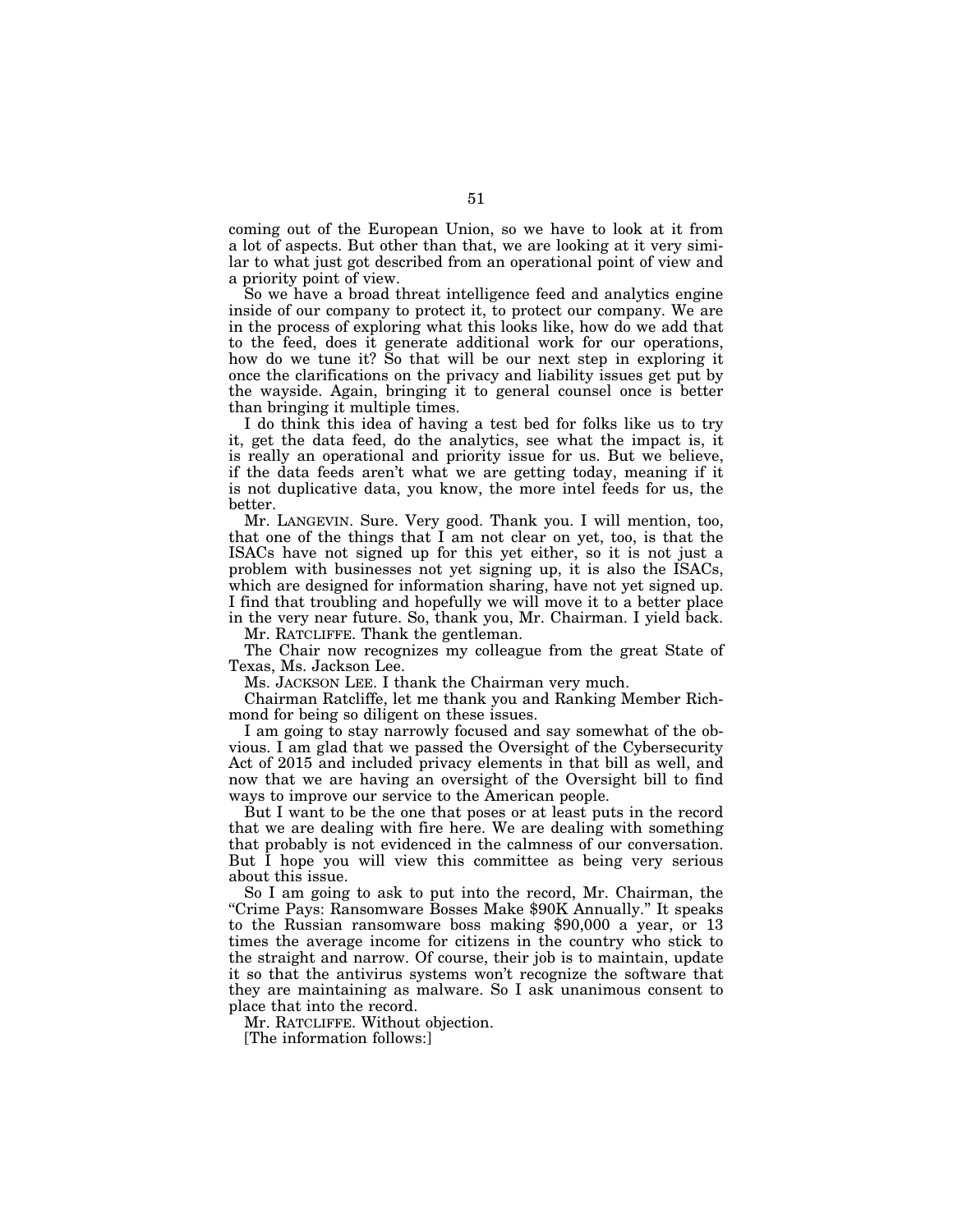coming out of the European Union, so we have to look at it from a lot of aspects. But other than that, we are looking at it very similar to what just got described from an operational point of view and a priority point of view.

So we have a broad threat intelligence feed and analytics engine inside of our company to protect it, to protect our company. We are in the process of exploring what this looks like, how do we add that to the feed, does it generate additional work for our operations, how do we tune it? So that will be our next step in exploring it once the clarifications on the privacy and liability issues get put by the wayside. Again, bringing it to general counsel once is better than bringing it multiple times.

I do think this idea of having a test bed for folks like us to try it, get the data feed, do the analytics, see what the impact is, it is really an operational and priority issue for us. But we believe, if the data feeds aren't what we are getting today, meaning if it is not duplicative data, you know, the more intel feeds for us, the better.

Mr. LANGEVIN. Sure. Very good. Thank you. I will mention, too, that one of the things that I am not clear on yet, too, is that the ISACs have not signed up for this yet either, so it is not just a problem with businesses not yet signing up, it is also the ISACs, which are designed for information sharing, have not yet signed up. I find that troubling and hopefully we will move it to a better place in the very near future. So, thank you, Mr. Chairman. I yield back.

Mr. RATCLIFFE. Thank the gentleman.

The Chair now recognizes my colleague from the great State of Texas, Ms. Jackson Lee.

Ms. JACKSON LEE. I thank the Chairman very much.

Chairman Ratcliffe, let me thank you and Ranking Member Richmond for being so diligent on these issues.

I am going to stay narrowly focused and say somewhat of the obvious. I am glad that we passed the Oversight of the Cybersecurity Act of 2015 and included privacy elements in that bill as well, and now that we are having an oversight of the Oversight bill to find ways to improve our service to the American people.

But I want to be the one that poses or at least puts in the record that we are dealing with fire here. We are dealing with something that probably is not evidenced in the calmness of our conversation. But I hope you will view this committee as being very serious about this issue.

So I am going to ask to put into the record, Mr. Chairman, the "Crime Pays: Ransomware Bosses Make $90K Annually." It speaks to the Russian ransomware boss making $90,000 a year, or 13 times the average income for citizens in the country who stick to the straight and narrow. Of course, their job is to maintain, update it so that the antivirus systems won't recognize the software that they are maintaining as malware. So I ask unanimous consent to place that into the record.

Mr. RATCLIFFE. Without objection.

[The information follows:]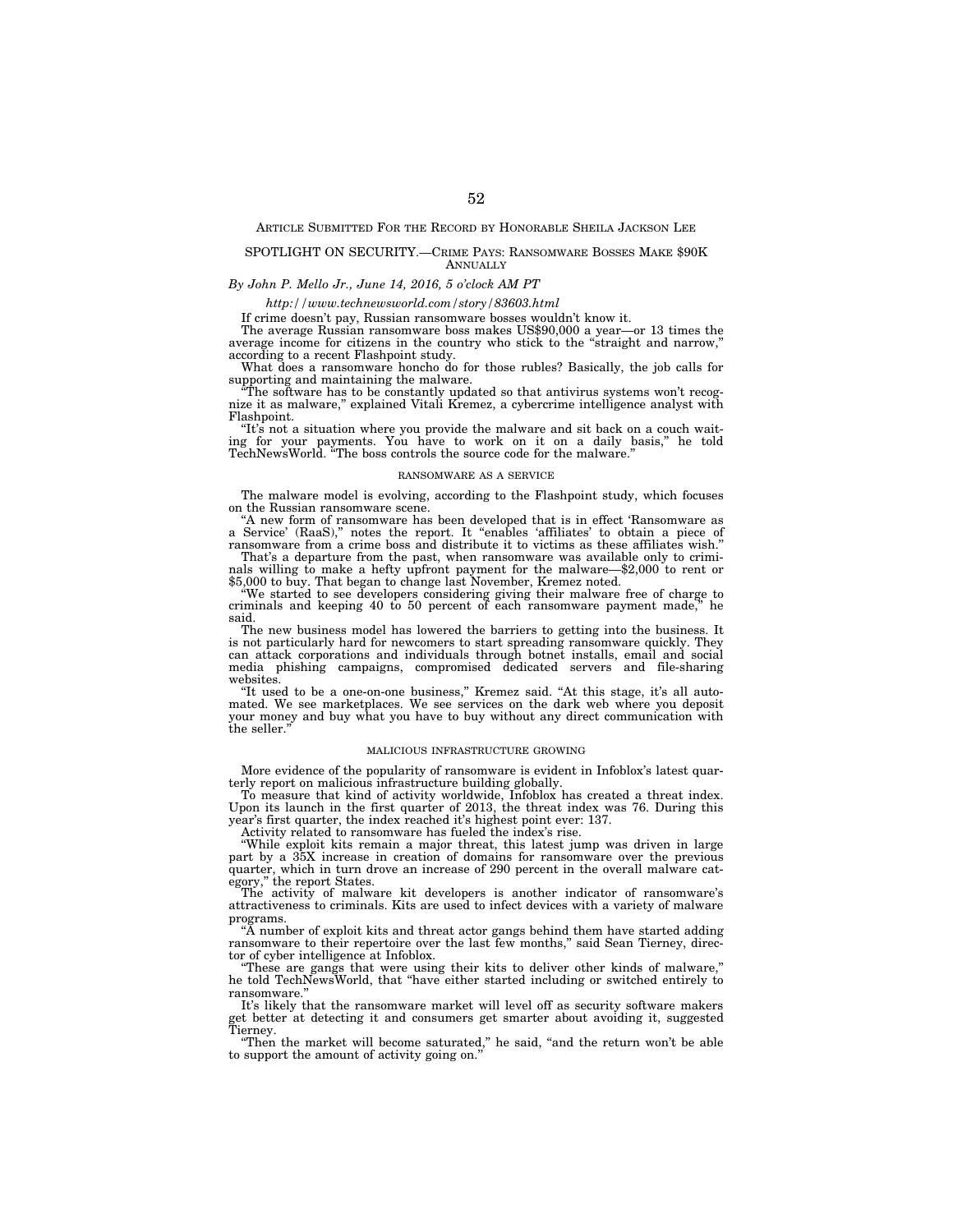ARTICLE SUBMITTED FOR THE RECORD BY HONORABLE SHEILA JACKSON LEE

## SPOTLIGHT ON SECURITY.—CRIME PAYS: RANSOMWARE BOSSES MAKE $90K ANNUALLY

*By John P. Mello Jr., June 14, 2016, 5 o'clock AM PT*

*http://www.technewsworld.com/story/83603.html*

If crime doesn't pay, Russian ransomware bosses wouldn't know it.

The average Russian ransomware boss makes US$90,000 a year—or 13 times the average income for citizens in the country who stick to the "straight and narrow," according to a recent Flashpoint study.

What does a ransomware honcho do for those rubles? Basically, the job calls for supporting and maintaining the malware.

"The software has to be constantly updated so that antivirus systems won't recognize it as malware," explained Vitali Kremez, a cybercrime intelligence analyst with Flashpoint.

"It's not a situation where you provide the malware and sit back on a couch waiting for your payments. You have to work on it on a daily basis," he told TechNewsWorld. "The boss controls the source code for the malware."

### RANSOMWARE AS A SERVICE

The malware model is evolving, according to the Flashpoint study, which focuses on the Russian ransomware scene.

"A new form of ransomware has been developed that is in effect 'Ransomware as a Service' (RaaS)," notes the report. It "enables 'affiliates' to obtain a piece of ransomware from a crime boss and distribute it to victims as these affiliates wish."

That's a departure from the past, when ransomware was available only to criminals willing to make a hefty upfront payment for the malware—$2,000 to rent or $5,000 to buy. That began to change last November, Kremez noted.

"We started to see developers considering giving their malware free of charge to criminals and keeping 40 to 50 percent of each ransomware payment made," he said.

The new business model has lowered the barriers to getting into the business. It is not particularly hard for newcomers to start spreading ransomware quickly. They can attack corporations and individuals through botnet installs, email and social media phishing campaigns, compromised dedicated servers and file-sharing websites.

"It used to be a one-on-one business," Kremez said. "At this stage, it's all automated. We see marketplaces. We see services on the dark web where you deposit your money and buy what you have to buy without any direct communication with the seller."

### MALICIOUS INFRASTRUCTURE GROWING

More evidence of the popularity of ransomware is evident in Infoblox's latest quarterly report on malicious infrastructure building globally.

To measure that kind of activity worldwide, Infoblox has created a threat index. Upon its launch in the first quarter of 2013, the threat index was 76. During this year's first quarter, the index reached it's highest point ever: 137.

Activity related to ransomware has fueled the index's rise.

"While exploit kits remain a major threat, this latest jump was driven in large part by a 35X increase in creation of domains for ransomware over the previous quarter, which in turn drove an increase of 290 percent in the overall malware category," the report States.

The activity of malware kit developers is another indicator of ransomware's attractiveness to criminals. Kits are used to infect devices with a variety of malware programs.

"A number of exploit kits and threat actor gangs behind them have started adding ransomware to their repertoire over the last few months," said Sean Tierney, director of cyber intelligence at Infoblox.

"These are gangs that were using their kits to deliver other kinds of malware," he told TechNewsWorld, that "have either started including or switched entirely to ransomware."

It's likely that the ransomware market will level off as security software makers get better at detecting it and consumers get smarter about avoiding it, suggested Tierney.

"Then the market will become saturated," he said, "and the return won't be able to support the amount of activity going on."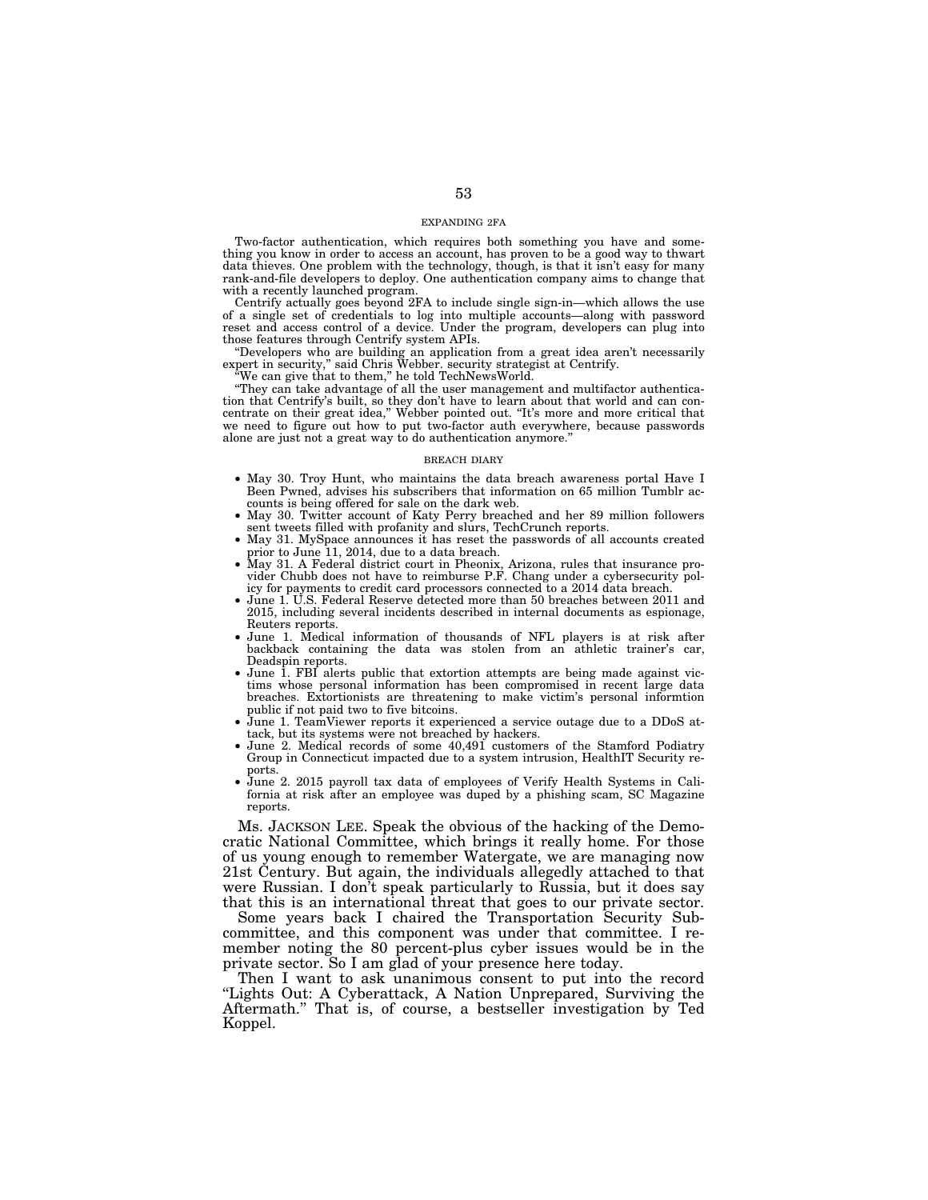### EXPANDING 2FA

Two-factor authentication, which requires both something you have and something you know in order to access an account, has proven to be a good way to thwart data thieves. One problem with the technology, though, is that it isn't easy for many rank-and-file developers to deploy. One authentication company aims to change that with a recently launched program.

Centrify actually goes beyond 2FA to include single sign-in—which allows the use of a single set of credentials to log into multiple accounts—along with password reset and access control of a device. Under the program, developers can plug into those features through Centrify system APIs.

"Developers who are building an application from a great idea aren't necessarily expert in security," said Chris Webber. security strategist at Centrify.

"We can give that to them," he told TechNewsWorld.

"They can take advantage of all the user management and multifactor authentication that Centrify's built, so they don't have to learn about that world and can concentrate on their great idea," Webber pointed out. "It's more and more critical that we need to figure out how to put two-factor auth everywhere, because passwords alone are just not a great way to do authentication anymore."

### BREACH DIARY

- May 30. Troy Hunt, who maintains the data breach awareness portal Have I Been Pwned, advises his subscribers that information on 65 million Tumblr accounts is being offered for sale on the dark web.
- May 30. Twitter account of Katy Perry breached and her 89 million followers sent tweets filled with profanity and slurs, TechCrunch reports.
- May 31. MySpace announces it has reset the passwords of all accounts created prior to June 11, 2014, due to a data breach.
- May 31. A Federal district court in Pheonix, Arizona, rules that insurance provider Chubb does not have to reimburse P.F. Chang under a cybersecurity policy for payments to credit card processors connected to a 2014 data breach.
- June 1. U.S. Federal Reserve detected more than 50 breaches between 2011 and 2015, including several incidents described in internal documents as espionage, Reuters reports.
- June 1. Medical information of thousands of NFL players is at risk after backback containing the data was stolen from an athletic trainer's car, Deadspin reports.
- June 1. FBI alerts public that extortion attempts are being made against victims whose personal information has been compromised in recent large data breaches. Extortionists are threatening to make victim's personal informtion public if not paid two to five bitcoins.
- June 1. TeamViewer reports it experienced a service outage due to a DDoS attack, but its systems were not breached by hackers.
- June 2. Medical records of some 40,491 customers of the Stamford Podiatry Group in Connecticut impacted due to a system intrusion, HealthIT Security reports.
- June 2. 2015 payroll tax data of employees of Verify Health Systems in California at risk after an employee was duped by a phishing scam, SC Magazine reports.

Ms. JACKSON LEE. Speak the obvious of the hacking of the Democratic National Committee, which brings it really home. For those of us young enough to remember Watergate, we are managing now 21st Century. But again, the individuals allegedly attached to that were Russian. I don't speak particularly to Russia, but it does say that this is an international threat that goes to our private sector.

Some years back I chaired the Transportation Security Subcommittee, and this component was under that committee. I remember noting the 80 percent-plus cyber issues would be in the private sector. So I am glad of your presence here today.

Then I want to ask unanimous consent to put into the record "Lights Out: A Cyberattack, A Nation Unprepared, Surviving the Aftermath." That is, of course, a bestseller investigation by Ted Koppel.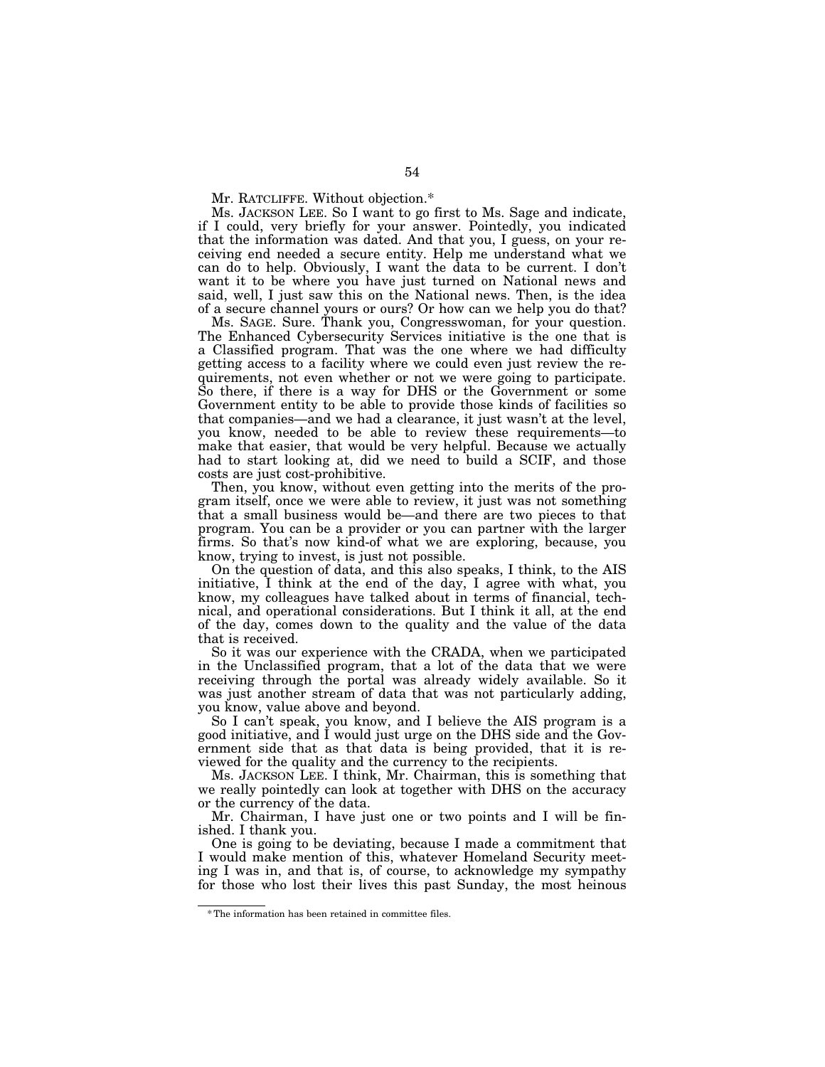Mr. RATCLIFFE. Without objection.*

Ms. JACKSON LEE. So I want to go first to Ms. Sage and indicate, if I could, very briefly for your answer. Pointedly, you indicated that the information was dated. And that you, I guess, on your receiving end needed a secure entity. Help me understand what we can do to help. Obviously, I want the data to be current. I don't want it to be where you have just turned on National news and said, well, I just saw this on the National news. Then, is the idea of a secure channel yours or ours? Or how can we help you do that?

Ms. SAGE. Sure. Thank you, Congresswoman, for your question. The Enhanced Cybersecurity Services initiative is the one that is a Classified program. That was the one where we had difficulty getting access to a facility where we could even just review the requirements, not even whether or not we were going to participate. So there, if there is a way for DHS or the Government or some Government entity to be able to provide those kinds of facilities so that companies—and we had a clearance, it just wasn't at the level, you know, needed to be able to review these requirements—to make that easier, that would be very helpful. Because we actually had to start looking at, did we need to build a SCIF, and those costs are just cost-prohibitive.

Then, you know, without even getting into the merits of the program itself, once we were able to review, it just was not something that a small business would be—and there are two pieces to that program. You can be a provider or you can partner with the larger firms. So that's now kind-of what we are exploring, because, you know, trying to invest, is just not possible.

On the question of data, and this also speaks, I think, to the AIS initiative, I think at the end of the day, I agree with what, you know, my colleagues have talked about in terms of financial, technical, and operational considerations. But I think it all, at the end of the day, comes down to the quality and the value of the data that is received.

So it was our experience with the CRADA, when we participated in the Unclassified program, that a lot of the data that we were receiving through the portal was already widely available. So it was just another stream of data that was not particularly adding, you know, value above and beyond.

So I can't speak, you know, and I believe the AIS program is a good initiative, and I would just urge on the DHS side and the Government side that as that data is being provided, that it is reviewed for the quality and the currency to the recipients.

Ms. JACKSON LEE. I think, Mr. Chairman, this is something that we really pointedly can look at together with DHS on the accuracy or the currency of the data.

Mr. Chairman, I have just one or two points and I will be finished. I thank you.

One is going to be deviating, because I made a commitment that I would make mention of this, whatever Homeland Security meeting I was in, and that is, of course, to acknowledge my sympathy for those who lost their lives this past Sunday, the most heinous

*The information has been retained in committee files.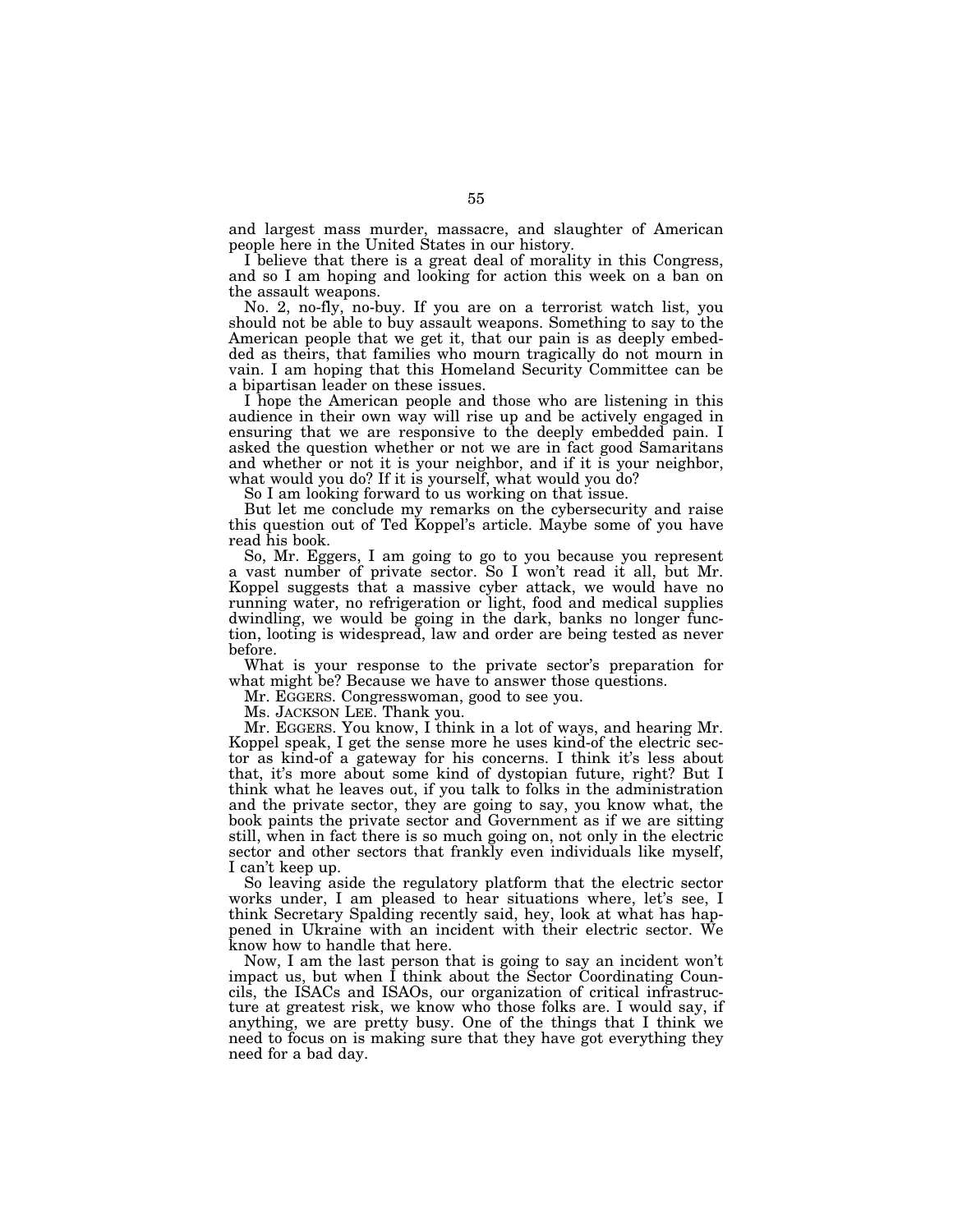and largest mass murder, massacre, and slaughter of American people here in the United States in our history.

I believe that there is a great deal of morality in this Congress, and so I am hoping and looking for action this week on a ban on the assault weapons.

No. 2, no-fly, no-buy. If you are on a terrorist watch list, you should not be able to buy assault weapons. Something to say to the American people that we get it, that our pain is as deeply embedded as theirs, that families who mourn tragically do not mourn in vain. I am hoping that this Homeland Security Committee can be a bipartisan leader on these issues.

I hope the American people and those who are listening in this audience in their own way will rise up and be actively engaged in ensuring that we are responsive to the deeply embedded pain. I asked the question whether or not we are in fact good Samaritans and whether or not it is your neighbor, and if it is your neighbor, what would you do? If it is yourself, what would you do?

So I am looking forward to us working on that issue.

But let me conclude my remarks on the cybersecurity and raise this question out of Ted Koppel's article. Maybe some of you have read his book.

So, Mr. Eggers, I am going to go to you because you represent a vast number of private sector. So I won't read it all, but Mr. Koppel suggests that a massive cyber attack, we would have no running water, no refrigeration or light, food and medical supplies dwindling, we would be going in the dark, banks no longer function, looting is widespread, law and order are being tested as never before.

What is your response to the private sector's preparation for what might be? Because we have to answer those questions.

Mr. EGGERS. Congresswoman, good to see you.

Ms. JACKSON LEE. Thank you.

Mr. EGGERS. You know, I think in a lot of ways, and hearing Mr. Koppel speak, I get the sense more he uses kind-of the electric sector as kind-of a gateway for his concerns. I think it's less about that, it's more about some kind of dystopian future, right? But I think what he leaves out, if you talk to folks in the administration and the private sector, they are going to say, you know what, the book paints the private sector and Government as if we are sitting still, when in fact there is so much going on, not only in the electric sector and other sectors that frankly even individuals like myself, I can't keep up.

So leaving aside the regulatory platform that the electric sector works under, I am pleased to hear situations where, let's see, I think Secretary Spalding recently said, hey, look at what has happened in Ukraine with an incident with their electric sector. We know how to handle that here.

Now, I am the last person that is going to say an incident won't impact us, but when I think about the Sector Coordinating Councils, the ISACs and ISAOs, our organization of critical infrastructure at greatest risk, we know who those folks are. I would say, if anything, we are pretty busy. One of the things that I think we need to focus on is making sure that they have got everything they need for a bad day.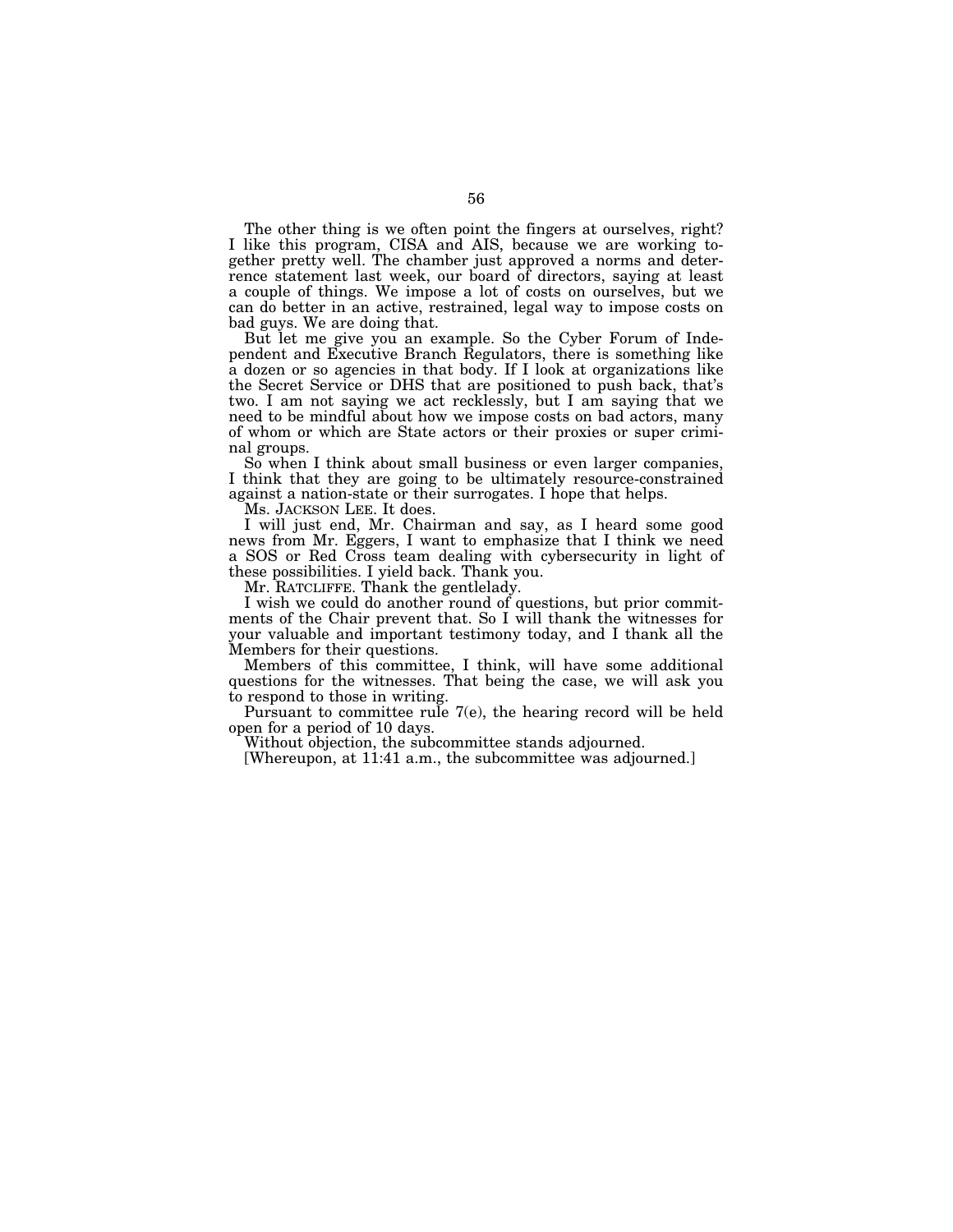The other thing is we often point the fingers at ourselves, right? I like this program, CISA and AIS, because we are working together pretty well. The chamber just approved a norms and deterrence statement last week, our board of directors, saying at least a couple of things. We impose a lot of costs on ourselves, but we can do better in an active, restrained, legal way to impose costs on bad guys. We are doing that.

But let me give you an example. So the Cyber Forum of Independent and Executive Branch Regulators, there is something like a dozen or so agencies in that body. If I look at organizations like the Secret Service or DHS that are positioned to push back, that's two. I am not saying we act recklessly, but I am saying that we need to be mindful about how we impose costs on bad actors, many of whom or which are State actors or their proxies or super criminal groups.

So when I think about small business or even larger companies, I think that they are going to be ultimately resource-constrained against a nation-state or their surrogates. I hope that helps.

Ms. JACKSON LEE. It does.

I will just end, Mr. Chairman and say, as I heard some good news from Mr. Eggers, I want to emphasize that I think we need a SOS or Red Cross team dealing with cybersecurity in light of these possibilities. I yield back. Thank you.

Mr. RATCLIFFE. Thank the gentlelady.

I wish we could do another round of questions, but prior commitments of the Chair prevent that. So I will thank the witnesses for your valuable and important testimony today, and I thank all the Members for their questions.

Members of this committee, I think, will have some additional questions for the witnesses. That being the case, we will ask you to respond to those in writing.

Pursuant to committee rule 7(e), the hearing record will be held open for a period of 10 days.

Without objection, the subcommittee stands adjourned.

[Whereupon, at 11:41 a.m., the subcommittee was adjourned.]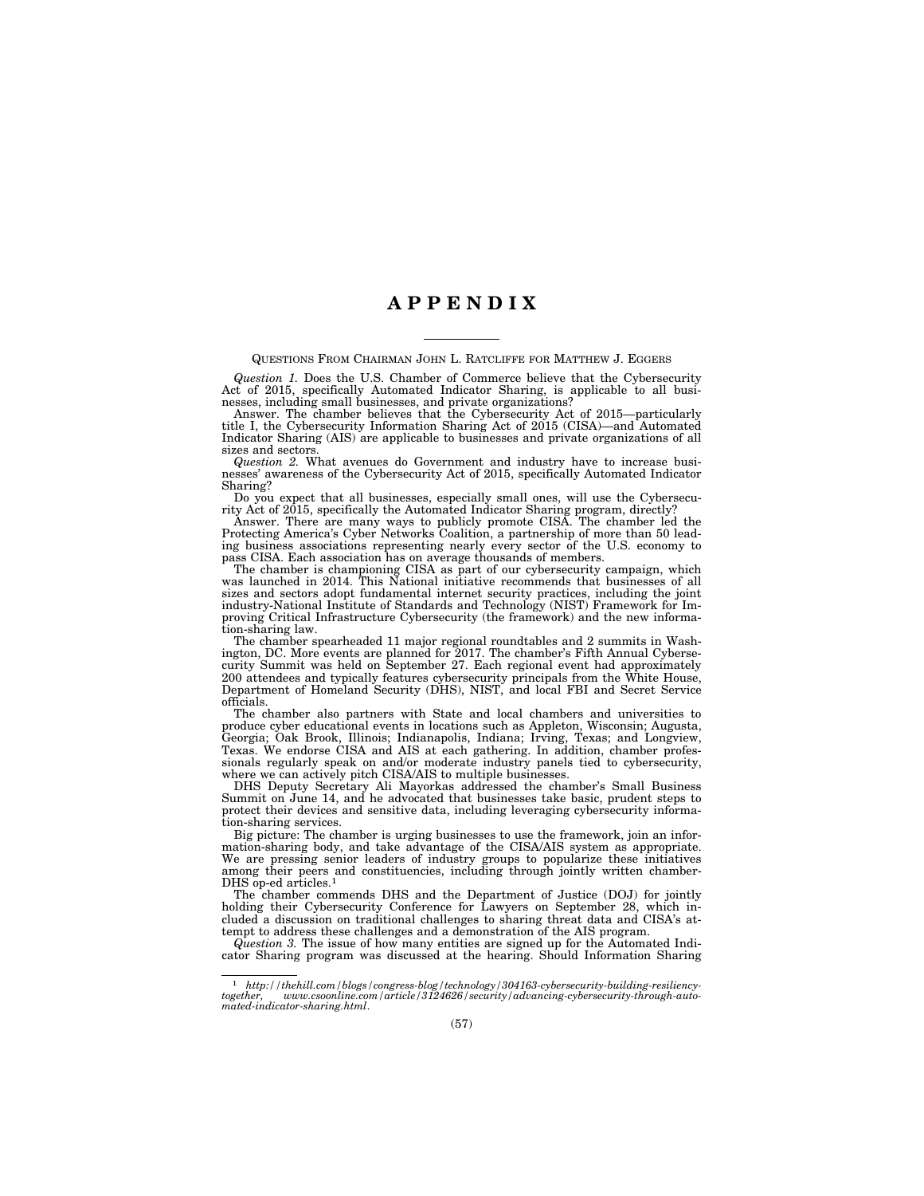# APPENDIX

---

QUESTIONS FROM CHAIRMAN JOHN L. RATCLIFFE FOR MATTHEW J. EGGERS

*Question 1.* Does the U.S. Chamber of Commerce believe that the Cybersecurity Act of 2015, specifically Automated Indicator Sharing, is applicable to all businesses, including small businesses, and private organizations?

Answer. The chamber believes that the Cybersecurity Act of 2015—particularly title I, the Cybersecurity Information Sharing Act of 2015 (CISA)—and Automated Indicator Sharing (AIS) are applicable to businesses and private organizations of all sizes and sectors.

*Question 2.* What avenues do Government and industry have to increase businesses' awareness of the Cybersecurity Act of 2015, specifically Automated Indicator Sharing?

Do you expect that all businesses, especially small ones, will use the Cybersecurity Act of 2015, specifically the Automated Indicator Sharing program, directly?

Answer. There are many ways to publicly promote CISA. The chamber led the Protecting America's Cyber Networks Coalition, a partnership of more than 50 leading business associations representing nearly every sector of the U.S. economy to pass CISA. Each association has on average thousands of members.

The chamber is championing CISA as part of our cybersecurity campaign, which was launched in 2014. This National initiative recommends that businesses of all sizes and sectors adopt fundamental internet security practices, including the joint industry-National Institute of Standards and Technology (NIST) Framework for Improving Critical Infrastructure Cybersecurity (the framework) and the new information-sharing law.

The chamber spearheaded 11 major regional roundtables and 2 summits in Washington, DC. More events are planned for 2017. The chamber's Fifth Annual Cybersecurity Summit was held on September 27. Each regional event had approximately 200 attendees and typically features cybersecurity principals from the White House, Department of Homeland Security (DHS), NIST, and local FBI and Secret Service officials.

The chamber also partners with State and local chambers and universities to produce cyber educational events in locations such as Appleton, Wisconsin; Augusta, Georgia; Oak Brook, Illinois; Indianapolis, Indiana; Irving, Texas; and Longview, Texas. We endorse CISA and AIS at each gathering. In addition, chamber professionals regularly speak on and/or moderate industry panels tied to cybersecurity, where we can actively pitch CISA/AIS to multiple businesses.

DHS Deputy Secretary Ali Mayorkas addressed the chamber's Small Business Summit on June 14, and he advocated that businesses take basic, prudent steps to protect their devices and sensitive data, including leveraging cybersecurity information-sharing services.

Big picture: The chamber is urging businesses to use the framework, join an information-sharing body, and take advantage of the CISA/AIS system as appropriate. We are pressing senior leaders of industry groups to popularize these initiatives among their peers and constituencies, including through jointly written chamber-DHS op-ed articles.[1]

The chamber commends DHS and the Department of Justice (DOJ) for jointly holding their Cybersecurity Conference for Lawyers on September 28, which included a discussion on traditional challenges to sharing threat data and CISA's attempt to address these challenges and a demonstration of the AIS program.

*Question 3.* The issue of how many entities are signed up for the Automated Indicator Sharing program was discussed at the hearing. Should Information Sharing

---

[1] *http://thehill.com/blogs/congress-blog/technology/304163-cybersecurity-building-resiliency-together, www.csoonline.com/article/3124626/security/advancing-cybersecurity-through-automated-indicator-sharing.html*.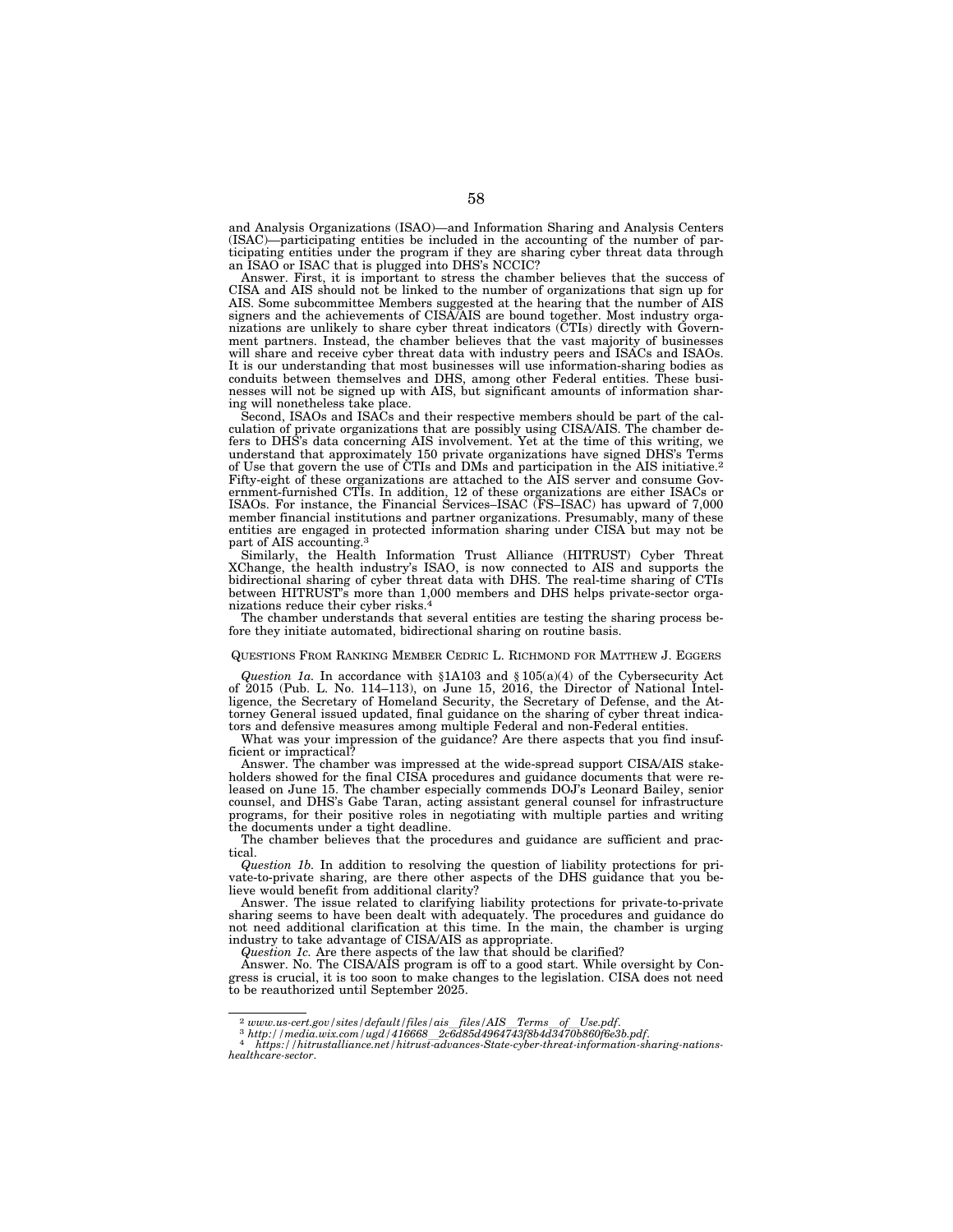and Analysis Organizations (ISAO)—and Information Sharing and Analysis Centers (ISAC)—participating entities be included in the accounting of the number of participating entities under the program if they are sharing cyber threat data through an ISAO or ISAC that is plugged into DHS's NCCIC?

Answer. First, it is important to stress the chamber believes that the success of CISA and AIS should not be linked to the number of organizations that sign up for AIS. Some subcommittee Members suggested at the hearing that the number of AIS signers and the achievements of CISA/AIS are bound together. Most industry organizations are unlikely to share cyber threat indicators (CTIs) directly with Government partners. Instead, the chamber believes that the vast majority of businesses will share and receive cyber threat data with industry peers and ISACs and ISAOs. It is our understanding that most businesses will use information-sharing bodies as conduits between themselves and DHS, among other Federal entities. These businesses will not be signed up with AIS, but significant amounts of information sharing will nonetheless take place.

Second, ISAOs and ISACs and their respective members should be part of the calculation of private organizations that are possibly using CISA/AIS. The chamber defers to DHS's data concerning AIS involvement. Yet at the time of this writing, we understand that approximately 150 private organizations have signed DHS's Terms of Use that govern the use of CTIs and DMs and participation in the AIS initiative.[2] Fifty-eight of these organizations are attached to the AIS server and consume Government-furnished CTIs. In addition, 12 of these organizations are either ISACs or ISAOs. For instance, the Financial Services–ISAC (FS–ISAC) has upward of 7,000 member financial institutions and partner organizations. Presumably, many of these entities are engaged in protected information sharing under CISA but may not be part of AIS accounting.[3]

Similarly, the Health Information Trust Alliance (HITRUST) Cyber Threat XChange, the health industry's ISAO, is now connected to AIS and supports the bidirectional sharing of cyber threat data with DHS. The real-time sharing of CTIs between HITRUST's more than 1,000 members and DHS helps private-sector organizations reduce their cyber risks.[4]

The chamber understands that several entities are testing the sharing process before they initiate automated, bidirectional sharing on routine basis.

## QUESTIONS FROM RANKING MEMBER CEDRIC L. RICHMOND FOR MATTHEW J. EGGERS

*Question 1a.* In accordance with §1A103 and §105(a)(4) of the Cybersecurity Act of 2015 (Pub. L. No. 114–113), on June 15, 2016, the Director of National Intelligence, the Secretary of Homeland Security, the Secretary of Defense, and the Attorney General issued updated, final guidance on the sharing of cyber threat indicators and defensive measures among multiple Federal and non-Federal entities.

What was your impression of the guidance? Are there aspects that you find insufficient or impractical?

Answer. The chamber was impressed at the wide-spread support CISA/AIS stakeholders showed for the final CISA procedures and guidance documents that were released on June 15. The chamber especially commends DOJ's Leonard Bailey, senior counsel, and DHS's Gabe Taran, acting assistant general counsel for infrastructure programs, for their positive roles in negotiating with multiple parties and writing the documents under a tight deadline.

The chamber believes that the procedures and guidance are sufficient and practical.

*Question 1b.* In addition to resolving the question of liability protections for private-to-private sharing, are there other aspects of the DHS guidance that you believe would benefit from additional clarity?

Answer. The issue related to clarifying liability protections for private-to-private sharing seems to have been dealt with adequately. The procedures and guidance do not need additional clarification at this time. In the main, the chamber is urging industry to take advantage of CISA/AIS as appropriate.

*Question 1c.* Are there aspects of the law that should be clarified?

Answer. No. The CISA/AIS program is off to a good start. While oversight by Congress is crucial, it is too soon to make changes to the legislation. CISA does not need to be reauthorized until September 2025.

---

[2] *www.us-cert.gov/sites/default/files/ais_files/AIS_Terms_of_Use.pdf.*

[3] *http://media.wix.com/ugd/416668_2c6d85d4964743f8b4d3470b860f6e3b.pdf.*

[4] *https://hitrustalliance.net/hitrust-advances-State-cyber-threat-information-sharing-nations-healthcare-sector.*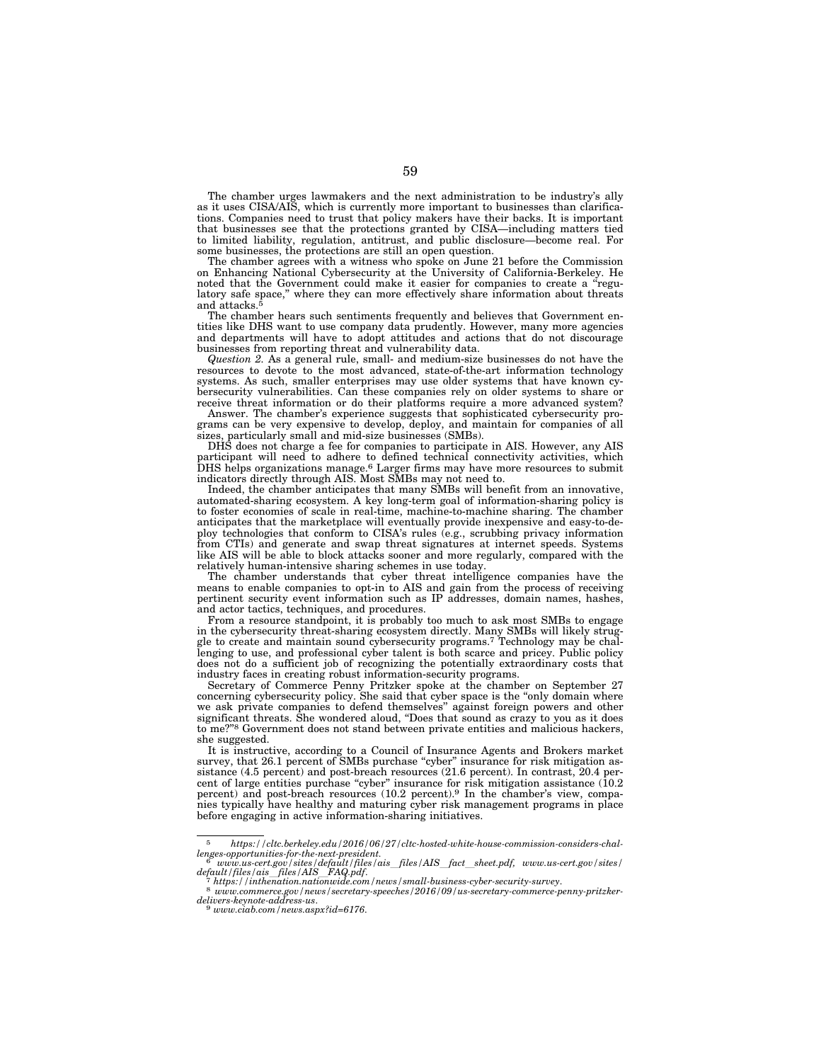The chamber urges lawmakers and the next administration to be industry's ally as it uses CISA/AIS, which is currently more important to businesses than clarifications. Companies need to trust that policy makers have their backs. It is important that businesses see that the protections granted by CISA—including matters tied to limited liability, regulation, antitrust, and public disclosure—become real. For some businesses, the protections are still an open question.

The chamber agrees with a witness who spoke on June 21 before the Commission on Enhancing National Cybersecurity at the University of California-Berkeley. He noted that the Government could make it easier for companies to create a "regulatory safe space," where they can more effectively share information about threats and attacks.[5]

The chamber hears such sentiments frequently and believes that Government entities like DHS want to use company data prudently. However, many more agencies and departments will have to adopt attitudes and actions that do not discourage businesses from reporting threat and vulnerability data.

*Question 2.* As a general rule, small- and medium-size businesses do not have the resources to devote to the most advanced, state-of-the-art information technology systems. As such, smaller enterprises may use older systems that have known cybersecurity vulnerabilities. Can these companies rely on older systems to share or receive threat information or do their platforms require a more advanced system?

Answer. The chamber's experience suggests that sophisticated cybersecurity programs can be very expensive to develop, deploy, and maintain for companies of all sizes, particularly small and mid-size businesses (SMBs).

DHS does not charge a fee for companies to participate in AIS. However, any AIS participant will need to adhere to defined technical connectivity activities, which DHS helps organizations manage.[6] Larger firms may have more resources to submit indicators directly through AIS. Most SMBs may not need to.

Indeed, the chamber anticipates that many SMBs will benefit from an innovative, automated-sharing ecosystem. A key long-term goal of information-sharing policy is to foster economies of scale in real-time, machine-to-machine sharing. The chamber anticipates that the marketplace will eventually provide inexpensive and easy-to-deploy technologies that conform to CISA's rules (e.g., scrubbing privacy information from CTIs) and generate and swap threat signatures at internet speeds. Systems like AIS will be able to block attacks sooner and more regularly, compared with the relatively human-intensive sharing schemes in use today.

The chamber understands that cyber threat intelligence companies have the means to enable companies to opt-in to AIS and gain from the process of receiving pertinent security event information such as IP addresses, domain names, hashes, and actor tactics, techniques, and procedures.

From a resource standpoint, it is probably too much to ask most SMBs to engage in the cybersecurity threat-sharing ecosystem directly. Many SMBs will likely struggle to create and maintain sound cybersecurity programs.[7] Technology may be challenging to use, and professional cyber talent is both scarce and pricey. Public policy does not do a sufficient job of recognizing the potentially extraordinary costs that industry faces in creating robust information-security programs.

Secretary of Commerce Penny Pritzker spoke at the chamber on September 27 concerning cybersecurity policy. She said that cyber space is the "only domain where we ask private companies to defend themselves" against foreign powers and other significant threats. She wondered aloud, "Does that sound as crazy to you as it does to me?"[8] Government does not stand between private entities and malicious hackers, she suggested.

It is instructive, according to a Council of Insurance Agents and Brokers market survey, that 26.1 percent of SMBs purchase "cyber" insurance for risk mitigation assistance (4.5 percent) and post-breach resources (21.6 percent). In contrast, 20.4 percent of large entities purchase "cyber" insurance for risk mitigation assistance (10.2 percent) and post-breach resources (10.2 percent).[9] In the chamber's view, companies typically have healthy and maturing cyber risk management programs in place before engaging in active information-sharing initiatives.

---

[5] *https://cltc.berkeley.edu/2016/06/27/cltc-hosted-white-house-commission-considers-challenges-opportunities-for-the-next-president.*

[6] *www.us-cert.gov/sites/default/files/ais_files/AIS_fact_sheet.pdf, www.us-cert.gov/sites/default/files/ais_files/AIS_FAQ.pdf.*

[7] *https://inthenation.nationwide.com/news/small-business-cyber-security-survey.*

[8] *www.commerce.gov/news/secretary-speeches/2016/09/us-secretary-commerce-penny-pritzker-delivers-keynote-address-us.*

[9] *www.ciab.com/news.aspx?id=6176.*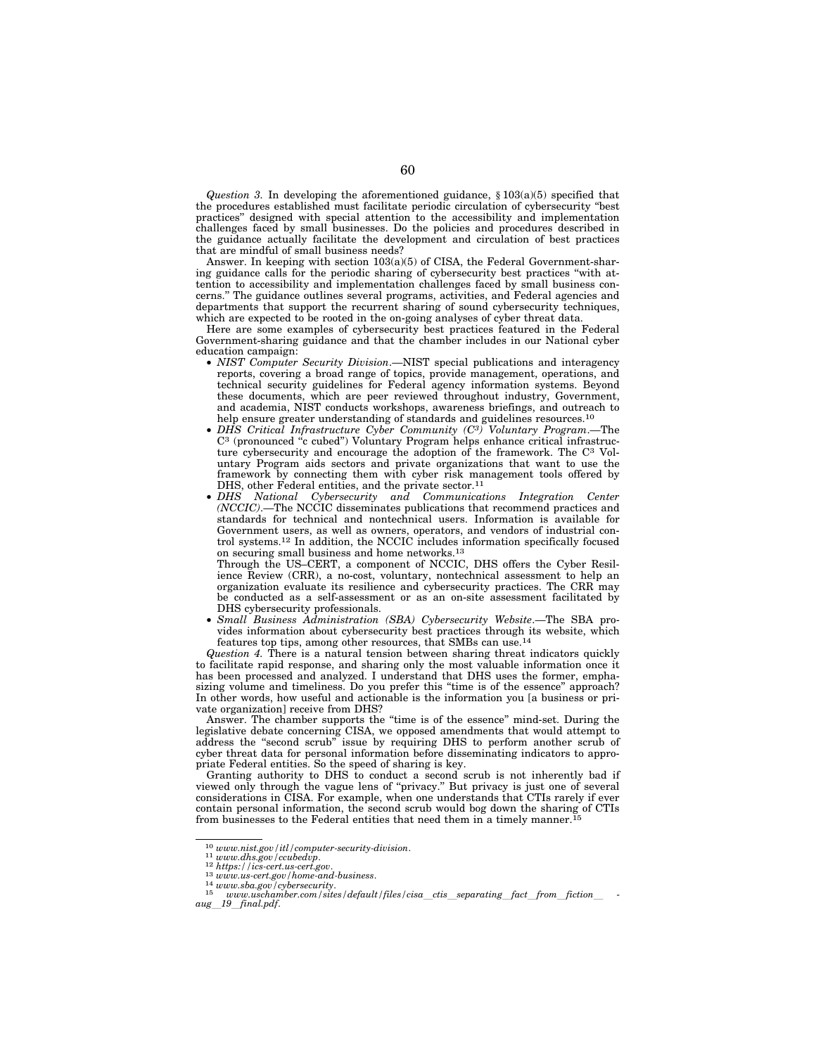*Question 3.* In developing the aforementioned guidance, § 103(a)(5) specified that the procedures established must facilitate periodic circulation of cybersecurity "best practices" designed with special attention to the accessibility and implementation challenges faced by small businesses. Do the policies and procedures described in the guidance actually facilitate the development and circulation of best practices that are mindful of small business needs?

Answer. In keeping with section 103(a)(5) of CISA, the Federal Government-sharing guidance calls for the periodic sharing of cybersecurity best practices "with attention to accessibility and implementation challenges faced by small business concerns." The guidance outlines several programs, activities, and Federal agencies and departments that support the recurrent sharing of sound cybersecurity techniques, which are expected to be rooted in the on-going analyses of cyber threat data.

Here are some examples of cybersecurity best practices featured in the Federal Government-sharing guidance and that the chamber includes in our National cyber education campaign:

- *NIST Computer Security Division*.—NIST special publications and interagency reports, covering a broad range of topics, provide management, operations, and technical security guidelines for Federal agency information systems. Beyond these documents, which are peer reviewed throughout industry, Government, and academia, NIST conducts workshops, awareness briefings, and outreach to help ensure greater understanding of standards and guidelines resources.[10]
- *DHS Critical Infrastructure Cyber Community ($C^3$) Voluntary Program*.—The $C^3$ (pronounced "c cubed") Voluntary Program helps enhance critical infrastructure cybersecurity and encourage the adoption of the framework. The $C^3$ Voluntary Program aids sectors and private organizations that want to use the framework by connecting them with cyber risk management tools offered by DHS, other Federal entities, and the private sector.[11]
- *DHS National Cybersecurity and Communications Integration Center (NCCIC)*.—The NCCIC disseminates publications that recommend practices and standards for technical and nontechnical users. Information is available for Government users, as well as owners, operators, and vendors of industrial control systems.[12] In addition, the NCCIC includes information specifically focused on securing small business and home networks.[13]

  Through the US–CERT, a component of NCCIC, DHS offers the Cyber Resilience Review (CRR), a no-cost, voluntary, nontechnical assessment to help an organization evaluate its resilience and cybersecurity practices. The CRR may be conducted as a self-assessment or as an on-site assessment facilitated by DHS cybersecurity professionals.
- *Small Business Administration (SBA) Cybersecurity Website*.—The SBA provides information about cybersecurity best practices through its website, which features top tips, among other resources, that SMBs can use.[14]

*Question 4.* There is a natural tension between sharing threat indicators quickly to facilitate rapid response, and sharing only the most valuable information once it has been processed and analyzed. I understand that DHS uses the former, emphasizing volume and timeliness. Do you prefer this "time is of the essence" approach? In other words, how useful and actionable is the information you [a business or private organization] receive from DHS?

Answer. The chamber supports the "time is of the essence" mind-set. During the legislative debate concerning CISA, we opposed amendments that would attempt to address the "second scrub" issue by requiring DHS to perform another scrub of cyber threat data for personal information before disseminating indicators to appropriate Federal entities. So the speed of sharing is key.

Granting authority to DHS to conduct a second scrub is not inherently bad if viewed only through the vague lens of "privacy." But privacy is just one of several considerations in CISA. For example, when one understands that CTIs rarely if ever contain personal information, the second scrub would bog down the sharing of CTIs from businesses to the Federal entities that need them in a timely manner.[15]

---

[10] *www.nist.gov/itl/computer-security-division*.

[11] *www.dhs.gov/ccubedvp*.

[12] *https://ics-cert.us-cert.gov*.

[13] *www.us-cert.gov/home-and-business*.

[14] *www.sba.gov/cybersecurity*.

[15] *www.uschamber.com/sites/default/files/cisa__ctis__separating__fact__from__fiction__-aug__19__final.pdf*.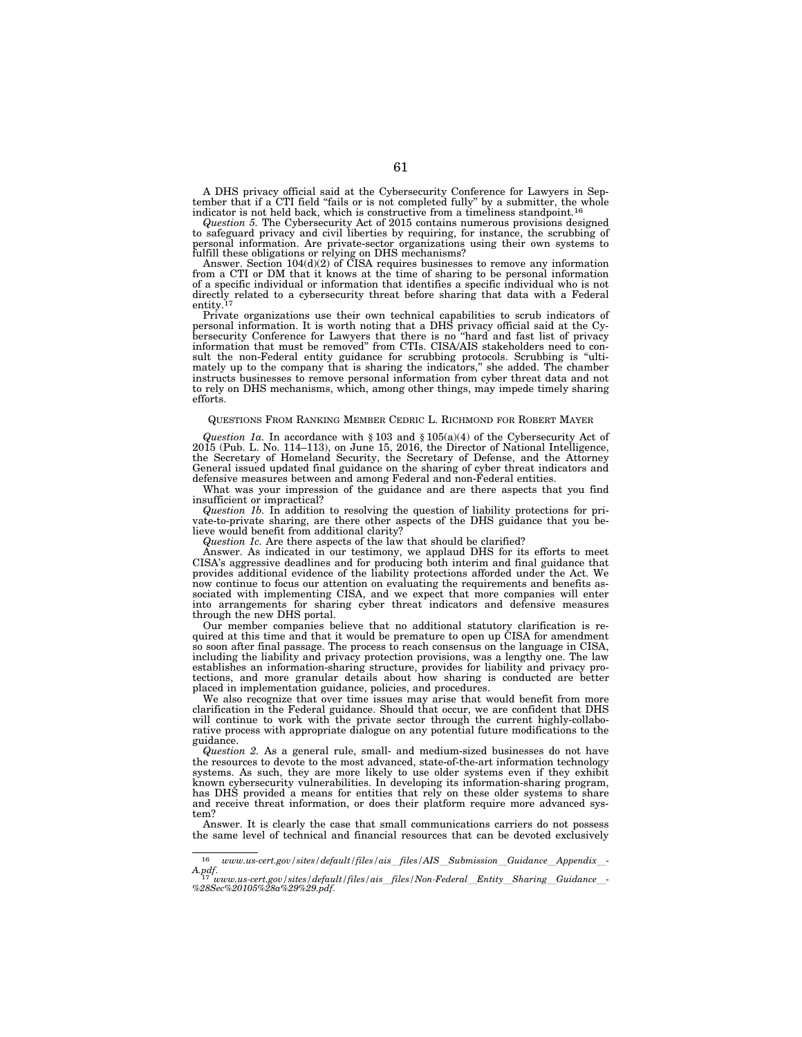A DHS privacy official said at the Cybersecurity Conference for Lawyers in September that if a CTI field "fails or is not completed fully" by a submitter, the whole indicator is not held back, which is constructive from a timeliness standpoint.[16]

*Question 5.* The Cybersecurity Act of 2015 contains numerous provisions designed to safeguard privacy and civil liberties by requiring, for instance, the scrubbing of personal information. Are private-sector organizations using their own systems to fulfill these obligations or relying on DHS mechanisms?

Answer. Section 104(d)(2) of CISA requires businesses to remove any information from a CTI or DM that it knows at the time of sharing to be personal information of a specific individual or information that identifies a specific individual who is not directly related to a cybersecurity threat before sharing that data with a Federal entity.[17]

Private organizations use their own technical capabilities to scrub indicators of personal information. It is worth noting that a DHS privacy official said at the Cybersecurity Conference for Lawyers that there is no "hard and fast list of privacy information that must be removed" from CTIs. CISA/AIS stakeholders need to consult the non-Federal entity guidance for scrubbing protocols. Scrubbing is "ultimately up to the company that is sharing the indicators," she added. The chamber instructs businesses to remove personal information from cyber threat data and not to rely on DHS mechanisms, which, among other things, may impede timely sharing efforts.

## QUESTIONS FROM RANKING MEMBER CEDRIC L. RICHMOND FOR ROBERT MAYER

*Question 1a.* In accordance with § 103 and § 105(a)(4) of the Cybersecurity Act of 2015 (Pub. L. No. 114–113), on June 15, 2016, the Director of National Intelligence, the Secretary of Homeland Security, the Secretary of Defense, and the Attorney General issued updated final guidance on the sharing of cyber threat indicators and defensive measures between and among Federal and non-Federal entities.

What was your impression of the guidance and are there aspects that you find insufficient or impractical?

*Question 1b.* In addition to resolving the question of liability protections for private-to-private sharing, are there other aspects of the DHS guidance that you believe would benefit from additional clarity?

*Question 1c.* Are there aspects of the law that should be clarified?

Answer. As indicated in our testimony, we applaud DHS for its efforts to meet CISA's aggressive deadlines and for producing both interim and final guidance that provides additional evidence of the liability protections afforded under the Act. We now continue to focus our attention on evaluating the requirements and benefits associated with implementing CISA, and we expect that more companies will enter into arrangements for sharing cyber threat indicators and defensive measures through the new DHS portal.

Our member companies believe that no additional statutory clarification is required at this time and that it would be premature to open up CISA for amendment so soon after final passage. The process to reach consensus on the language in CISA, including the liability and privacy protection provisions, was a lengthy one. The law establishes an information-sharing structure, provides for liability and privacy protections, and more granular details about how sharing is conducted are better placed in implementation guidance, policies, and procedures.

We also recognize that over time issues may arise that would benefit from more clarification in the Federal guidance. Should that occur, we are confident that DHS will continue to work with the private sector through the current highly-collaborative process with appropriate dialogue on any potential future modifications to the guidance.

*Question 2.* As a general rule, small- and medium-sized businesses do not have the resources to devote to the most advanced, state-of-the-art information technology systems. As such, they are more likely to use older systems even if they exhibit known cybersecurity vulnerabilities. In developing its information-sharing program, has DHS provided a means for entities that rely on these older systems to share and receive threat information, or does their platform require more advanced system?

Answer. It is clearly the case that small communications carriers do not possess the same level of technical and financial resources that can be devoted exclusively

---

[16] *www.us-cert.gov/sites/default/files/ais_files/AIS_Submission_Guidance_Appendix_-A.pdf.*

[17] *www.us-cert.gov/sites/default/files/ais_files/Non-Federal_Entity_Sharing_Guidance_-%28Sec%20105%28a%29%29.pdf.*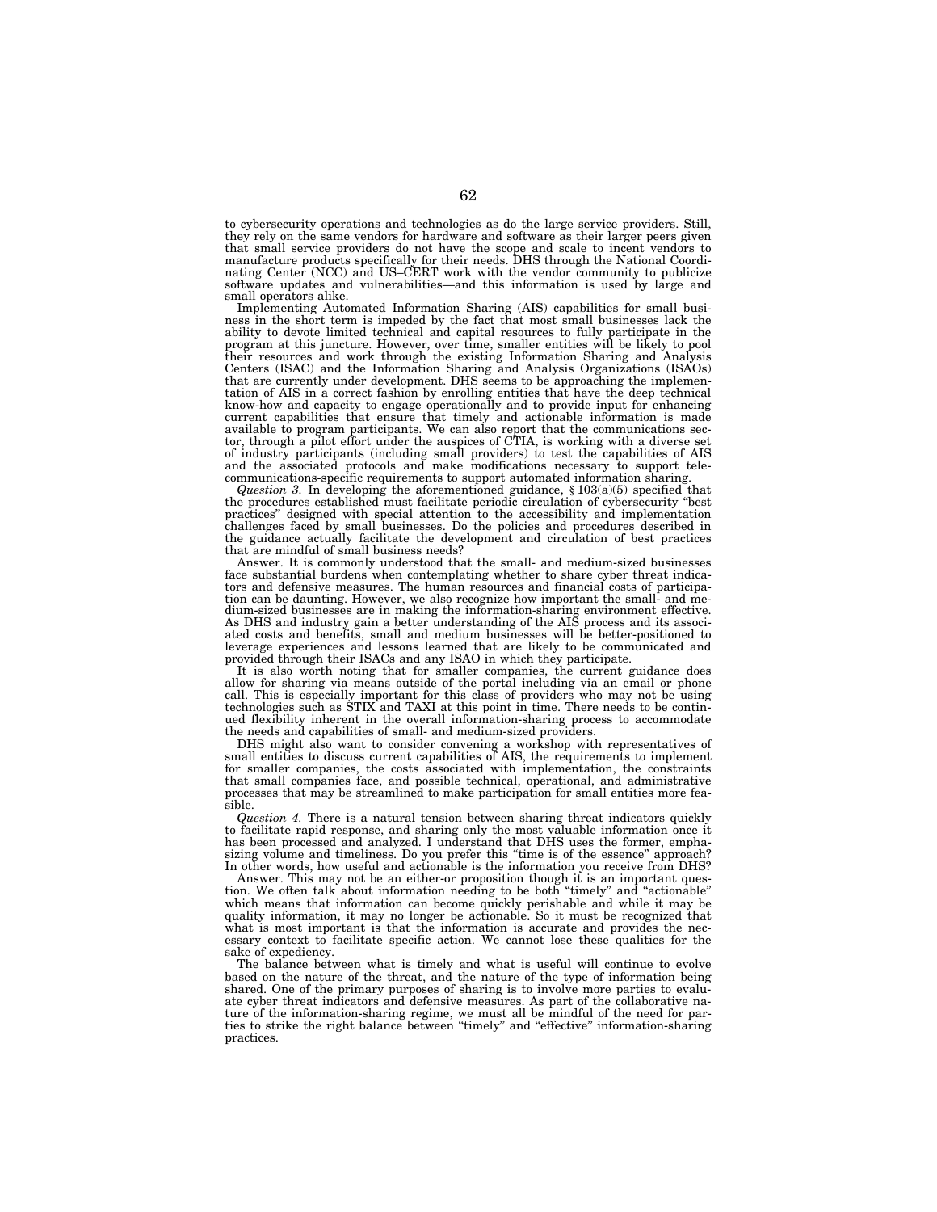to cybersecurity operations and technologies as do the large service providers. Still, they rely on the same vendors for hardware and software as their larger peers given that small service providers do not have the scope and scale to incent vendors to manufacture products specifically for their needs. DHS through the National Coordinating Center (NCC) and US–CERT work with the vendor community to publicize software updates and vulnerabilities—and this information is used by large and small operators alike.

Implementing Automated Information Sharing (AIS) capabilities for small business in the short term is impeded by the fact that most small businesses lack the ability to devote limited technical and capital resources to fully participate in the program at this juncture. However, over time, smaller entities will be likely to pool their resources and work through the existing Information Sharing and Analysis Centers (ISAC) and the Information Sharing and Analysis Organizations (ISAOs) that are currently under development. DHS seems to be approaching the implementation of AIS in a correct fashion by enrolling entities that have the deep technical know-how and capacity to engage operationally and to provide input for enhancing current capabilities that ensure that timely and actionable information is made available to program participants. We can also report that the communications sector, through a pilot effort under the auspices of CTIA, is working with a diverse set of industry participants (including small providers) to test the capabilities of AIS and the associated protocols and make modifications necessary to support telecommunications-specific requirements to support automated information sharing.

*Question 3.* In developing the aforementioned guidance, § 103(a)(5) specified that the procedures established must facilitate periodic circulation of cybersecurity "best practices" designed with special attention to the accessibility and implementation challenges faced by small businesses. Do the policies and procedures described in the guidance actually facilitate the development and circulation of best practices that are mindful of small business needs?

Answer. It is commonly understood that the small- and medium-sized businesses face substantial burdens when contemplating whether to share cyber threat indicators and defensive measures. The human resources and financial costs of participation can be daunting. However, we also recognize how important the small- and medium-sized businesses are in making the information-sharing environment effective. As DHS and industry gain a better understanding of the AIS process and its associated costs and benefits, small and medium businesses will be better-positioned to leverage experiences and lessons learned that are likely to be communicated and provided through their ISACs and any ISAO in which they participate.

It is also worth noting that for smaller companies, the current guidance does allow for sharing via means outside of the portal including via an email or phone call. This is especially important for this class of providers who may not be using technologies such as STIX and TAXI at this point in time. There needs to be continued flexibility inherent in the overall information-sharing process to accommodate the needs and capabilities of small- and medium-sized providers.

DHS might also want to consider convening a workshop with representatives of small entities to discuss current capabilities of AIS, the requirements to implement for smaller companies, the costs associated with implementation, the constraints that small companies face, and possible technical, operational, and administrative processes that may be streamlined to make participation for small entities more feasible.

*Question 4.* There is a natural tension between sharing threat indicators quickly to facilitate rapid response, and sharing only the most valuable information once it has been processed and analyzed. I understand that DHS uses the former, emphasizing volume and timeliness. Do you prefer this "time is of the essence" approach? In other words, how useful and actionable is the information you receive from DHS?

Answer. This may not be an either-or proposition though it is an important question. We often talk about information needing to be both "timely" and "actionable" which means that information can become quickly perishable and while it may be quality information, it may no longer be actionable. So it must be recognized that what is most important is that the information is accurate and provides the necessary context to facilitate specific action. We cannot lose these qualities for the sake of expediency.

The balance between what is timely and what is useful will continue to evolve based on the nature of the threat, and the nature of the type of information being shared. One of the primary purposes of sharing is to involve more parties to evaluate cyber threat indicators and defensive measures. As part of the collaborative nature of the information-sharing regime, we must all be mindful of the need for parties to strike the right balance between "timely" and "effective" information-sharing practices.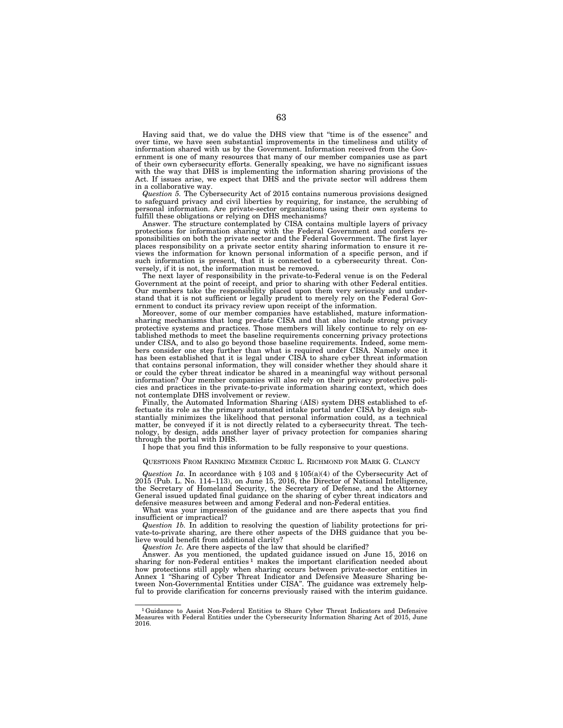Having said that, we do value the DHS view that "time is of the essence" and over time, we have seen substantial improvements in the timeliness and utility of information shared with us by the Government. Information received from the Government is one of many resources that many of our member companies use as part of their own cybersecurity efforts. Generally speaking, we have no significant issues with the way that DHS is implementing the information sharing provisions of the Act. If issues arise, we expect that DHS and the private sector will address them in a collaborative way.

*Question 5.* The Cybersecurity Act of 2015 contains numerous provisions designed to safeguard privacy and civil liberties by requiring, for instance, the scrubbing of personal information. Are private-sector organizations using their own systems to fulfill these obligations or relying on DHS mechanisms?

Answer. The structure contemplated by CISA contains multiple layers of privacy protections for information sharing with the Federal Government and confers responsibilities on both the private sector and the Federal Government. The first layer places responsibility on a private sector entity sharing information to ensure it reviews the information for known personal information of a specific person, and if such information is present, that it is connected to a cybersecurity threat. Conversely, if it is not, the information must be removed.

The next layer of responsibility in the private-to-Federal venue is on the Federal Government at the point of receipt, and prior to sharing with other Federal entities. Our members take the responsibility placed upon them very seriously and understand that it is not sufficient or legally prudent to merely rely on the Federal Government to conduct its privacy review upon receipt of the information.

Moreover, some of our member companies have established, mature information-sharing mechanisms that long pre-date CISA and that also include strong privacy protective systems and practices. Those members will likely continue to rely on established methods to meet the baseline requirements concerning privacy protections under CISA, and to also go beyond those baseline requirements. Indeed, some members consider one step further than what is required under CISA. Namely once it has been established that it is legal under CISA to share cyber threat information that contains personal information, they will consider whether they should share it or could the cyber threat indicator be shared in a meaningful way without personal information? Our member companies will also rely on their privacy protective policies and practices in the private-to-private information sharing context, which does not contemplate DHS involvement or review.

Finally, the Automated Information Sharing (AIS) system DHS established to effectuate its role as the primary automated intake portal under CISA by design substantially minimizes the likelihood that personal information could, as a technical matter, be conveyed if it is not directly related to a cybersecurity threat. The technology, by design, adds another layer of privacy protection for companies sharing through the portal with DHS.

I hope that you find this information to be fully responsive to your questions.

## QUESTIONS FROM RANKING MEMBER CEDRIC L. RICHMOND FOR MARK G. CLANCY

*Question 1a.* In accordance with § 103 and § 105(a)(4) of the Cybersecurity Act of 2015 (Pub. L. No. 114–113), on June 15, 2016, the Director of National Intelligence, the Secretary of Homeland Security, the Secretary of Defense, and the Attorney General issued updated final guidance on the sharing of cyber threat indicators and defensive measures between and among Federal and non-Federal entities.

What was your impression of the guidance and are there aspects that you find insufficient or impractical?

*Question 1b.* In addition to resolving the question of liability protections for private-to-private sharing, are there other aspects of the DHS guidance that you believe would benefit from additional clarity?

*Question 1c.* Are there aspects of the law that should be clarified?

Answer. As you mentioned, the updated guidance issued on June 15, 2016 on sharing for non-Federal entities [1] makes the important clarification needed about how protections still apply when sharing occurs between private-sector entities in Annex 1 "Sharing of Cyber Threat Indicator and Defensive Measure Sharing between Non-Governmental Entities under CISA". The guidance was extremely helpful to provide clarification for concerns previously raised with the interim guidance.

[1] Guidance to Assist Non-Federal Entities to Share Cyber Threat Indicators and Defensive Measures with Federal Entities under the Cybersecurity Information Sharing Act of 2015, June 2016.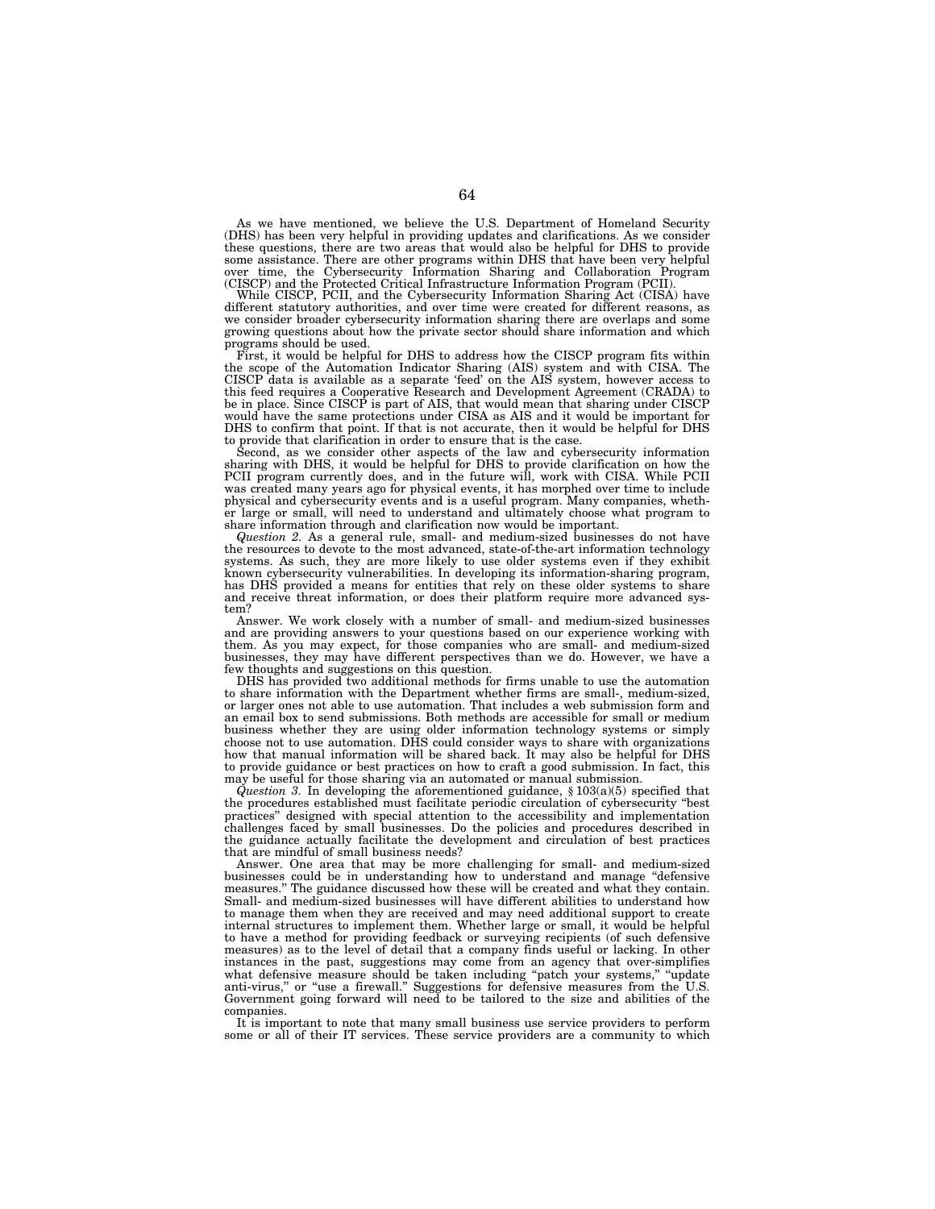As we have mentioned, we believe the U.S. Department of Homeland Security (DHS) has been very helpful in providing updates and clarifications. As we consider these questions, there are two areas that would also be helpful for DHS to provide some assistance. There are other programs within DHS that have been very helpful over time, the Cybersecurity Information Sharing and Collaboration Program (CISCP) and the Protected Critical Infrastructure Information Program (PCII).

While CISCP, PCII, and the Cybersecurity Information Sharing Act (CISA) have different statutory authorities, and over time were created for different reasons, as we consider broader cybersecurity information sharing there are overlaps and some growing questions about how the private sector should share information and which programs should be used.

First, it would be helpful for DHS to address how the CISCP program fits within the scope of the Automation Indicator Sharing (AIS) system and with CISA. The CISCP data is available as a separate 'feed' on the AIS system, however access to this feed requires a Cooperative Research and Development Agreement (CRADA) to be in place. Since CISCP is part of AIS, that would mean that sharing under CISCP would have the same protections under CISA as AIS and it would be important for DHS to confirm that point. If that is not accurate, then it would be helpful for DHS to provide that clarification in order to ensure that is the case.

Second, as we consider other aspects of the law and cybersecurity information sharing with DHS, it would be helpful for DHS to provide clarification on how the PCII program currently does, and in the future will, work with CISA. While PCII was created many years ago for physical events, it has morphed over time to include physical and cybersecurity events and is a useful program. Many companies, whether large or small, will need to understand and ultimately choose what program to share information through and clarification now would be important.

*Question 2.* As a general rule, small- and medium-sized businesses do not have the resources to devote to the most advanced, state-of-the-art information technology systems. As such, they are more likely to use older systems even if they exhibit known cybersecurity vulnerabilities. In developing its information-sharing program, has DHS provided a means for entities that rely on these older systems to share and receive threat information, or does their platform require more advanced system?

Answer. We work closely with a number of small- and medium-sized businesses and are providing answers to your questions based on our experience working with them. As you may expect, for those companies who are small- and medium-sized businesses, they may have different perspectives than we do. However, we have a few thoughts and suggestions on this question.

DHS has provided two additional methods for firms unable to use the automation to share information with the Department whether firms are small-, medium-sized, or larger ones not able to use automation. That includes a web submission form and an email box to send submissions. Both methods are accessible for small or medium business whether they are using older information technology systems or simply choose not to use automation. DHS could consider ways to share with organizations how that manual information will be shared back. It may also be helpful for DHS to provide guidance or best practices on how to craft a good submission. In fact, this may be useful for those sharing via an automated or manual submission.

*Question 3.* In developing the aforementioned guidance, § 103(a)(5) specified that the procedures established must facilitate periodic circulation of cybersecurity "best practices" designed with special attention to the accessibility and implementation challenges faced by small businesses. Do the policies and procedures described in the guidance actually facilitate the development and circulation of best practices that are mindful of small business needs?

Answer. One area that may be more challenging for small- and medium-sized businesses could be in understanding how to understand and manage "defensive measures." The guidance discussed how these will be created and what they contain. Small- and medium-sized businesses will have different abilities to understand how to manage them when they are received and may need additional support to create internal structures to implement them. Whether large or small, it would be helpful to have a method for providing feedback or surveying recipients (of such defensive measures) as to the level of detail that a company finds useful or lacking. In other instances in the past, suggestions may come from an agency that over-simplifies what defensive measure should be taken including "patch your systems," "update anti-virus," or "use a firewall." Suggestions for defensive measures from the U.S. Government going forward will need to be tailored to the size and abilities of the companies.

It is important to note that many small business use service providers to perform some or all of their IT services. These service providers are a community to which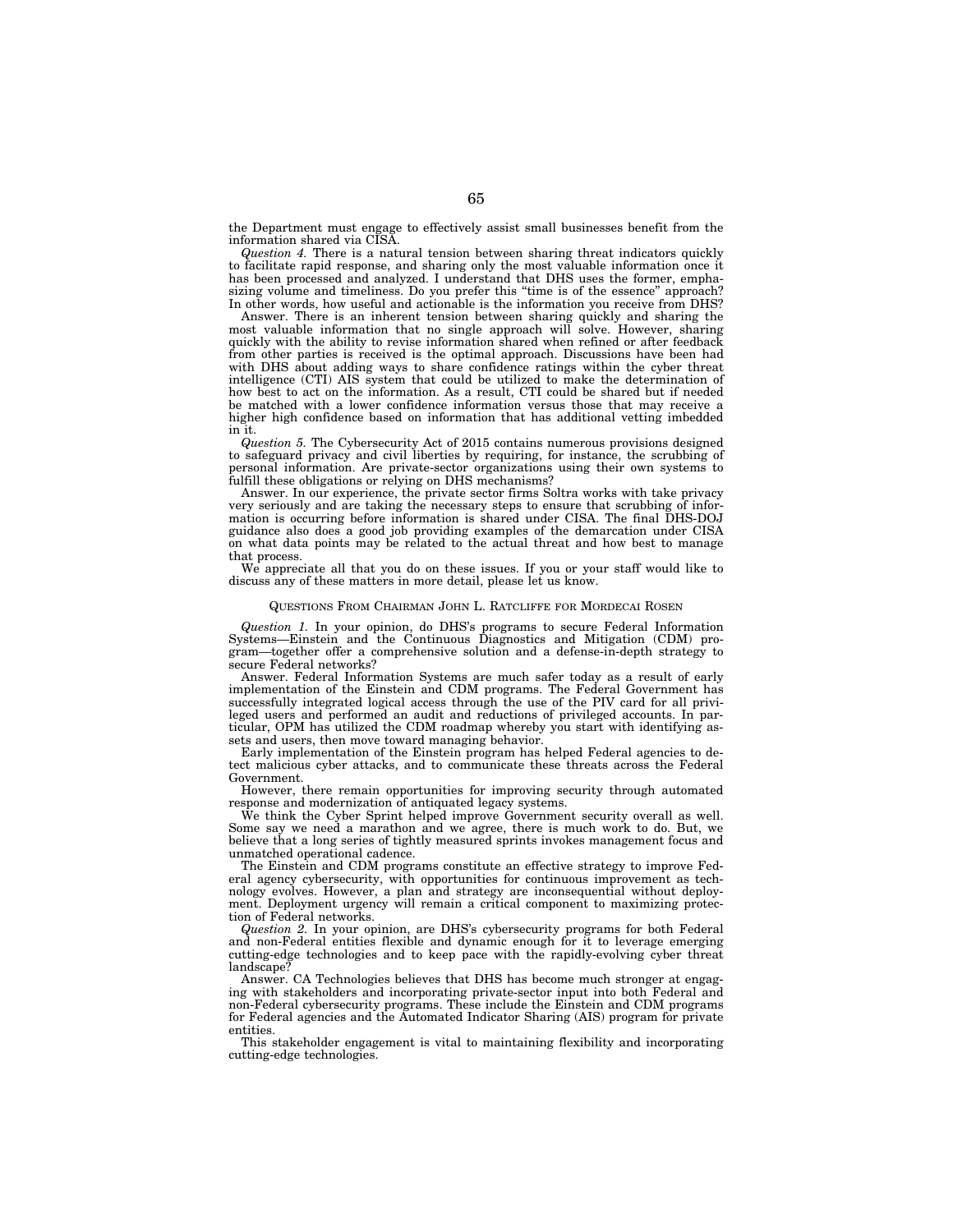the Department must engage to effectively assist small businesses benefit from the information shared via CISA.

*Question 4.* There is a natural tension between sharing threat indicators quickly to facilitate rapid response, and sharing only the most valuable information once it has been processed and analyzed. I understand that DHS uses the former, emphasizing volume and timeliness. Do you prefer this "time is of the essence" approach? In other words, how useful and actionable is the information you receive from DHS?

Answer. There is an inherent tension between sharing quickly and sharing the most valuable information that no single approach will solve. However, sharing quickly with the ability to revise information shared when refined or after feedback from other parties is received is the optimal approach. Discussions have been had with DHS about adding ways to share confidence ratings within the cyber threat intelligence (CTI) AIS system that could be utilized to make the determination of how best to act on the information. As a result, CTI could be shared but if needed be matched with a lower confidence information versus those that may receive a higher high confidence based on information that has additional vetting imbedded in it.

*Question 5.* The Cybersecurity Act of 2015 contains numerous provisions designed to safeguard privacy and civil liberties by requiring, for instance, the scrubbing of personal information. Are private-sector organizations using their own systems to fulfill these obligations or relying on DHS mechanisms?

Answer. In our experience, the private sector firms Soltra works with take privacy very seriously and are taking the necessary steps to ensure that scrubbing of information is occurring before information is shared under CISA. The final DHS-DOJ guidance also does a good job providing examples of the demarcation under CISA on what data points may be related to the actual threat and how best to manage that process.

We appreciate all that you do on these issues. If you or your staff would like to discuss any of these matters in more detail, please let us know.

## QUESTIONS FROM CHAIRMAN JOHN L. RATCLIFFE FOR MORDECAI ROSEN

*Question 1.* In your opinion, do DHS's programs to secure Federal Information Systems—Einstein and the Continuous Diagnostics and Mitigation (CDM) program—together offer a comprehensive solution and a defense-in-depth strategy to secure Federal networks?

Answer. Federal Information Systems are much safer today as a result of early implementation of the Einstein and CDM programs. The Federal Government has successfully integrated logical access through the use of the PIV card for all privileged users and performed an audit and reductions of privileged accounts. In particular, OPM has utilized the CDM roadmap whereby you start with identifying assets and users, then move toward managing behavior.

Early implementation of the Einstein program has helped Federal agencies to detect malicious cyber attacks, and to communicate these threats across the Federal Government.

However, there remain opportunities for improving security through automated response and modernization of antiquated legacy systems.

We think the Cyber Sprint helped improve Government security overall as well. Some say we need a marathon and we agree, there is much work to do. But, we believe that a long series of tightly measured sprints invokes management focus and unmatched operational cadence.

The Einstein and CDM programs constitute an effective strategy to improve Federal agency cybersecurity, with opportunities for continuous improvement as technology evolves. However, a plan and strategy are inconsequential without deployment. Deployment urgency will remain a critical component to maximizing protection of Federal networks.

*Question 2.* In your opinion, are DHS's cybersecurity programs for both Federal and non-Federal entities flexible and dynamic enough for it to leverage emerging cutting-edge technologies and to keep pace with the rapidly-evolving cyber threat landscape?

Answer. CA Technologies believes that DHS has become much stronger at engaging with stakeholders and incorporating private-sector input into both Federal and non-Federal cybersecurity programs. These include the Einstein and CDM programs for Federal agencies and the Automated Indicator Sharing (AIS) program for private entities.

This stakeholder engagement is vital to maintaining flexibility and incorporating cutting-edge technologies.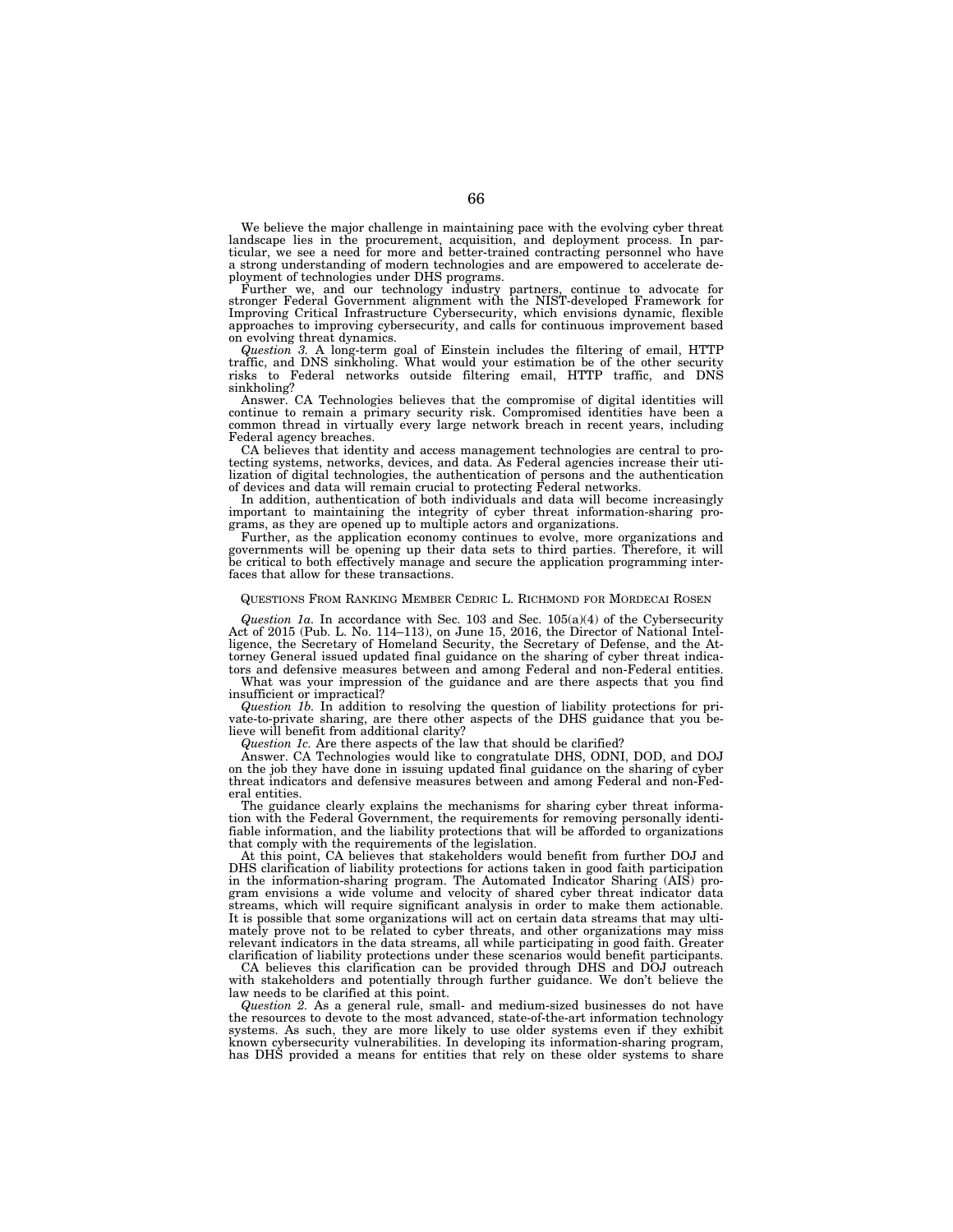We believe the major challenge in maintaining pace with the evolving cyber threat landscape lies in the procurement, acquisition, and deployment process. In particular, we see a need for more and better-trained contracting personnel who have a strong understanding of modern technologies and are empowered to accelerate deployment of technologies under DHS programs.

Further we, and our technology industry partners, continue to advocate for stronger Federal Government alignment with the NIST-developed Framework for Improving Critical Infrastructure Cybersecurity, which envisions dynamic, flexible approaches to improving cybersecurity, and calls for continuous improvement based on evolving threat dynamics.

*Question 3.* A long-term goal of Einstein includes the filtering of email, HTTP traffic, and DNS sinkholing. What would your estimation be of the other security risks to Federal networks outside filtering email, HTTP traffic, and DNS sinkholing?

Answer. CA Technologies believes that the compromise of digital identities will continue to remain a primary security risk. Compromised identities have been a common thread in virtually every large network breach in recent years, including Federal agency breaches.

CA believes that identity and access management technologies are central to protecting systems, networks, devices, and data. As Federal agencies increase their utilization of digital technologies, the authentication of persons and the authentication of devices and data will remain crucial to protecting Federal networks.

In addition, authentication of both individuals and data will become increasingly important to maintaining the integrity of cyber threat information-sharing programs, as they are opened up to multiple actors and organizations.

Further, as the application economy continues to evolve, more organizations and governments will be opening up their data sets to third parties. Therefore, it will be critical to both effectively manage and secure the application programming interfaces that allow for these transactions.

QUESTIONS FROM RANKING MEMBER CEDRIC L. RICHMOND FOR MORDECAI ROSEN

*Question 1a.* In accordance with Sec. 103 and Sec. 105(a)(4) of the Cybersecurity Act of 2015 (Pub. L. No. 114–113), on June 15, 2016, the Director of National Intelligence, the Secretary of Homeland Security, the Secretary of Defense, and the Attorney General issued updated final guidance on the sharing of cyber threat indicators and defensive measures between and among Federal and non-Federal entities.

What was your impression of the guidance and are there aspects that you find insufficient or impractical?

*Question 1b.* In addition to resolving the question of liability protections for private-to-private sharing, are there other aspects of the DHS guidance that you believe will benefit from additional clarity?

*Question 1c.* Are there aspects of the law that should be clarified?

Answer. CA Technologies would like to congratulate DHS, ODNI, DOD, and DOJ on the job they have done in issuing updated final guidance on the sharing of cyber threat indicators and defensive measures between and among Federal and non-Federal entities.

The guidance clearly explains the mechanisms for sharing cyber threat information with the Federal Government, the requirements for removing personally identifiable information, and the liability protections that will be afforded to organizations that comply with the requirements of the legislation.

At this point, CA believes that stakeholders would benefit from further DOJ and DHS clarification of liability protections for actions taken in good faith participation in the information-sharing program. The Automated Indicator Sharing (AIS) program envisions a wide volume and velocity of shared cyber threat indicator data streams, which will require significant analysis in order to make them actionable. It is possible that some organizations will act on certain data streams that may ultimately prove not to be related to cyber threats, and other organizations may miss relevant indicators in the data streams, all while participating in good faith. Greater clarification of liability protections under these scenarios would benefit participants.

CA believes this clarification can be provided through DHS and DOJ outreach with stakeholders and potentially through further guidance. We don't believe the law needs to be clarified at this point.

*Question 2.* As a general rule, small- and medium-sized businesses do not have the resources to devote to the most advanced, state-of-the-art information technology systems. As such, they are more likely to use older systems even if they exhibit known cybersecurity vulnerabilities. In developing its information-sharing program, has DHS provided a means for entities that rely on these older systems to share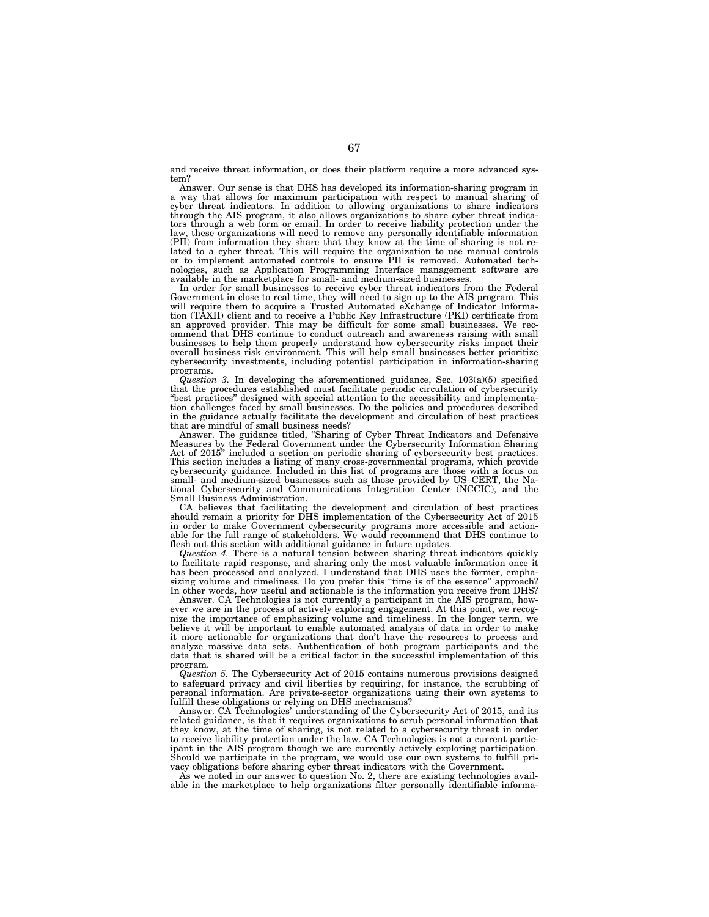and receive threat information, or does their platform require a more advanced system?

Answer. Our sense is that DHS has developed its information-sharing program in a way that allows for maximum participation with respect to manual sharing of cyber threat indicators. In addition to allowing organizations to share indicators through the AIS program, it also allows organizations to share cyber threat indicators through a web form or email. In order to receive liability protection under the law, these organizations will need to remove any personally identifiable information (PII) from information they share that they know at the time of sharing is not related to a cyber threat. This will require the organization to use manual controls or to implement automated controls to ensure PII is removed. Automated technologies, such as Application Programming Interface management software are available in the marketplace for small- and medium-sized businesses.

In order for small businesses to receive cyber threat indicators from the Federal Government in close to real time, they will need to sign up to the AIS program. This will require them to acquire a Trusted Automated eXchange of Indicator Information (TAXII) client and to receive a Public Key Infrastructure (PKI) certificate from an approved provider. This may be difficult for some small businesses. We recommend that DHS continue to conduct outreach and awareness raising with small businesses to help them properly understand how cybersecurity risks impact their overall business risk environment. This will help small businesses better prioritize cybersecurity investments, including potential participation in information-sharing programs.

*Question 3.* In developing the aforementioned guidance, Sec. 103(a)(5) specified that the procedures established must facilitate periodic circulation of cybersecurity "best practices" designed with special attention to the accessibility and implementation challenges faced by small businesses. Do the policies and procedures described in the guidance actually facilitate the development and circulation of best practices that are mindful of small business needs?

Answer. The guidance titled, "Sharing of Cyber Threat Indicators and Defensive Measures by the Federal Government under the Cybersecurity Information Sharing Act of 2015" included a section on periodic sharing of cybersecurity best practices. This section includes a listing of many cross-governmental programs, which provide cybersecurity guidance. Included in this list of programs are those with a focus on small- and medium-sized businesses such as those provided by US–CERT, the National Cybersecurity and Communications Integration Center (NCCIC), and the Small Business Administration.

CA believes that facilitating the development and circulation of best practices should remain a priority for DHS implementation of the Cybersecurity Act of 2015 in order to make Government cybersecurity programs more accessible and actionable for the full range of stakeholders. We would recommend that DHS continue to flesh out this section with additional guidance in future updates.

*Question 4.* There is a natural tension between sharing threat indicators quickly to facilitate rapid response, and sharing only the most valuable information once it has been processed and analyzed. I understand that DHS uses the former, emphasizing volume and timeliness. Do you prefer this "time is of the essence" approach? In other words, how useful and actionable is the information you receive from DHS?

Answer. CA Technologies is not currently a participant in the AIS program, however we are in the process of actively exploring engagement. At this point, we recognize the importance of emphasizing volume and timeliness. In the longer term, we believe it will be important to enable automated analysis of data in order to make it more actionable for organizations that don't have the resources to process and analyze massive data sets. Authentication of both program participants and the data that is shared will be a critical factor in the successful implementation of this program.

*Question 5.* The Cybersecurity Act of 2015 contains numerous provisions designed to safeguard privacy and civil liberties by requiring, for instance, the scrubbing of personal information. Are private-sector organizations using their own systems to fulfill these obligations or relying on DHS mechanisms?

Answer. CA Technologies' understanding of the Cybersecurity Act of 2015, and its related guidance, is that it requires organizations to scrub personal information that they know, at the time of sharing, is not related to a cybersecurity threat in order to receive liability protection under the law. CA Technologies is not a current participant in the AIS program though we are currently actively exploring participation. Should we participate in the program, we would use our own systems to fulfill privacy obligations before sharing cyber threat indicators with the Government.

As we noted in our answer to question No. 2, there are existing technologies available in the marketplace to help organizations filter personally identifiable informa-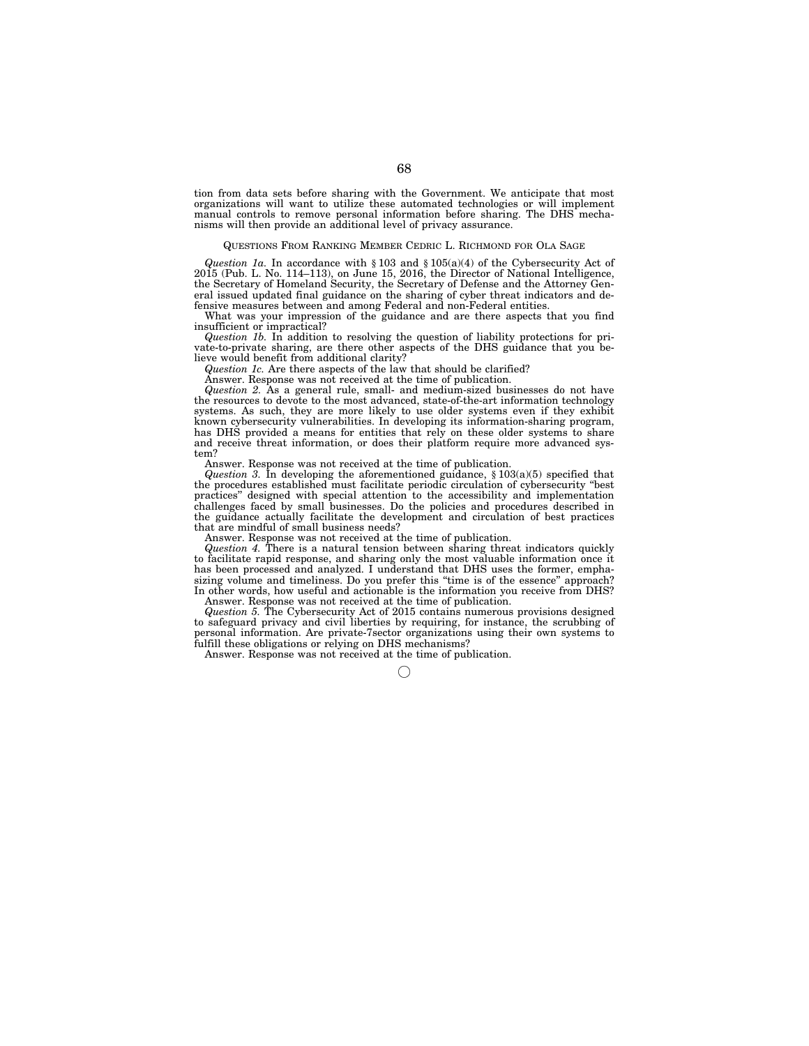tion from data sets before sharing with the Government. We anticipate that most organizations will want to utilize these automated technologies or will implement manual controls to remove personal information before sharing. The DHS mechanisms will then provide an additional level of privacy assurance.

QUESTIONS FROM RANKING MEMBER CEDRIC L. RICHMOND FOR OLA SAGE

*Question 1a.* In accordance with § 103 and § 105(a)(4) of the Cybersecurity Act of 2015 (Pub. L. No. 114–113), on June 15, 2016, the Director of National Intelligence, the Secretary of Homeland Security, the Secretary of Defense and the Attorney General issued updated final guidance on the sharing of cyber threat indicators and defensive measures between and among Federal and non-Federal entities.

What was your impression of the guidance and are there aspects that you find insufficient or impractical?

*Question 1b.* In addition to resolving the question of liability protections for private-to-private sharing, are there other aspects of the DHS guidance that you believe would benefit from additional clarity?

*Question 1c.* Are there aspects of the law that should be clarified?

Answer. Response was not received at the time of publication.

*Question 2.* As a general rule, small- and medium-sized businesses do not have the resources to devote to the most advanced, state-of-the-art information technology systems. As such, they are more likely to use older systems even if they exhibit known cybersecurity vulnerabilities. In developing its information-sharing program, has DHS provided a means for entities that rely on these older systems to share and receive threat information, or does their platform require more advanced system?

Answer. Response was not received at the time of publication.

*Question 3.* In developing the aforementioned guidance, § 103(a)(5) specified that the procedures established must facilitate periodic circulation of cybersecurity "best practices" designed with special attention to the accessibility and implementation challenges faced by small businesses. Do the policies and procedures described in the guidance actually facilitate the development and circulation of best practices that are mindful of small business needs?

Answer. Response was not received at the time of publication.

*Question 4.* There is a natural tension between sharing threat indicators quickly to facilitate rapid response, and sharing only the most valuable information once it has been processed and analyzed. I understand that DHS uses the former, emphasizing volume and timeliness. Do you prefer this "time is of the essence" approach? In other words, how useful and actionable is the information you receive from DHS?

Answer. Response was not received at the time of publication.

*Question 5.* The Cybersecurity Act of 2015 contains numerous provisions designed to safeguard privacy and civil liberties by requiring, for instance, the scrubbing of personal information. Are private-7sector organizations using their own systems to fulfill these obligations or relying on DHS mechanisms?

Answer. Response was not received at the time of publication.